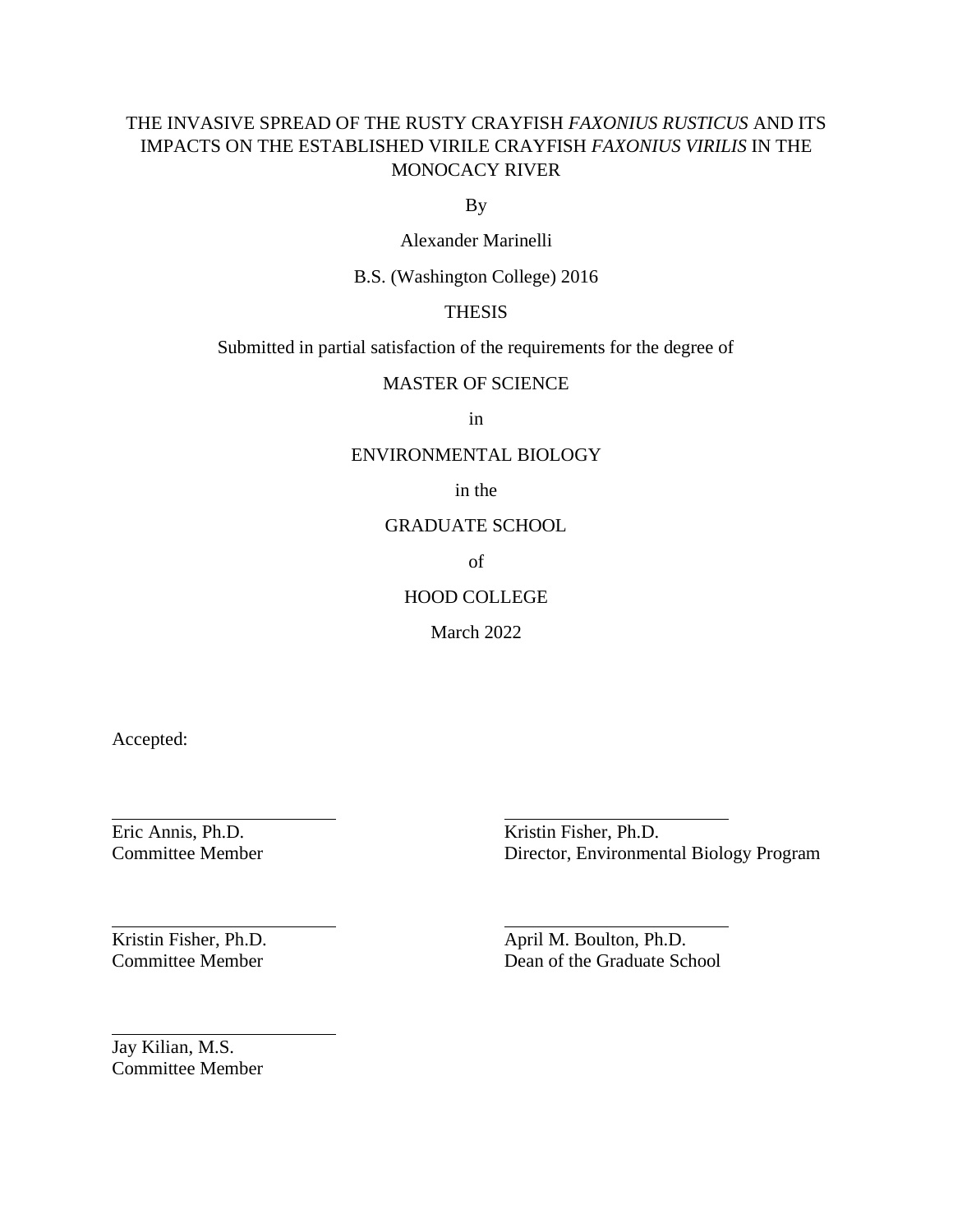# THE INVASIVE SPREAD OF THE RUSTY CRAYFISH *FAXONIUS RUSTICUS* AND ITS IMPACTS ON THE ESTABLISHED VIRILE CRAYFISH *FAXONIUS VIRILIS* IN THE MONOCACY RIVER

By

Alexander Marinelli

B.S. (Washington College) 2016

THESIS

Submitted in partial satisfaction of the requirements for the degree of

MASTER OF SCIENCE

in

ENVIRONMENTAL BIOLOGY

in the

GRADUATE SCHOOL

of

HOOD COLLEGE

March 2022

Accepted:

Eric Annis, Ph.D.
Committee Member

Kristin Fisher, Ph.D.
Director, Environmental Biology Program

Kristin Fisher, Ph.D.
Committee Member

April M. Boulton, Ph.D.
Dean of the Graduate School

Jay Kilian, M.S.
Committee Member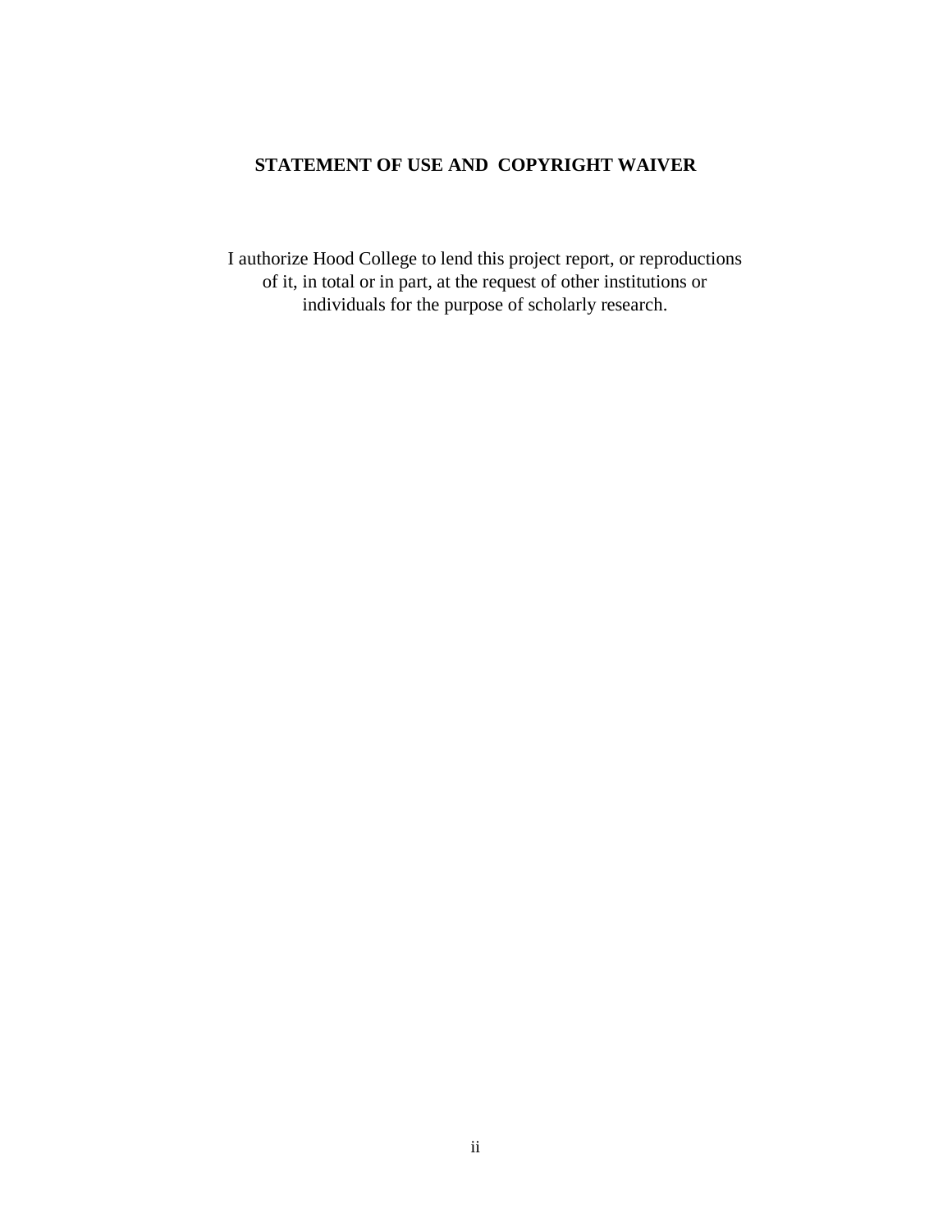**STATEMENT OF USE AND COPYRIGHT WAIVER**

I authorize Hood College to lend this project report, or reproductions of it, in total or in part, at the request of other institutions or individuals for the purpose of scholarly research.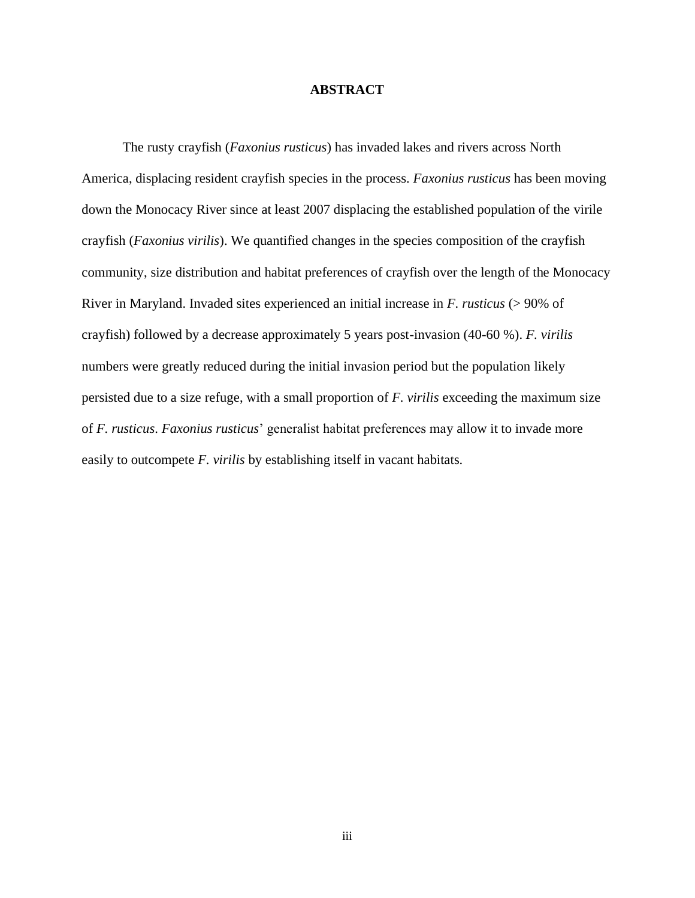# ABSTRACT

The rusty crayfish (*Faxonius rusticus*) has invaded lakes and rivers across North America, displacing resident crayfish species in the process. *Faxonius rusticus* has been moving down the Monocacy River since at least 2007 displacing the established population of the virile crayfish (*Faxonius virilis*). We quantified changes in the species composition of the crayfish community, size distribution and habitat preferences of crayfish over the length of the Monocacy River in Maryland. Invaded sites experienced an initial increase in *F. rusticus* (> 90% of crayfish) followed by a decrease approximately 5 years post-invasion (40-60 %). *F. virilis* numbers were greatly reduced during the initial invasion period but the population likely persisted due to a size refuge, with a small proportion of *F. virilis* exceeding the maximum size of *F. rusticus*. *Faxonius rusticus*' generalist habitat preferences may allow it to invade more easily to outcompete *F. virilis* by establishing itself in vacant habitats.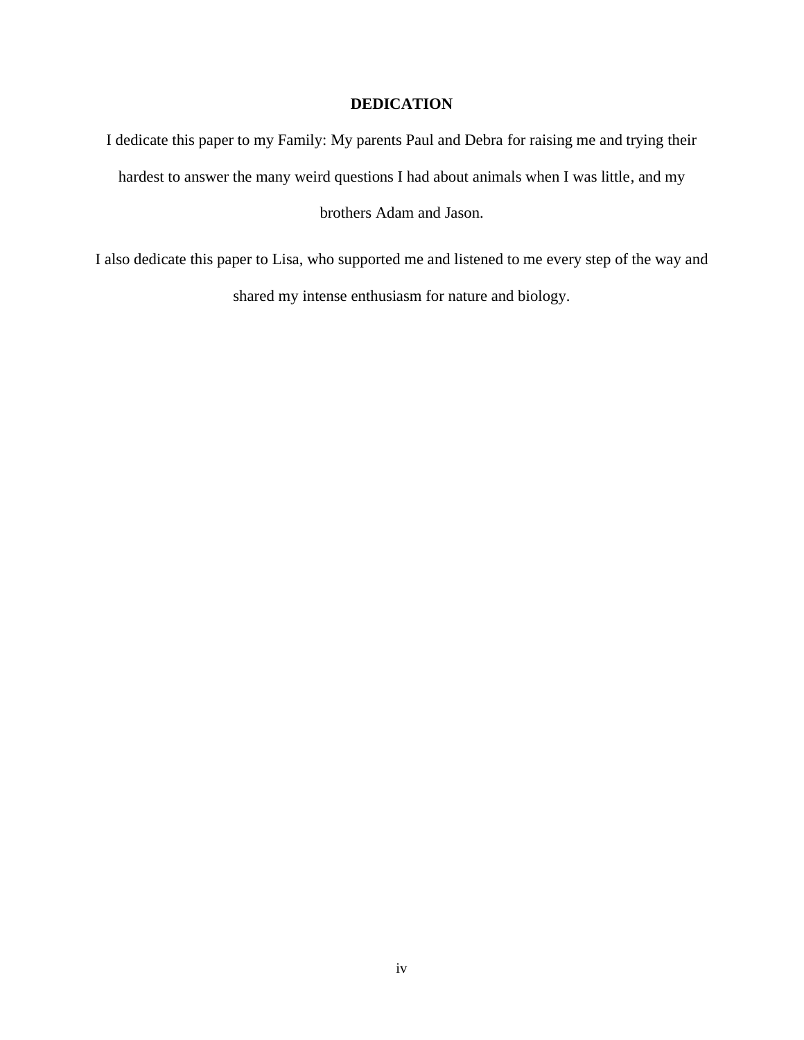# DEDICATION

I dedicate this paper to my Family: My parents Paul and Debra for raising me and trying their hardest to answer the many weird questions I had about animals when I was little, and my brothers Adam and Jason.

I also dedicate this paper to Lisa, who supported me and listened to me every step of the way and shared my intense enthusiasm for nature and biology.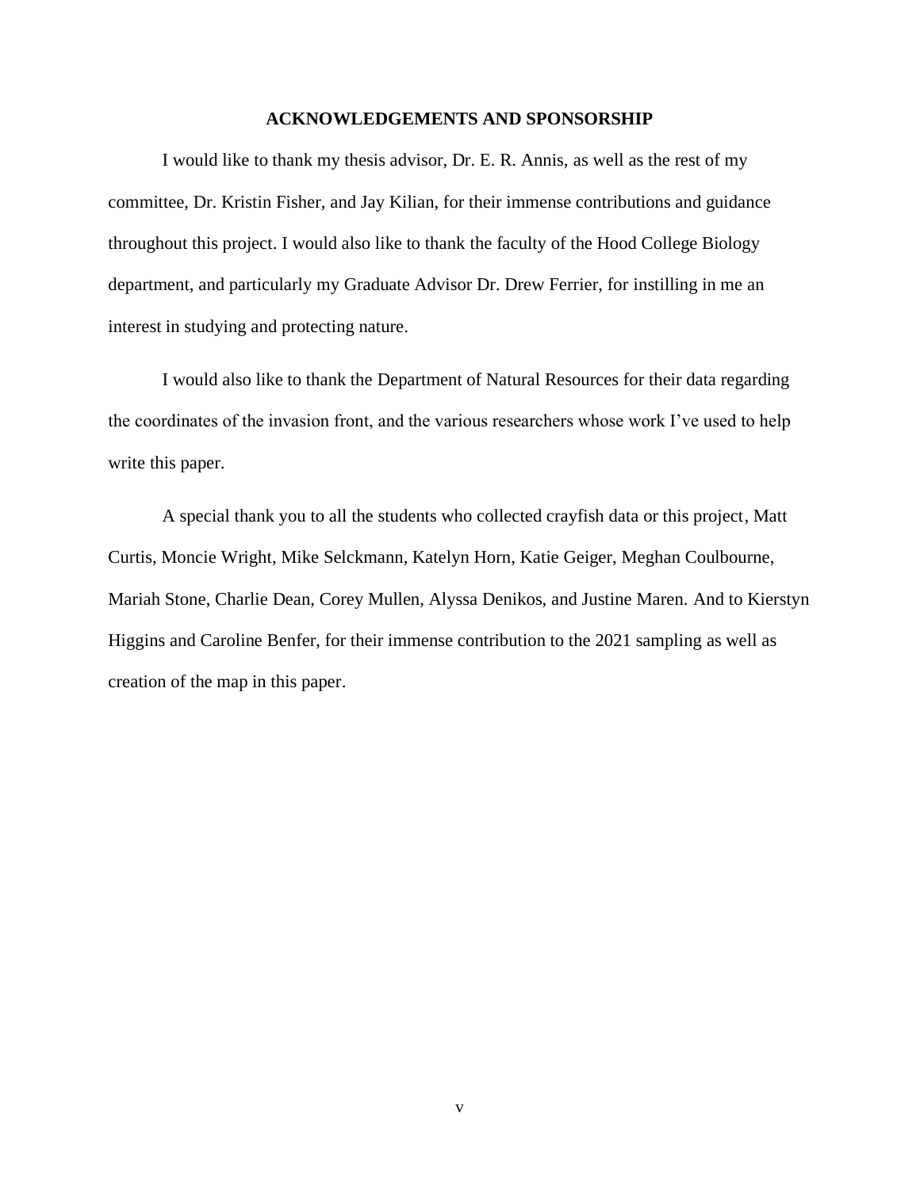## ACKNOWLEDGEMENTS AND SPONSORSHIP

I would like to thank my thesis advisor, Dr. E. R. Annis, as well as the rest of my committee, Dr. Kristin Fisher, and Jay Kilian, for their immense contributions and guidance throughout this project. I would also like to thank the faculty of the Hood College Biology department, and particularly my Graduate Advisor Dr. Drew Ferrier, for instilling in me an interest in studying and protecting nature.

I would also like to thank the Department of Natural Resources for their data regarding the coordinates of the invasion front, and the various researchers whose work I've used to help write this paper.

A special thank you to all the students who collected crayfish data or this project, Matt Curtis, Moncie Wright, Mike Selckmann, Katelyn Horn, Katie Geiger, Meghan Coulbourne, Mariah Stone, Charlie Dean, Corey Mullen, Alyssa Denikos, and Justine Maren. And to Kierstyn Higgins and Caroline Benfer, for their immense contribution to the 2021 sampling as well as creation of the map in this paper.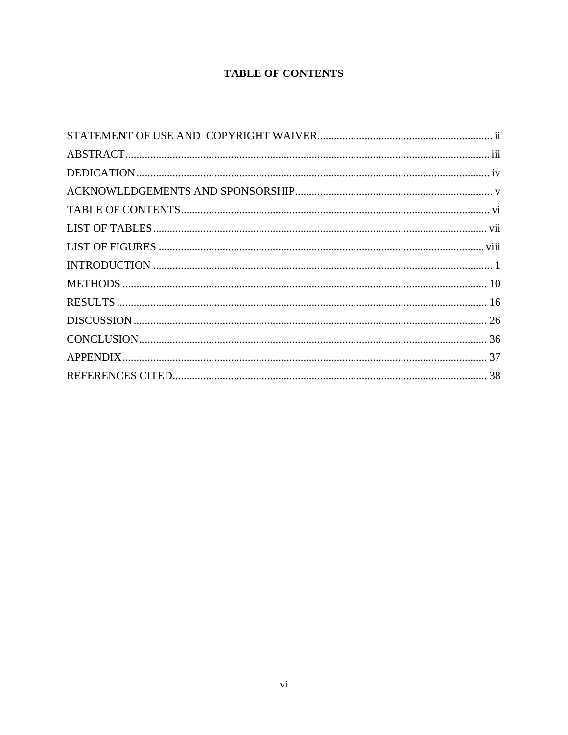# TABLE OF CONTENTS

STATEMENT OF USE AND COPYRIGHT WAIVER ..... ii
ABSTRACT ..... iii
DEDICATION ..... iv
ACKNOWLEDGEMENTS AND SPONSORSHIP ..... v
TABLE OF CONTENTS ..... vi
LIST OF TABLES ..... vii
LIST OF FIGURES ..... viii
INTRODUCTION ..... 1
METHODS ..... 10
RESULTS ..... 16
DISCUSSION ..... 26
CONCLUSION ..... 36
APPENDIX ..... 37
REFERENCES CITED ..... 38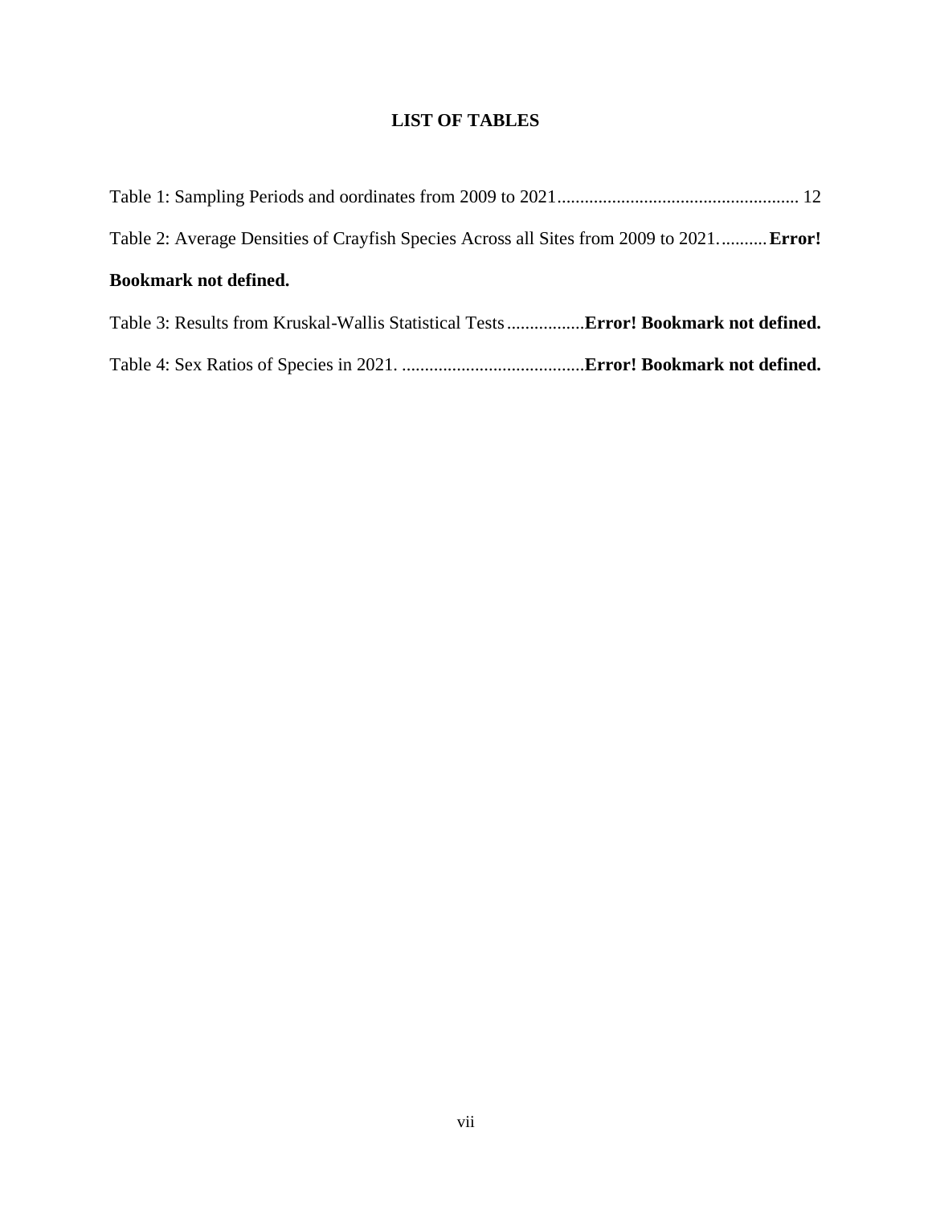# LIST OF TABLES

Table 1: Sampling Periods and oordinates from 2009 to 2021 .................................................... 12

Table 2: Average Densities of Crayfish Species Across all Sites from 2009 to 2021. .......... **Error! Bookmark not defined.**

Table 3: Results from Kruskal-Wallis Statistical Tests ................. **Error! Bookmark not defined.**

Table 4: Sex Ratios of Species in 2021. ........................................ **Error! Bookmark not defined.**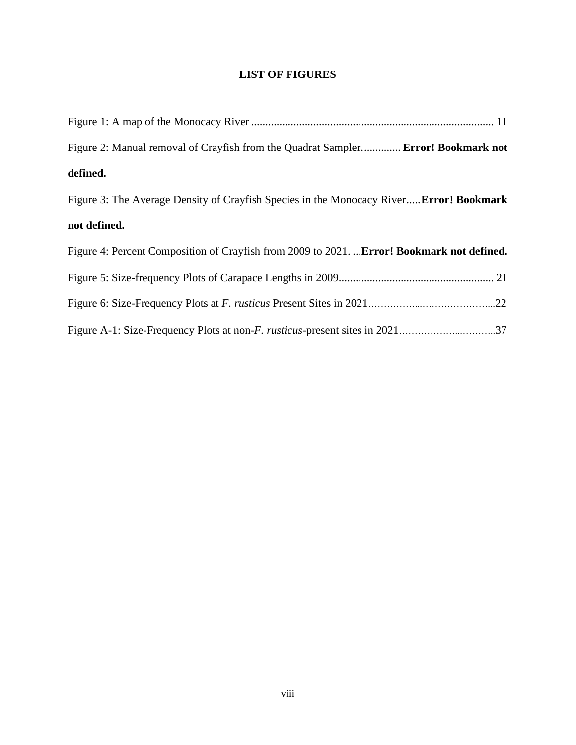# LIST OF FIGURES

Figure 1: A map of the Monocacy River ..................................................................................... 11

Figure 2: Manual removal of Crayfish from the Quadrat Sampler............. **Error! Bookmark not defined.**

Figure 3: The Average Density of Crayfish Species in the Monocacy River.....**Error! Bookmark not defined.**

Figure 4: Percent Composition of Crayfish from 2009 to 2021. ...**Error! Bookmark not defined.**

Figure 5: Size-frequency Plots of Carapace Lengths in 2009....................................................... 21

Figure 6: Size-Frequency Plots at *F. rusticus* Present Sites in 2021……………...…………………...22

Figure A-1: Size-Frequency Plots at non-*F. rusticus*-present sites in 2021………………...………..37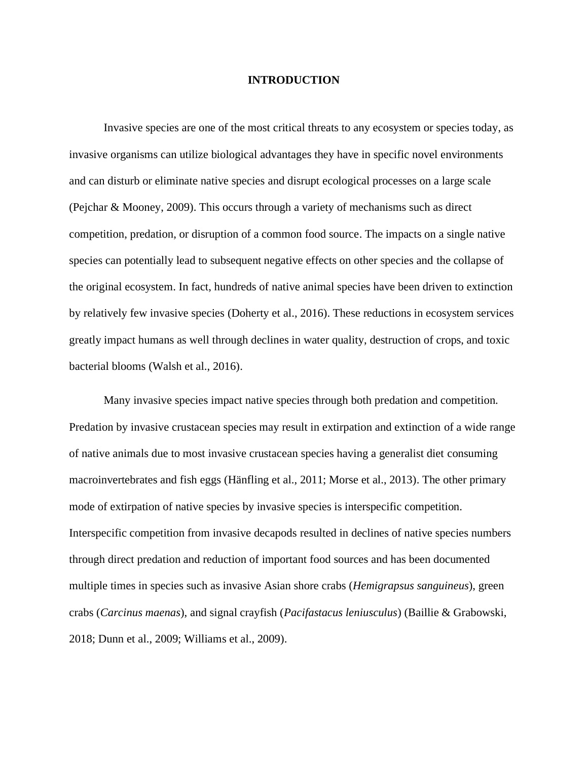# INTRODUCTION

Invasive species are one of the most critical threats to any ecosystem or species today, as invasive organisms can utilize biological advantages they have in specific novel environments and can disturb or eliminate native species and disrupt ecological processes on a large scale (Pejchar & Mooney, 2009). This occurs through a variety of mechanisms such as direct competition, predation, or disruption of a common food source. The impacts on a single native species can potentially lead to subsequent negative effects on other species and the collapse of the original ecosystem. In fact, hundreds of native animal species have been driven to extinction by relatively few invasive species (Doherty et al., 2016). These reductions in ecosystem services greatly impact humans as well through declines in water quality, destruction of crops, and toxic bacterial blooms (Walsh et al., 2016).

Many invasive species impact native species through both predation and competition. Predation by invasive crustacean species may result in extirpation and extinction of a wide range of native animals due to most invasive crustacean species having a generalist diet consuming macroinvertebrates and fish eggs (Hänfling et al., 2011; Morse et al., 2013). The other primary mode of extirpation of native species by invasive species is interspecific competition. Interspecific competition from invasive decapods resulted in declines of native species numbers through direct predation and reduction of important food sources and has been documented multiple times in species such as invasive Asian shore crabs (*Hemigrapsus sanguineus*), green crabs (*Carcinus maenas*), and signal crayfish (*Pacifastacus leniusculus*) (Baillie & Grabowski, 2018; Dunn et al., 2009; Williams et al., 2009).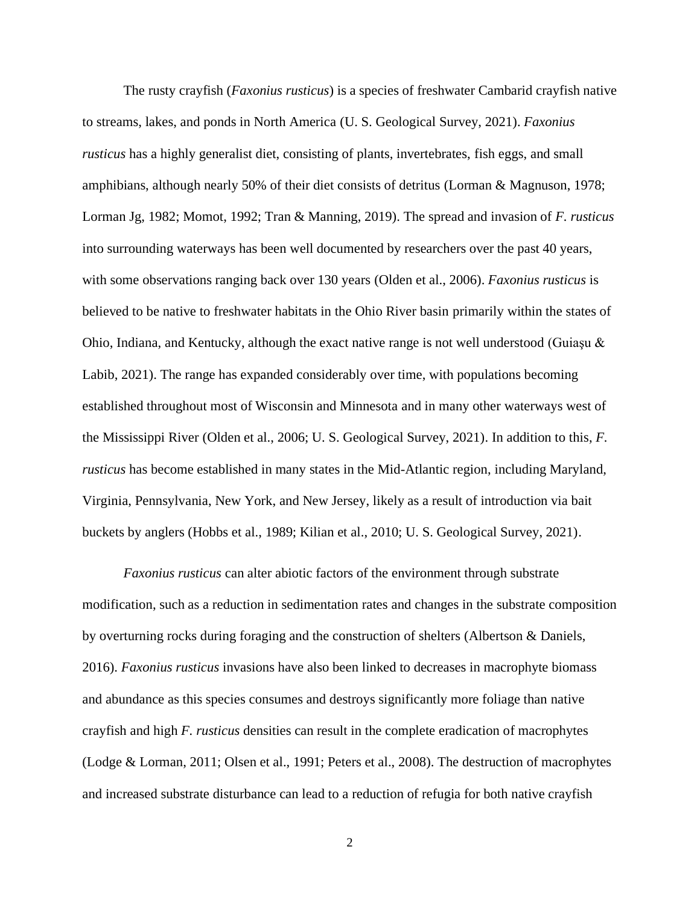The rusty crayfish (*Faxonius rusticus*) is a species of freshwater Cambarid crayfish native to streams, lakes, and ponds in North America (U. S. Geological Survey, 2021). *Faxonius rusticus* has a highly generalist diet, consisting of plants, invertebrates, fish eggs, and small amphibians, although nearly 50% of their diet consists of detritus (Lorman & Magnuson, 1978; Lorman Jg, 1982; Momot, 1992; Tran & Manning, 2019). The spread and invasion of *F. rusticus* into surrounding waterways has been well documented by researchers over the past 40 years, with some observations ranging back over 130 years (Olden et al., 2006). *Faxonius rusticus* is believed to be native to freshwater habitats in the Ohio River basin primarily within the states of Ohio, Indiana, and Kentucky, although the exact native range is not well understood (Guiaşu & Labib, 2021). The range has expanded considerably over time, with populations becoming established throughout most of Wisconsin and Minnesota and in many other waterways west of the Mississippi River (Olden et al., 2006; U. S. Geological Survey, 2021). In addition to this, *F. rusticus* has become established in many states in the Mid-Atlantic region, including Maryland, Virginia, Pennsylvania, New York, and New Jersey, likely as a result of introduction via bait buckets by anglers (Hobbs et al., 1989; Kilian et al., 2010; U. S. Geological Survey, 2021).

*Faxonius rusticus* can alter abiotic factors of the environment through substrate modification, such as a reduction in sedimentation rates and changes in the substrate composition by overturning rocks during foraging and the construction of shelters (Albertson & Daniels, 2016). *Faxonius rusticus* invasions have also been linked to decreases in macrophyte biomass and abundance as this species consumes and destroys significantly more foliage than native crayfish and high *F. rusticus* densities can result in the complete eradication of macrophytes (Lodge & Lorman, 2011; Olsen et al., 1991; Peters et al., 2008). The destruction of macrophytes and increased substrate disturbance can lead to a reduction of refugia for both native crayfish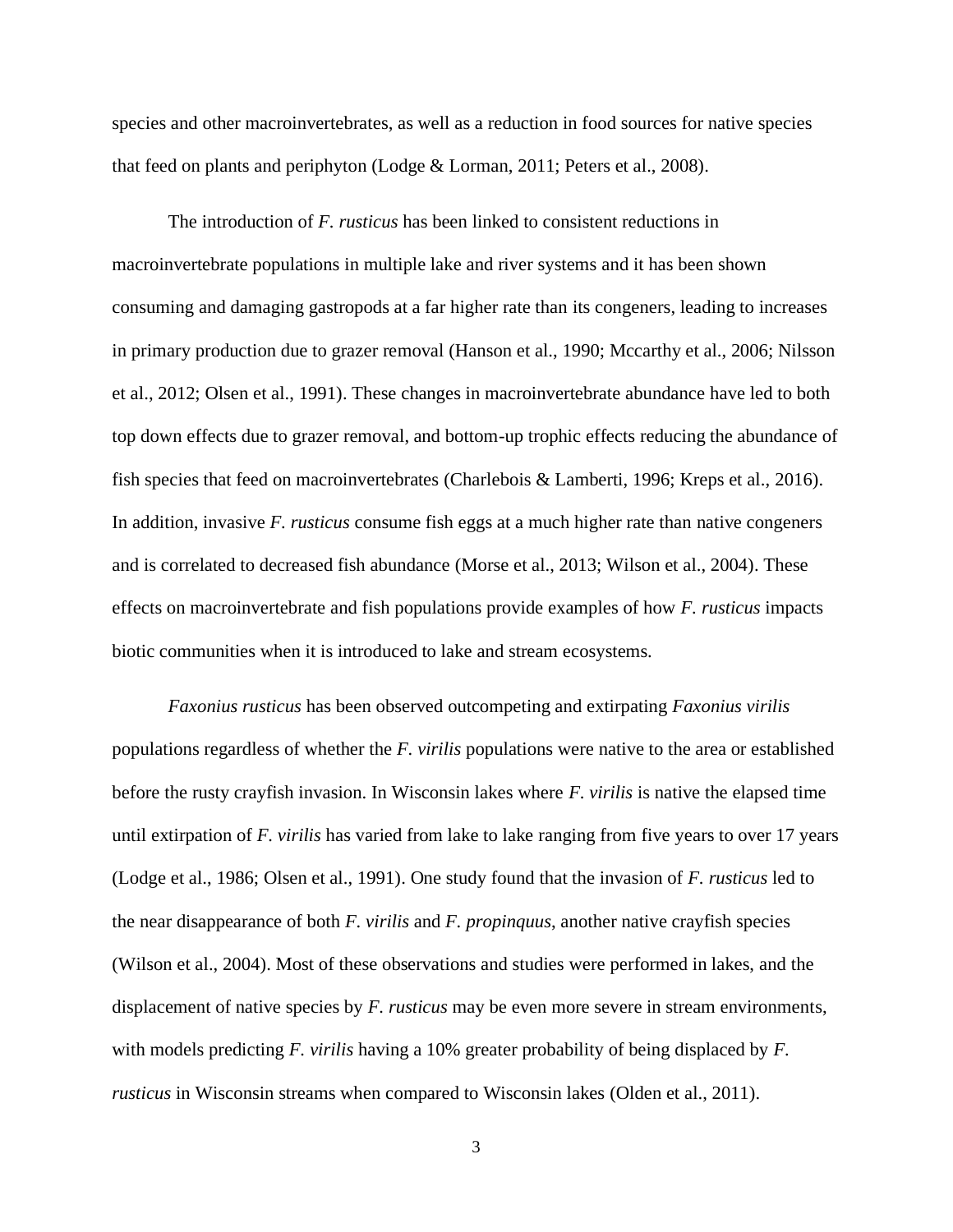species and other macroinvertebrates, as well as a reduction in food sources for native species that feed on plants and periphyton (Lodge & Lorman, 2011; Peters et al., 2008).

The introduction of *F. rusticus* has been linked to consistent reductions in macroinvertebrate populations in multiple lake and river systems and it has been shown consuming and damaging gastropods at a far higher rate than its congeners, leading to increases in primary production due to grazer removal (Hanson et al., 1990; Mccarthy et al., 2006; Nilsson et al., 2012; Olsen et al., 1991). These changes in macroinvertebrate abundance have led to both top down effects due to grazer removal, and bottom-up trophic effects reducing the abundance of fish species that feed on macroinvertebrates (Charlebois & Lamberti, 1996; Kreps et al., 2016). In addition, invasive *F. rusticus* consume fish eggs at a much higher rate than native congeners and is correlated to decreased fish abundance (Morse et al., 2013; Wilson et al., 2004). These effects on macroinvertebrate and fish populations provide examples of how *F. rusticus* impacts biotic communities when it is introduced to lake and stream ecosystems.

*Faxonius rusticus* has been observed outcompeting and extirpating *Faxonius virilis* populations regardless of whether the *F. virilis* populations were native to the area or established before the rusty crayfish invasion. In Wisconsin lakes where *F. virilis* is native the elapsed time until extirpation of *F. virilis* has varied from lake to lake ranging from five years to over 17 years (Lodge et al., 1986; Olsen et al., 1991). One study found that the invasion of *F. rusticus* led to the near disappearance of both *F. virilis* and *F. propinquus*, another native crayfish species (Wilson et al., 2004). Most of these observations and studies were performed in lakes, and the displacement of native species by *F. rusticus* may be even more severe in stream environments, with models predicting *F. virilis* having a 10% greater probability of being displaced by *F. rusticus* in Wisconsin streams when compared to Wisconsin lakes (Olden et al., 2011).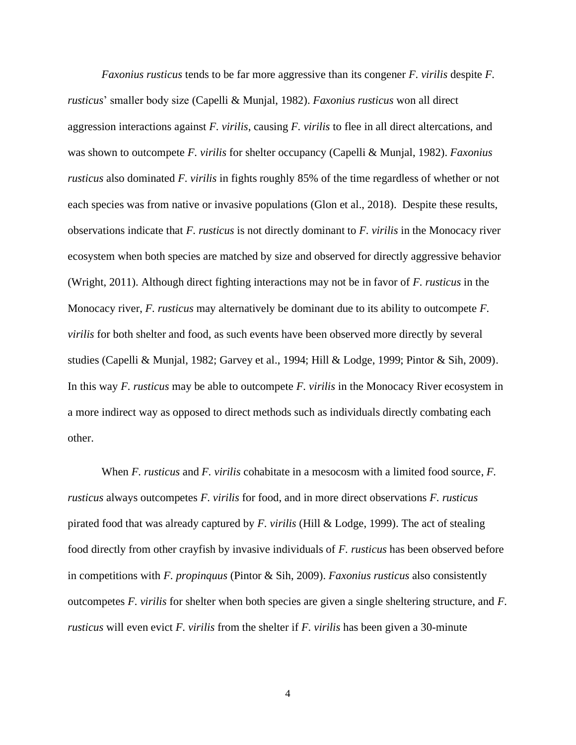*Faxonius rusticus* tends to be far more aggressive than its congener *F. virilis* despite *F. rusticus*' smaller body size (Capelli & Munjal, 1982). *Faxonius rusticus* won all direct aggression interactions against *F. virilis*, causing *F. virilis* to flee in all direct altercations, and was shown to outcompete *F. virilis* for shelter occupancy (Capelli & Munjal, 1982). *Faxonius rusticus* also dominated *F. virilis* in fights roughly 85% of the time regardless of whether or not each species was from native or invasive populations (Glon et al., 2018). Despite these results, observations indicate that *F. rusticus* is not directly dominant to *F. virilis* in the Monocacy river ecosystem when both species are matched by size and observed for directly aggressive behavior (Wright, 2011). Although direct fighting interactions may not be in favor of *F. rusticus* in the Monocacy river, *F. rusticus* may alternatively be dominant due to its ability to outcompete *F. virilis* for both shelter and food, as such events have been observed more directly by several studies (Capelli & Munjal, 1982; Garvey et al., 1994; Hill & Lodge, 1999; Pintor & Sih, 2009). In this way *F. rusticus* may be able to outcompete *F. virilis* in the Monocacy River ecosystem in a more indirect way as opposed to direct methods such as individuals directly combating each other.

When *F. rusticus* and *F. virilis* cohabitate in a mesocosm with a limited food source, *F. rusticus* always outcompetes *F. virilis* for food, and in more direct observations *F. rusticus* pirated food that was already captured by *F. virilis* (Hill & Lodge, 1999). The act of stealing food directly from other crayfish by invasive individuals of *F. rusticus* has been observed before in competitions with *F. propinquus* (Pintor & Sih, 2009). *Faxonius rusticus* also consistently outcompetes *F. virilis* for shelter when both species are given a single sheltering structure, and *F. rusticus* will even evict *F. virilis* from the shelter if *F. virilis* has been given a 30-minute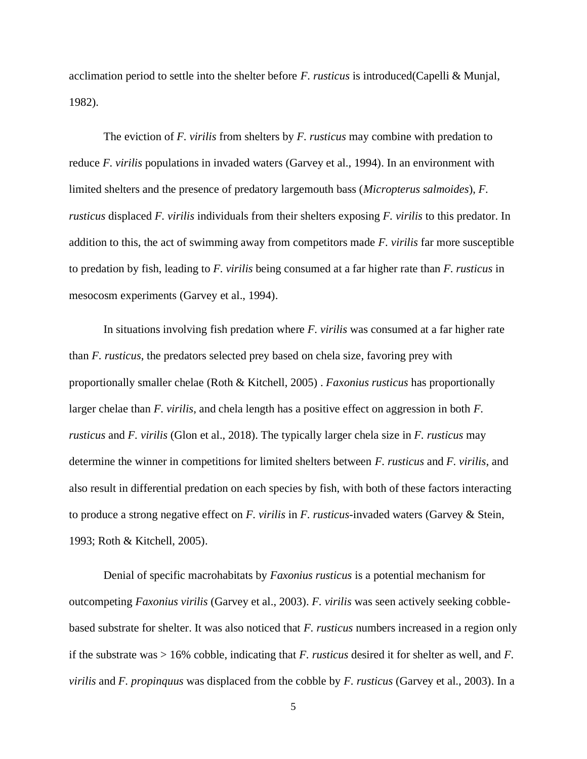acclimation period to settle into the shelter before *F. rusticus* is introduced(Capelli & Munjal, 1982).

The eviction of *F. virilis* from shelters by *F. rusticus* may combine with predation to reduce *F. virilis* populations in invaded waters (Garvey et al., 1994). In an environment with limited shelters and the presence of predatory largemouth bass (*Micropterus salmoides*), *F. rusticus* displaced *F. virilis* individuals from their shelters exposing *F. virilis* to this predator. In addition to this, the act of swimming away from competitors made *F. virilis* far more susceptible to predation by fish, leading to *F. virilis* being consumed at a far higher rate than *F. rusticus* in mesocosm experiments (Garvey et al., 1994).

In situations involving fish predation where *F. virilis* was consumed at a far higher rate than *F. rusticus*, the predators selected prey based on chela size, favoring prey with proportionally smaller chelae (Roth & Kitchell, 2005) . *Faxonius rusticus* has proportionally larger chelae than *F. virilis*, and chela length has a positive effect on aggression in both *F. rusticus* and *F. virilis* (Glon et al., 2018). The typically larger chela size in *F. rusticus* may determine the winner in competitions for limited shelters between *F. rusticus* and *F. virilis*, and also result in differential predation on each species by fish, with both of these factors interacting to produce a strong negative effect on *F. virilis* in *F. rusticus*-invaded waters (Garvey & Stein, 1993; Roth & Kitchell, 2005).

Denial of specific macrohabitats by *Faxonius rusticus* is a potential mechanism for outcompeting *Faxonius virilis* (Garvey et al., 2003). *F. virilis* was seen actively seeking cobble-based substrate for shelter. It was also noticed that *F. rusticus* numbers increased in a region only if the substrate was > 16% cobble, indicating that *F. rusticus* desired it for shelter as well, and *F. virilis* and *F. propinquus* was displaced from the cobble by *F. rusticus* (Garvey et al., 2003). In a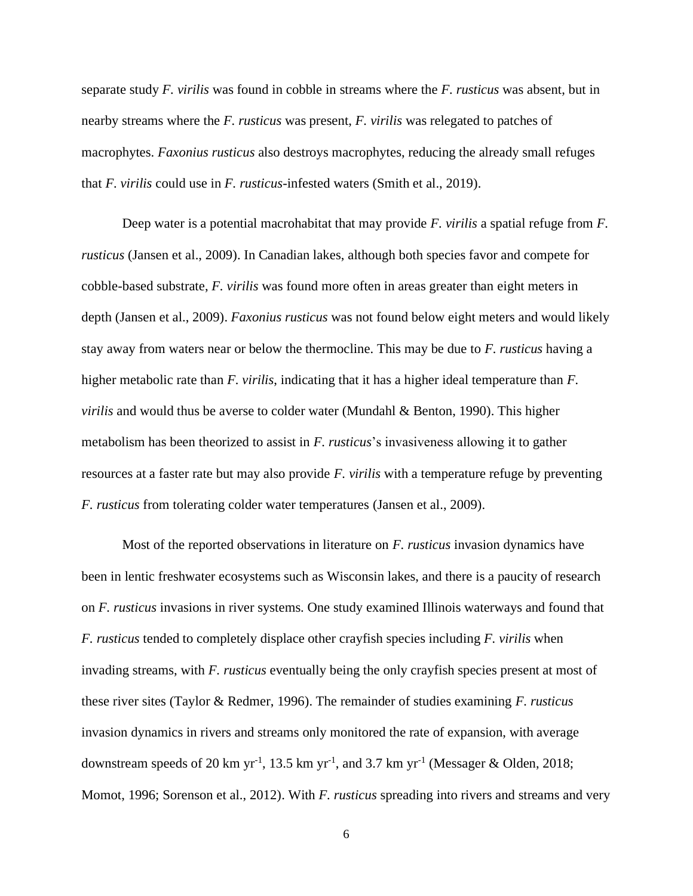separate study *F. virilis* was found in cobble in streams where the *F. rusticus* was absent, but in nearby streams where the *F. rusticus* was present, *F. virilis* was relegated to patches of macrophytes. *Faxonius rusticus* also destroys macrophytes, reducing the already small refuges that *F. virilis* could use in *F. rusticus*-infested waters (Smith et al., 2019).

Deep water is a potential macrohabitat that may provide *F. virilis* a spatial refuge from *F. rusticus* (Jansen et al., 2009). In Canadian lakes, although both species favor and compete for cobble-based substrate, *F. virilis* was found more often in areas greater than eight meters in depth (Jansen et al., 2009). *Faxonius rusticus* was not found below eight meters and would likely stay away from waters near or below the thermocline. This may be due to *F. rusticus* having a higher metabolic rate than *F. virilis*, indicating that it has a higher ideal temperature than *F. virilis* and would thus be averse to colder water (Mundahl & Benton, 1990). This higher metabolism has been theorized to assist in *F. rusticus*'s invasiveness allowing it to gather resources at a faster rate but may also provide *F. virilis* with a temperature refuge by preventing *F. rusticus* from tolerating colder water temperatures (Jansen et al., 2009).

Most of the reported observations in literature on *F. rusticus* invasion dynamics have been in lentic freshwater ecosystems such as Wisconsin lakes, and there is a paucity of research on *F. rusticus* invasions in river systems. One study examined Illinois waterways and found that *F. rusticus* tended to completely displace other crayfish species including *F. virilis* when invading streams, with *F. rusticus* eventually being the only crayfish species present at most of these river sites (Taylor & Redmer, 1996). The remainder of studies examining *F. rusticus* invasion dynamics in rivers and streams only monitored the rate of expansion, with average downstream speeds of 20 km $yr^{-1}$, 13.5 km $yr^{-1}$, and 3.7 km $yr^{-1}$ (Messager & Olden, 2018; Momot, 1996; Sorenson et al., 2012). With *F. rusticus* spreading into rivers and streams and very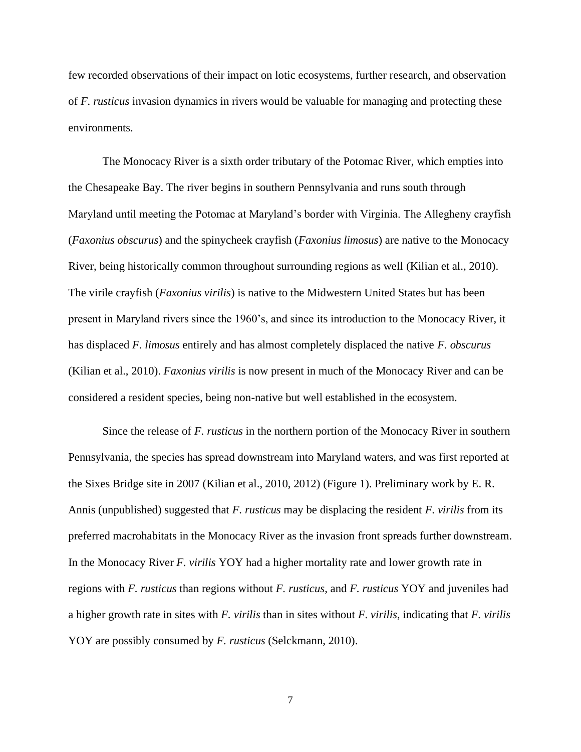few recorded observations of their impact on lotic ecosystems, further research, and observation of *F. rusticus* invasion dynamics in rivers would be valuable for managing and protecting these environments.

The Monocacy River is a sixth order tributary of the Potomac River, which empties into the Chesapeake Bay. The river begins in southern Pennsylvania and runs south through Maryland until meeting the Potomac at Maryland's border with Virginia. The Allegheny crayfish (*Faxonius obscurus*) and the spinycheek crayfish (*Faxonius limosus*) are native to the Monocacy River, being historically common throughout surrounding regions as well (Kilian et al., 2010). The virile crayfish (*Faxonius virilis*) is native to the Midwestern United States but has been present in Maryland rivers since the 1960's, and since its introduction to the Monocacy River, it has displaced *F. limosus* entirely and has almost completely displaced the native *F. obscurus* (Kilian et al., 2010). *Faxonius virilis* is now present in much of the Monocacy River and can be considered a resident species, being non-native but well established in the ecosystem.

Since the release of *F. rusticus* in the northern portion of the Monocacy River in southern Pennsylvania, the species has spread downstream into Maryland waters, and was first reported at the Sixes Bridge site in 2007 (Kilian et al., 2010, 2012) (Figure 1). Preliminary work by E. R. Annis (unpublished) suggested that *F. rusticus* may be displacing the resident *F. virilis* from its preferred macrohabitats in the Monocacy River as the invasion front spreads further downstream. In the Monocacy River *F. virilis* YOY had a higher mortality rate and lower growth rate in regions with *F. rusticus* than regions without *F. rusticus*, and *F. rusticus* YOY and juveniles had a higher growth rate in sites with *F. virilis* than in sites without *F. virilis*, indicating that *F. virilis* YOY are possibly consumed by *F. rusticus* (Selckmann, 2010).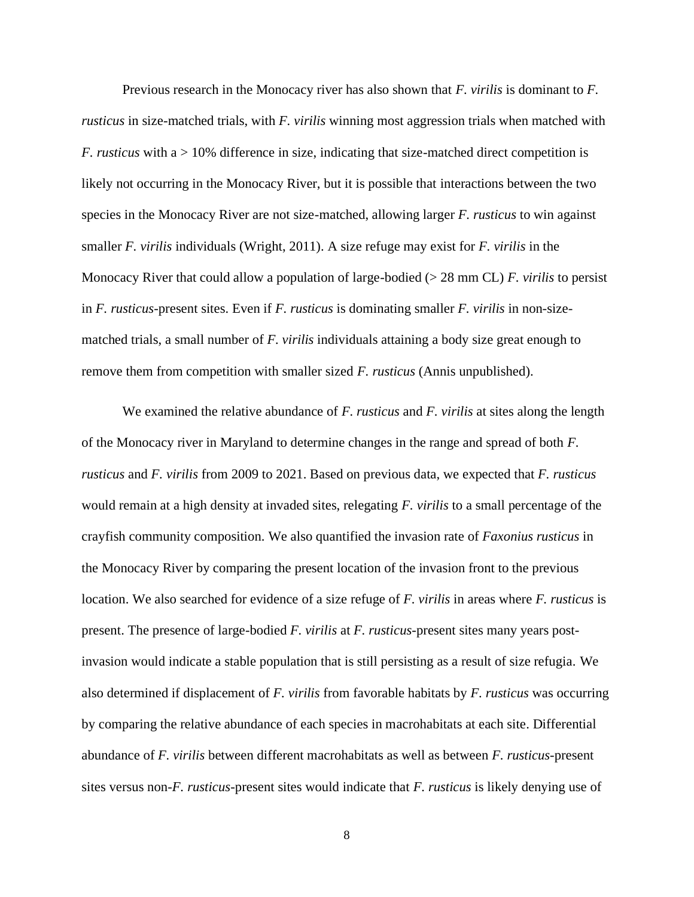Previous research in the Monocacy river has also shown that *F. virilis* is dominant to *F. rusticus* in size-matched trials, with *F. virilis* winning most aggression trials when matched with *F. rusticus* with a > 10% difference in size, indicating that size-matched direct competition is likely not occurring in the Monocacy River, but it is possible that interactions between the two species in the Monocacy River are not size-matched, allowing larger *F. rusticus* to win against smaller *F. virilis* individuals (Wright, 2011). A size refuge may exist for *F. virilis* in the Monocacy River that could allow a population of large-bodied (> 28 mm CL) *F. virilis* to persist in *F. rusticus*-present sites. Even if *F. rusticus* is dominating smaller *F. virilis* in non-size-matched trials, a small number of *F. virilis* individuals attaining a body size great enough to remove them from competition with smaller sized *F. rusticus* (Annis unpublished).

We examined the relative abundance of *F. rusticus* and *F. virilis* at sites along the length of the Monocacy river in Maryland to determine changes in the range and spread of both *F. rusticus* and *F. virilis* from 2009 to 2021. Based on previous data, we expected that *F. rusticus* would remain at a high density at invaded sites, relegating *F. virilis* to a small percentage of the crayfish community composition. We also quantified the invasion rate of *Faxonius rusticus* in the Monocacy River by comparing the present location of the invasion front to the previous location. We also searched for evidence of a size refuge of *F. virilis* in areas where *F. rusticus* is present. The presence of large-bodied *F. virilis* at *F. rusticus*-present sites many years post-invasion would indicate a stable population that is still persisting as a result of size refugia. We also determined if displacement of *F. virilis* from favorable habitats by *F. rusticus* was occurring by comparing the relative abundance of each species in macrohabitats at each site. Differential abundance of *F. virilis* between different macrohabitats as well as between *F. rusticus*-present sites versus non-*F. rusticus*-present sites would indicate that *F. rusticus* is likely denying use of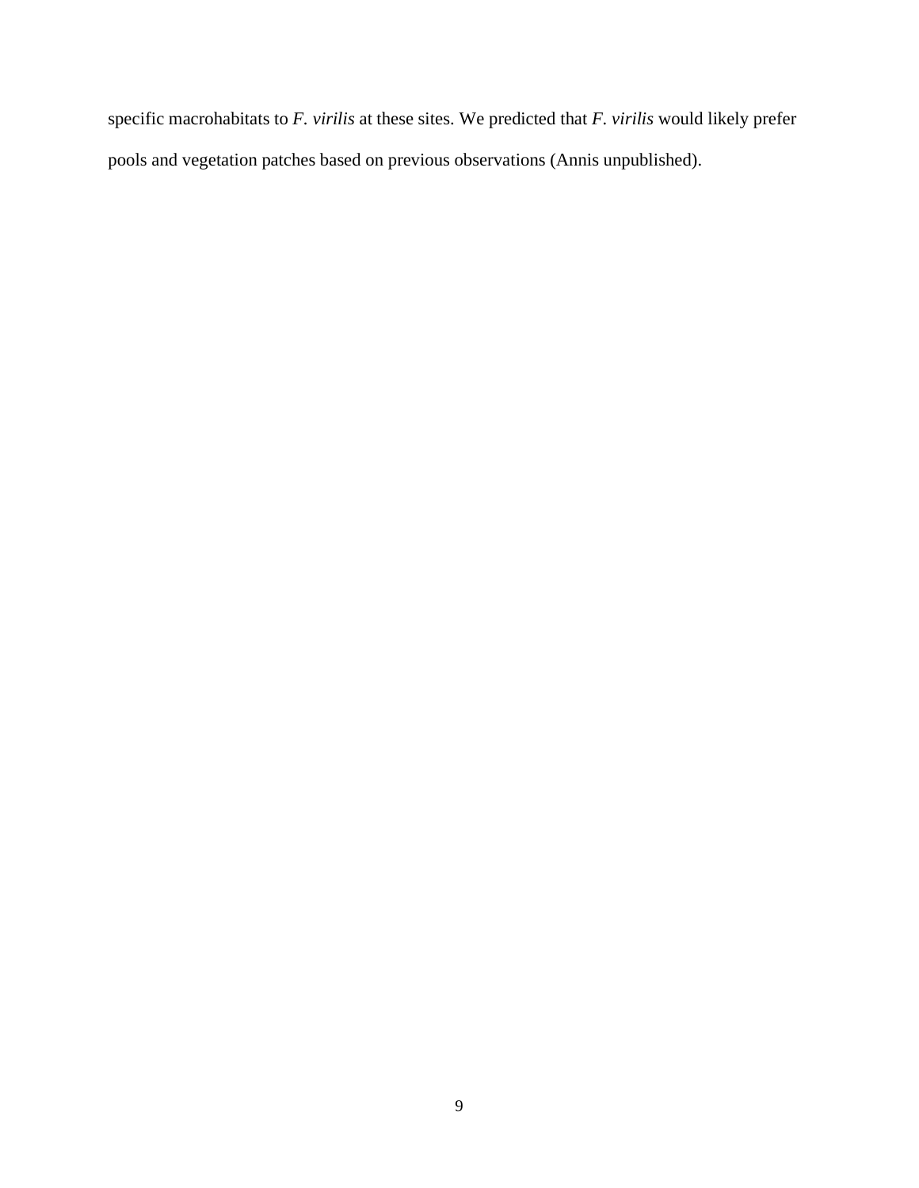specific macrohabitats to *F. virilis* at these sites. We predicted that *F. virilis* would likely prefer pools and vegetation patches based on previous observations (Annis unpublished).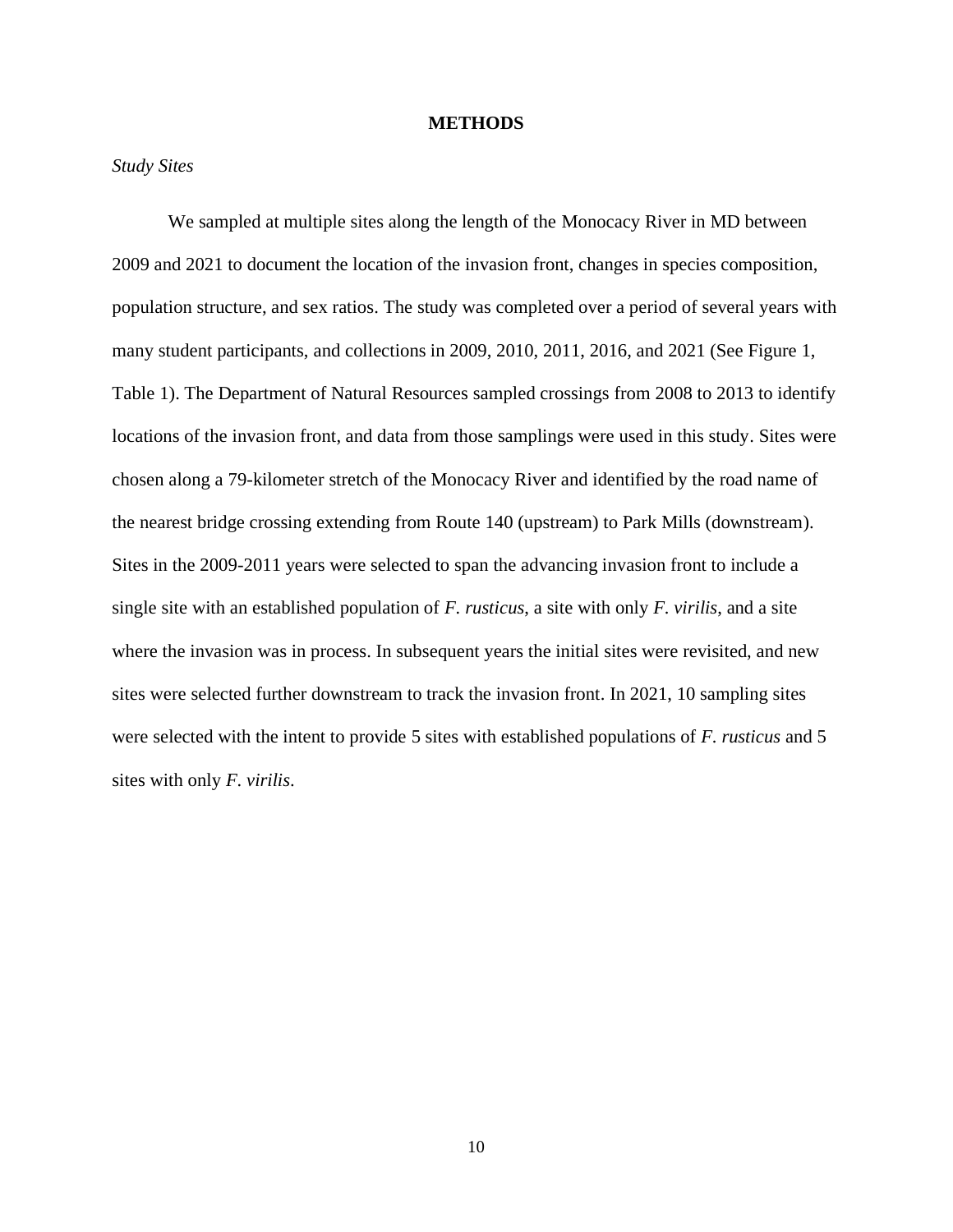# METHODS

*Study Sites*

We sampled at multiple sites along the length of the Monocacy River in MD between 2009 and 2021 to document the location of the invasion front, changes in species composition, population structure, and sex ratios. The study was completed over a period of several years with many student participants, and collections in 2009, 2010, 2011, 2016, and 2021 (See Figure 1, Table 1). The Department of Natural Resources sampled crossings from 2008 to 2013 to identify locations of the invasion front, and data from those samplings were used in this study. Sites were chosen along a 79-kilometer stretch of the Monocacy River and identified by the road name of the nearest bridge crossing extending from Route 140 (upstream) to Park Mills (downstream). Sites in the 2009-2011 years were selected to span the advancing invasion front to include a single site with an established population of *F. rusticus*, a site with only *F. virilis*, and a site where the invasion was in process. In subsequent years the initial sites were revisited, and new sites were selected further downstream to track the invasion front. In 2021, 10 sampling sites were selected with the intent to provide 5 sites with established populations of *F. rusticus* and 5 sites with only *F. virilis*.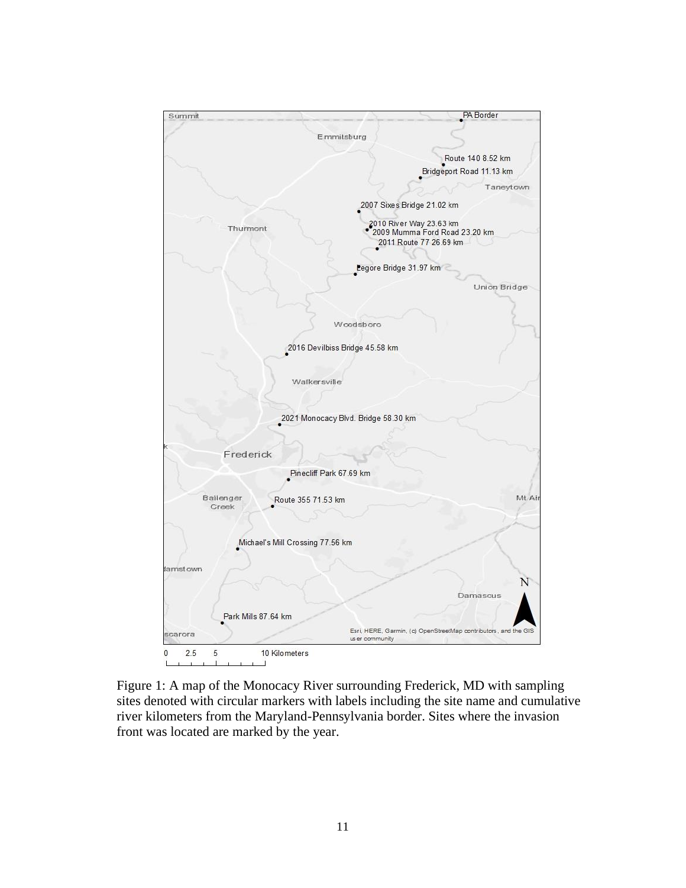Figure 1: A map of the Monocacy River surrounding Frederick, MD with sampling sites denoted with circular markers with labels including the site name and cumulative river kilometers from the Maryland-Pennsylvania border. Sites where the invasion front was located are marked by the year.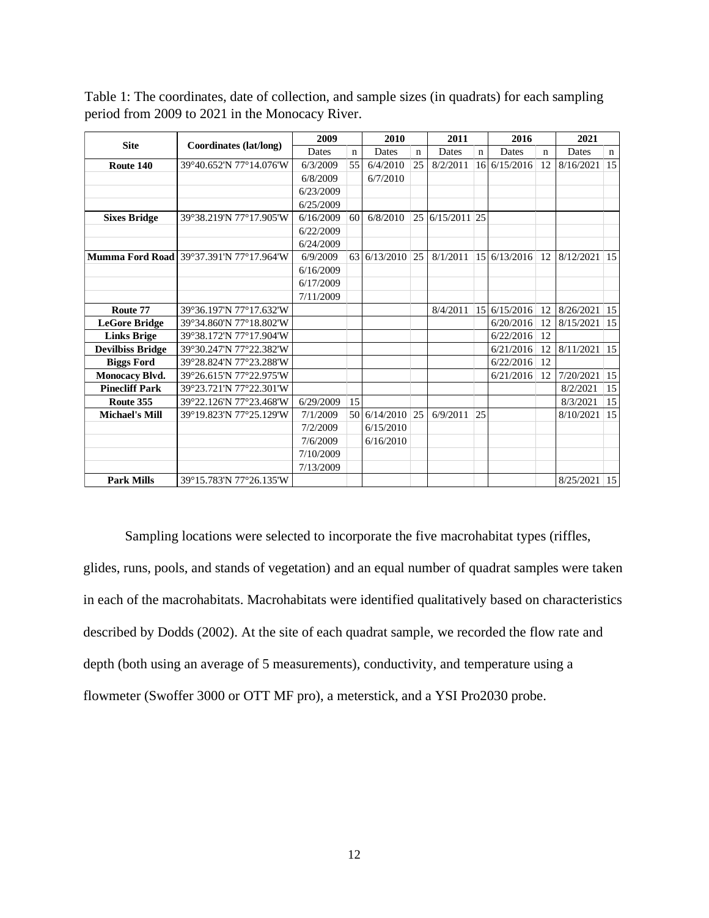Table 1: The coordinates, date of collection, and sample sizes (in quadrats) for each sampling period from 2009 to 2021 in the Monocacy River.

| Site | Coordinates (lat/long) | 2009 | | 2010 | | 2011 | | 2016 | | 2021 | |
|---|---|---|---|---|---|---|---|---|---|---|---|
| | | Dates | n | Dates | n | Dates | n | Dates | n | Dates | n |
| **Route 140** | 39°40.652'N 77°14.076'W | 6/3/2009 | 55 | 6/4/2010 | 25 | 8/2/2011 | 16 | 6/15/2016 | 12 | 8/16/2021 | 15 |
| | | 6/8/2009 | | 6/7/2010 | | | | | | | |
| | | 6/23/2009 | | | | | | | | | |
| | | 6/25/2009 | | | | | | | | | |
| **Sixes Bridge** | 39°38.219'N 77°17.905'W | 6/16/2009 | 60 | 6/8/2010 | 25 | 6/15/2011 | 25 | | | | |
| | | 6/22/2009 | | | | | | | | | |
| | | 6/24/2009 | | | | | | | | | |
| **Mumma Ford Road** | 39°37.391'N 77°17.964'W | 6/9/2009 | 63 | 6/13/2010 | 25 | 8/1/2011 | 15 | 6/13/2016 | 12 | 8/12/2021 | 15 |
| | | 6/16/2009 | | | | | | | | | |
| | | 6/17/2009 | | | | | | | | | |
| | | 7/11/2009 | | | | | | | | | |
| **Route 77** | 39°36.197'N 77°17.632'W | | | | | 8/4/2011 | 15 | 6/15/2016 | 12 | 8/26/2021 | 15 |
| **LeGore Bridge** | 39°34.860'N 77°18.802'W | | | | | | | 6/20/2016 | 12 | 8/15/2021 | 15 |
| **Links Brige** | 39°38.172'N 77°17.904'W | | | | | | | 6/22/2016 | 12 | | |
| **Devilbiss Bridge** | 39°30.247'N 77°22.382'W | | | | | | | 6/21/2016 | 12 | 8/11/2021 | 15 |
| **Biggs Ford** | 39°28.824'N 77°23.288'W | | | | | | | 6/22/2016 | 12 | | |
| **Monocacy Blvd.** | 39°26.615'N 77°22.975'W | | | | | | | 6/21/2016 | 12 | 7/20/2021 | 15 |
| **Pinecliff Park** | 39°23.721'N 77°22.301'W | | | | | | | | | 8/2/2021 | 15 |
| **Route 355** | 39°22.126'N 77°23.468'W | 6/29/2009 | 15 | | | | | | | 8/3/2021 | 15 |
| **Michael's Mill** | 39°19.823'N 77°25.129'W | 7/1/2009 | 50 | 6/14/2010 | 25 | 6/9/2011 | 25 | | | 8/10/2021 | 15 |
| | | 7/2/2009 | | 6/15/2010 | | | | | | | |
| | | 7/6/2009 | | 6/16/2010 | | | | | | | |
| | | 7/10/2009 | | | | | | | | | |
| | | 7/13/2009 | | | | | | | | | |
| **Park Mills** | 39°15.783'N 77°26.135'W | | | | | | | | | 8/25/2021 | 15 |

Sampling locations were selected to incorporate the five macrohabitat types (riffles, glides, runs, pools, and stands of vegetation) and an equal number of quadrat samples were taken in each of the macrohabitats. Macrohabitats were identified qualitatively based on characteristics described by Dodds (2002). At the site of each quadrat sample, we recorded the flow rate and depth (both using an average of 5 measurements), conductivity, and temperature using a flowmeter (Swoffer 3000 or OTT MF pro), a meterstick, and a YSI Pro2030 probe.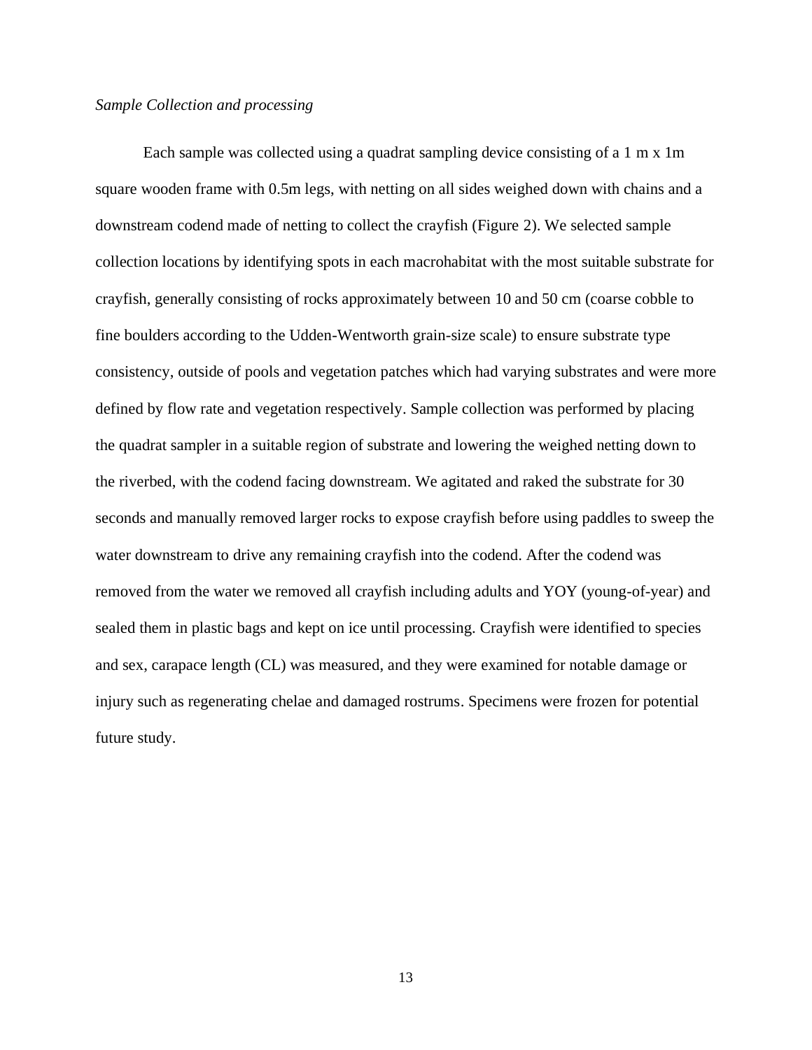*Sample Collection and processing*

Each sample was collected using a quadrat sampling device consisting of a 1 m x 1m square wooden frame with 0.5m legs, with netting on all sides weighed down with chains and a downstream codend made of netting to collect the crayfish (Figure 2). We selected sample collection locations by identifying spots in each macrohabitat with the most suitable substrate for crayfish, generally consisting of rocks approximately between 10 and 50 cm (coarse cobble to fine boulders according to the Udden-Wentworth grain-size scale) to ensure substrate type consistency, outside of pools and vegetation patches which had varying substrates and were more defined by flow rate and vegetation respectively. Sample collection was performed by placing the quadrat sampler in a suitable region of substrate and lowering the weighed netting down to the riverbed, with the codend facing downstream. We agitated and raked the substrate for 30 seconds and manually removed larger rocks to expose crayfish before using paddles to sweep the water downstream to drive any remaining crayfish into the codend. After the codend was removed from the water we removed all crayfish including adults and YOY (young-of-year) and sealed them in plastic bags and kept on ice until processing. Crayfish were identified to species and sex, carapace length (CL) was measured, and they were examined for notable damage or injury such as regenerating chelae and damaged rostrums. Specimens were frozen for potential future study.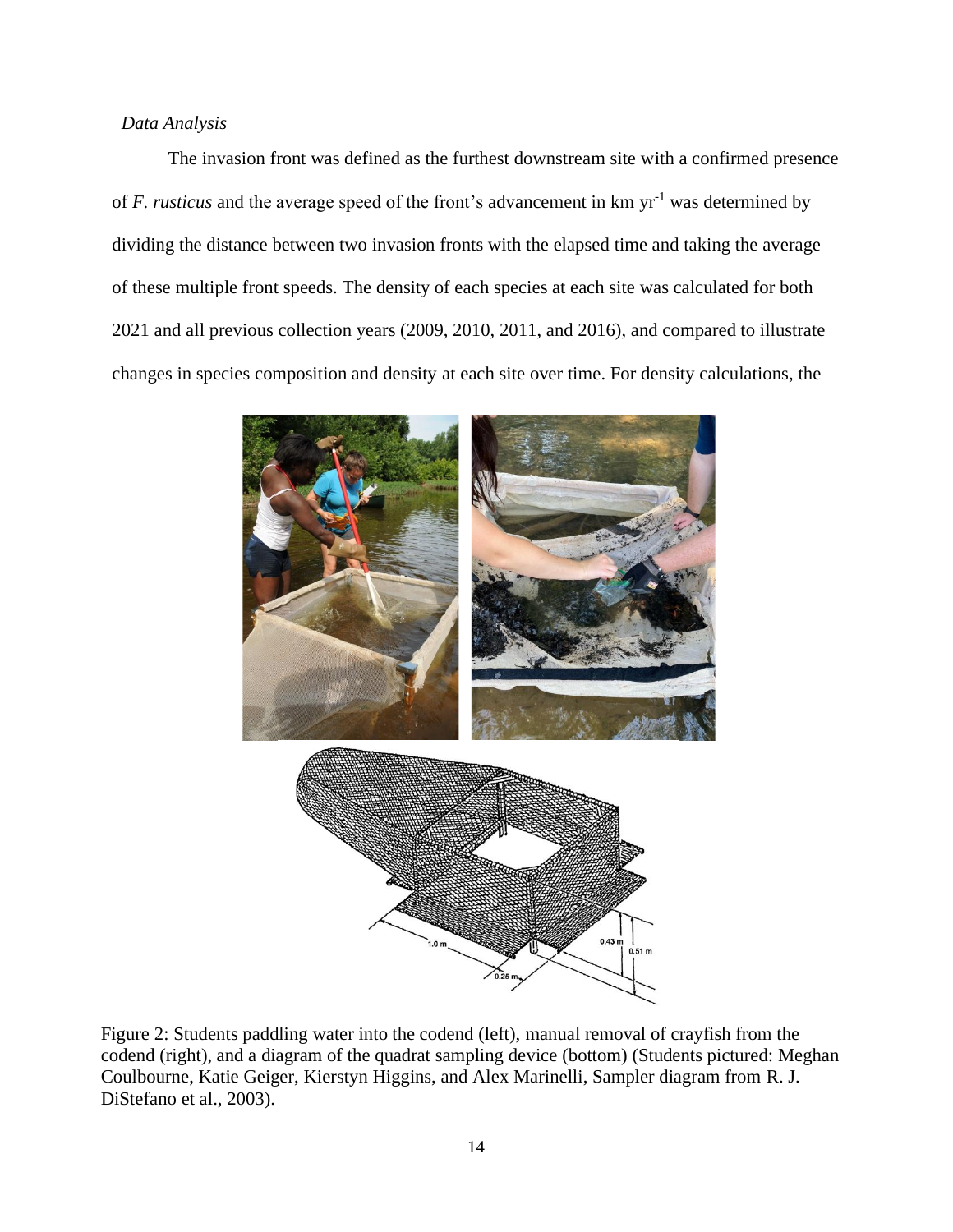*Data Analysis*

The invasion front was defined as the furthest downstream site with a confirmed presence of *F. rusticus* and the average speed of the front's advancement in km $yr^{-1}$ was determined by dividing the distance between two invasion fronts with the elapsed time and taking the average of these multiple front speeds. The density of each species at each site was calculated for both 2021 and all previous collection years (2009, 2010, 2011, and 2016), and compared to illustrate changes in species composition and density at each site over time. For density calculations, the

Figure 2: Students paddling water into the codend (left), manual removal of crayfish from the codend (right), and a diagram of the quadrat sampling device (bottom) (Students pictured: Meghan Coulbourne, Katie Geiger, Kierstyn Higgins, and Alex Marinelli, Sampler diagram from R. J. DiStefano et al., 2003).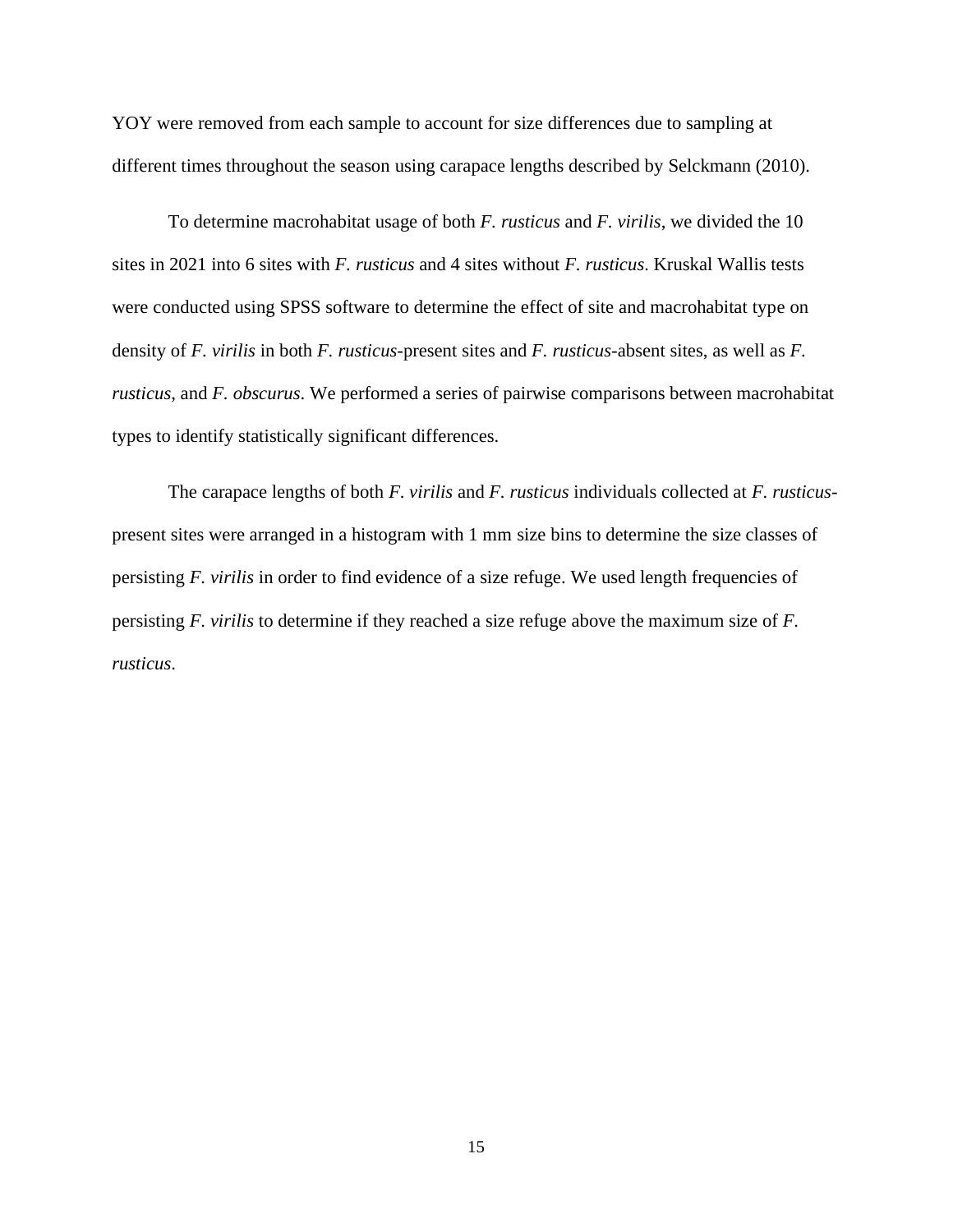YOY were removed from each sample to account for size differences due to sampling at different times throughout the season using carapace lengths described by Selckmann (2010).

To determine macrohabitat usage of both *F. rusticus* and *F. virilis*, we divided the 10 sites in 2021 into 6 sites with *F. rusticus* and 4 sites without *F. rusticus*. Kruskal Wallis tests were conducted using SPSS software to determine the effect of site and macrohabitat type on density of *F. virilis* in both *F. rusticus*-present sites and *F. rusticus*-absent sites, as well as *F. rusticus*, and *F. obscurus*. We performed a series of pairwise comparisons between macrohabitat types to identify statistically significant differences.

The carapace lengths of both *F. virilis* and *F. rusticus* individuals collected at *F. rusticus*-present sites were arranged in a histogram with 1 mm size bins to determine the size classes of persisting *F. virilis* in order to find evidence of a size refuge. We used length frequencies of persisting *F. virilis* to determine if they reached a size refuge above the maximum size of *F. rusticus*.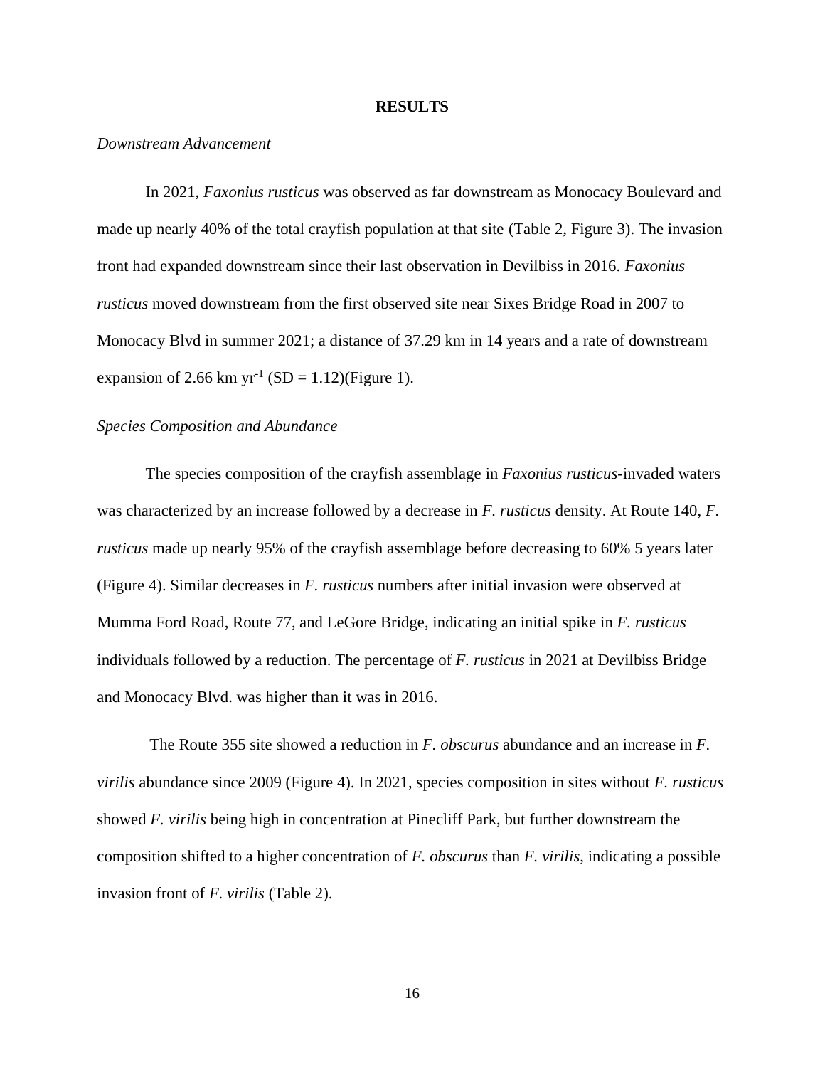## RESULTS

### *Downstream Advancement*

In 2021, *Faxonius rusticus* was observed as far downstream as Monocacy Boulevard and made up nearly 40% of the total crayfish population at that site (Table 2, Figure 3). The invasion front had expanded downstream since their last observation in Devilbiss in 2016. *Faxonius rusticus* moved downstream from the first observed site near Sixes Bridge Road in 2007 to Monocacy Blvd in summer 2021; a distance of 37.29 km in 14 years and a rate of downstream expansion of 2.66 km $yr^{-1}$ (SD = 1.12)(Figure 1).

### *Species Composition and Abundance*

The species composition of the crayfish assemblage in *Faxonius rusticus*-invaded waters was characterized by an increase followed by a decrease in *F. rusticus* density. At Route 140, *F. rusticus* made up nearly 95% of the crayfish assemblage before decreasing to 60% 5 years later (Figure 4). Similar decreases in *F. rusticus* numbers after initial invasion were observed at Mumma Ford Road, Route 77, and LeGore Bridge, indicating an initial spike in *F. rusticus* individuals followed by a reduction. The percentage of *F. rusticus* in 2021 at Devilbiss Bridge and Monocacy Blvd. was higher than it was in 2016.

The Route 355 site showed a reduction in *F. obscurus* abundance and an increase in *F. virilis* abundance since 2009 (Figure 4). In 2021, species composition in sites without *F. rusticus* showed *F. virilis* being high in concentration at Pinecliff Park, but further downstream the composition shifted to a higher concentration of *F. obscurus* than *F. virilis*, indicating a possible invasion front of *F. virilis* (Table 2).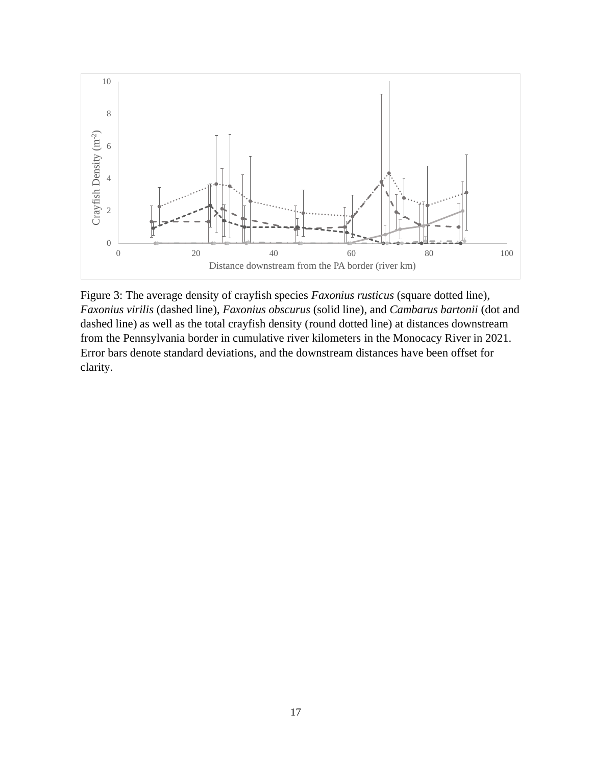Figure 3: The average density of crayfish species *Faxonius rusticus* (square dotted line), *Faxonius virilis* (dashed line), *Faxonius obscurus* (solid line), and *Cambarus bartonii* (dot and dashed line) as well as the total crayfish density (round dotted line) at distances downstream from the Pennsylvania border in cumulative river kilometers in the Monocacy River in 2021. Error bars denote standard deviations, and the downstream distances have been offset for clarity.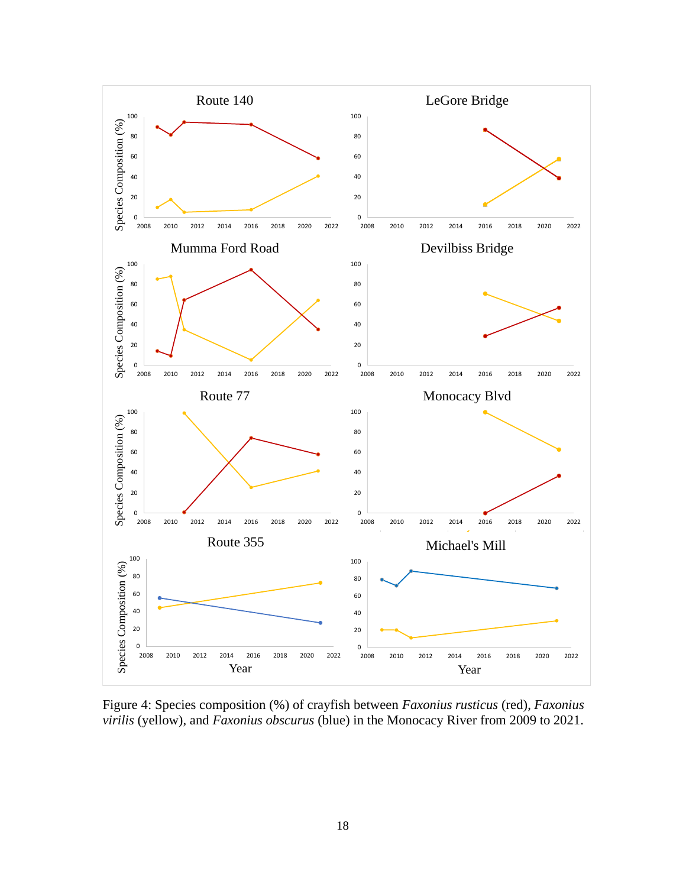Figure 4: Species composition (%) of crayfish between *Faxonius rusticus* (red), *Faxonius virilis* (yellow), and *Faxonius obscurus* (blue) in the Monocacy River from 2009 to 2021.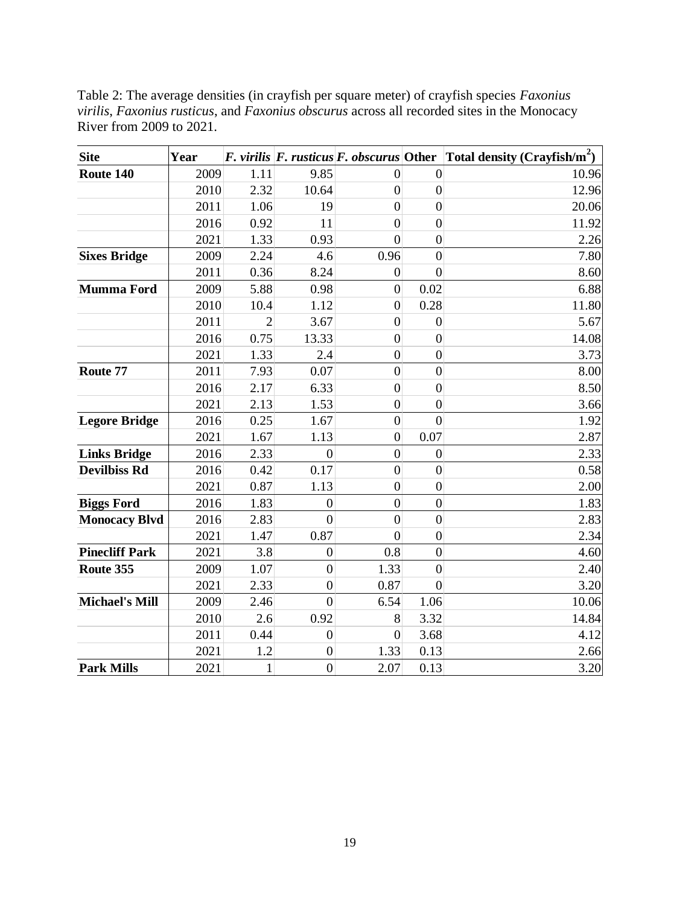Table 2: The average densities (in crayfish per square meter) of crayfish species *Faxonius virilis*, *Faxonius rusticus*, and *Faxonius obscurus* across all recorded sites in the Monocacy River from 2009 to 2021.

| Site | Year | *F. virilis* | *F. rusticus* | *F. obscurus* | Other | Total density (Crayfish/m$^2$) |
|---|---|---|---|---|---|---|
| **Route 140** | 2009 | 1.11 | 9.85 | 0 | 0 | 10.96 |
| | 2010 | 2.32 | 10.64 | 0 | 0 | 12.96 |
| | 2011 | 1.06 | 19 | 0 | 0 | 20.06 |
| | 2016 | 0.92 | 11 | 0 | 0 | 11.92 |
| | 2021 | 1.33 | 0.93 | 0 | 0 | 2.26 |
| **Sixes Bridge** | 2009 | 2.24 | 4.6 | 0.96 | 0 | 7.80 |
| | 2011 | 0.36 | 8.24 | 0 | 0 | 8.60 |
| **Mumma Ford** | 2009 | 5.88 | 0.98 | 0 | 0.02 | 6.88 |
| | 2010 | 10.4 | 1.12 | 0 | 0.28 | 11.80 |
| | 2011 | 2 | 3.67 | 0 | 0 | 5.67 |
| | 2016 | 0.75 | 13.33 | 0 | 0 | 14.08 |
| | 2021 | 1.33 | 2.4 | 0 | 0 | 3.73 |
| **Route 77** | 2011 | 7.93 | 0.07 | 0 | 0 | 8.00 |
| | 2016 | 2.17 | 6.33 | 0 | 0 | 8.50 |
| | 2021 | 2.13 | 1.53 | 0 | 0 | 3.66 |
| **Legore Bridge** | 2016 | 0.25 | 1.67 | 0 | 0 | 1.92 |
| | 2021 | 1.67 | 1.13 | 0 | 0.07 | 2.87 |
| **Links Bridge** | 2016 | 2.33 | 0 | 0 | 0 | 2.33 |
| **Devilbiss Rd** | 2016 | 0.42 | 0.17 | 0 | 0 | 0.58 |
| | 2021 | 0.87 | 1.13 | 0 | 0 | 2.00 |
| **Biggs Ford** | 2016 | 1.83 | 0 | 0 | 0 | 1.83 |
| **Monocacy Blvd** | 2016 | 2.83 | 0 | 0 | 0 | 2.83 |
| | 2021 | 1.47 | 0.87 | 0 | 0 | 2.34 |
| **Pinecliff Park** | 2021 | 3.8 | 0 | 0.8 | 0 | 4.60 |
| **Route 355** | 2009 | 1.07 | 0 | 1.33 | 0 | 2.40 |
| | 2021 | 2.33 | 0 | 0.87 | 0 | 3.20 |
| **Michael's Mill** | 2009 | 2.46 | 0 | 6.54 | 1.06 | 10.06 |
| | 2010 | 2.6 | 0.92 | 8 | 3.32 | 14.84 |
| | 2011 | 0.44 | 0 | 0 | 3.68 | 4.12 |
| | 2021 | 1.2 | 0 | 1.33 | 0.13 | 2.66 |
| **Park Mills** | 2021 | 1 | 0 | 2.07 | 0.13 | 3.20 |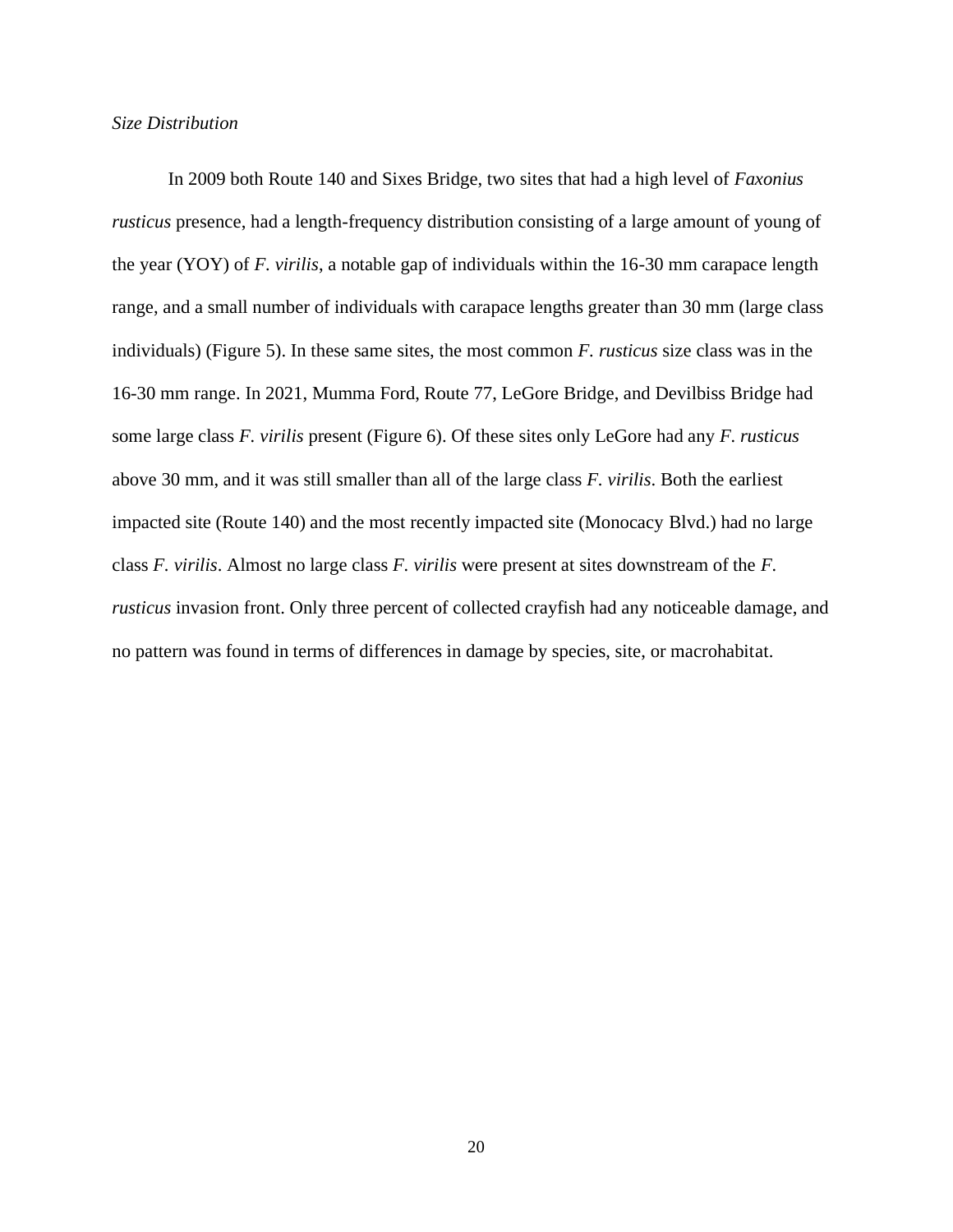*Size Distribution*

In 2009 both Route 140 and Sixes Bridge, two sites that had a high level of *Faxonius rusticus* presence, had a length-frequency distribution consisting of a large amount of young of the year (YOY) of *F. virilis*, a notable gap of individuals within the 16-30 mm carapace length range, and a small number of individuals with carapace lengths greater than 30 mm (large class individuals) (Figure 5). In these same sites, the most common *F. rusticus* size class was in the 16-30 mm range. In 2021, Mumma Ford, Route 77, LeGore Bridge, and Devilbiss Bridge had some large class *F. virilis* present (Figure 6). Of these sites only LeGore had any *F. rusticus* above 30 mm, and it was still smaller than all of the large class *F. virilis*. Both the earliest impacted site (Route 140) and the most recently impacted site (Monocacy Blvd.) had no large class *F. virilis*. Almost no large class *F. virilis* were present at sites downstream of the *F. rusticus* invasion front. Only three percent of collected crayfish had any noticeable damage, and no pattern was found in terms of differences in damage by species, site, or macrohabitat.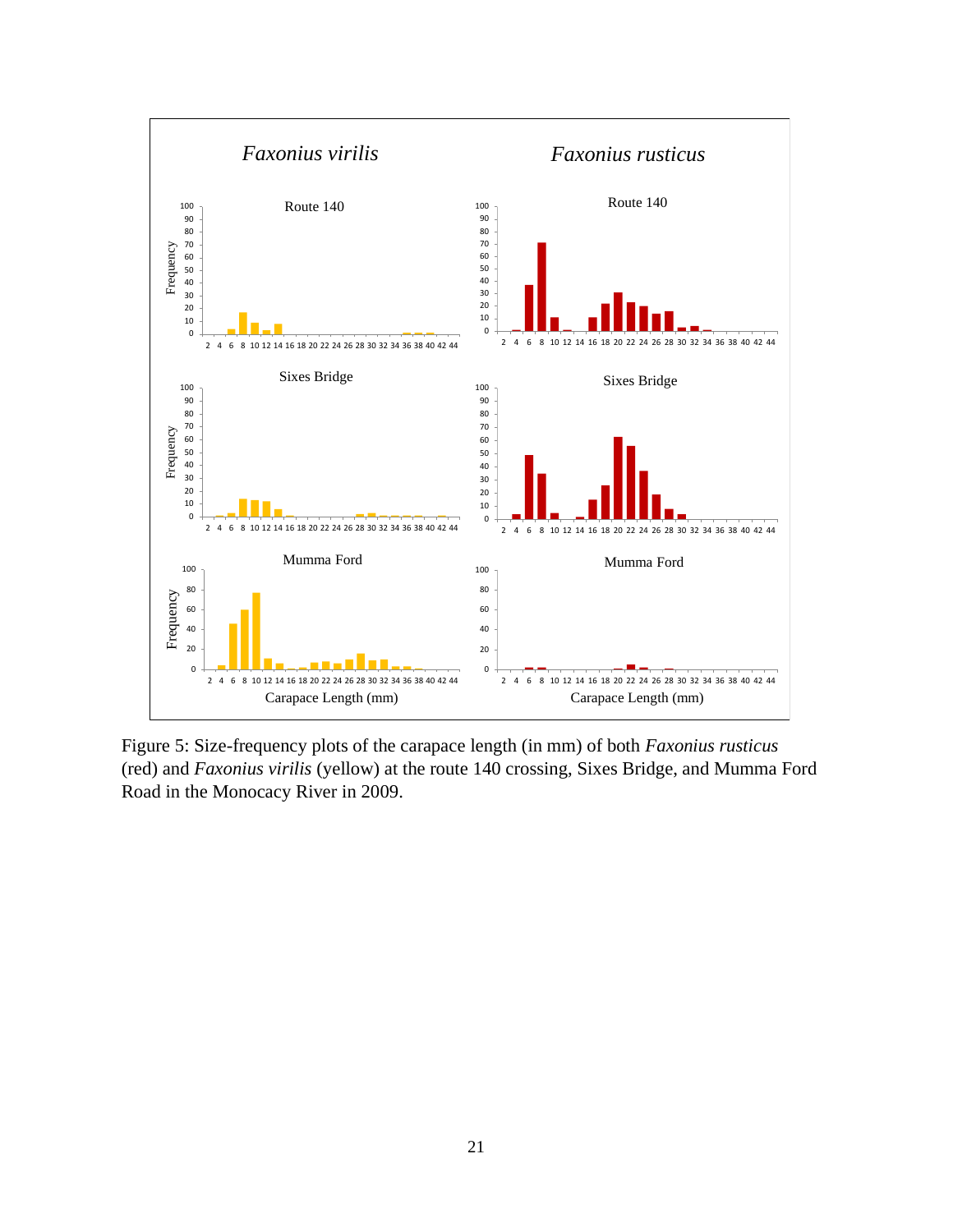Figure 5: Size-frequency plots of the carapace length (in mm) of both *Faxonius rusticus* (red) and *Faxonius virilis* (yellow) at the route 140 crossing, Sixes Bridge, and Mumma Ford Road in the Monocacy River in 2009.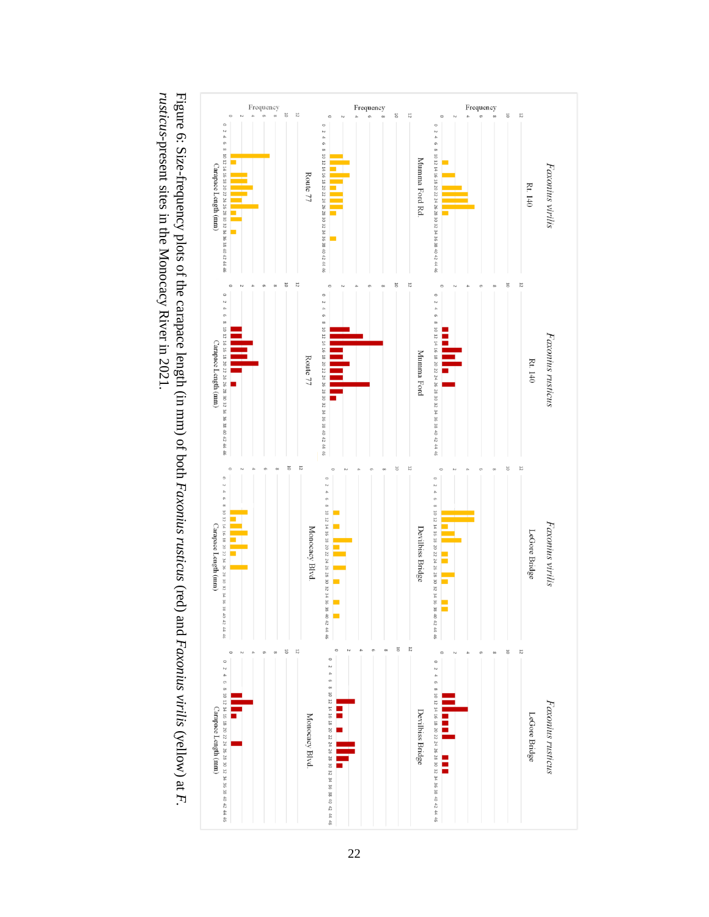Figure 6: Size-frequency plots of the carapace length (in mm) of both *Faxonius rusticus* (red) and *Faxonius virilis* (yellow) at *F. rusticus*-present sites in the Monocacy River in 2021.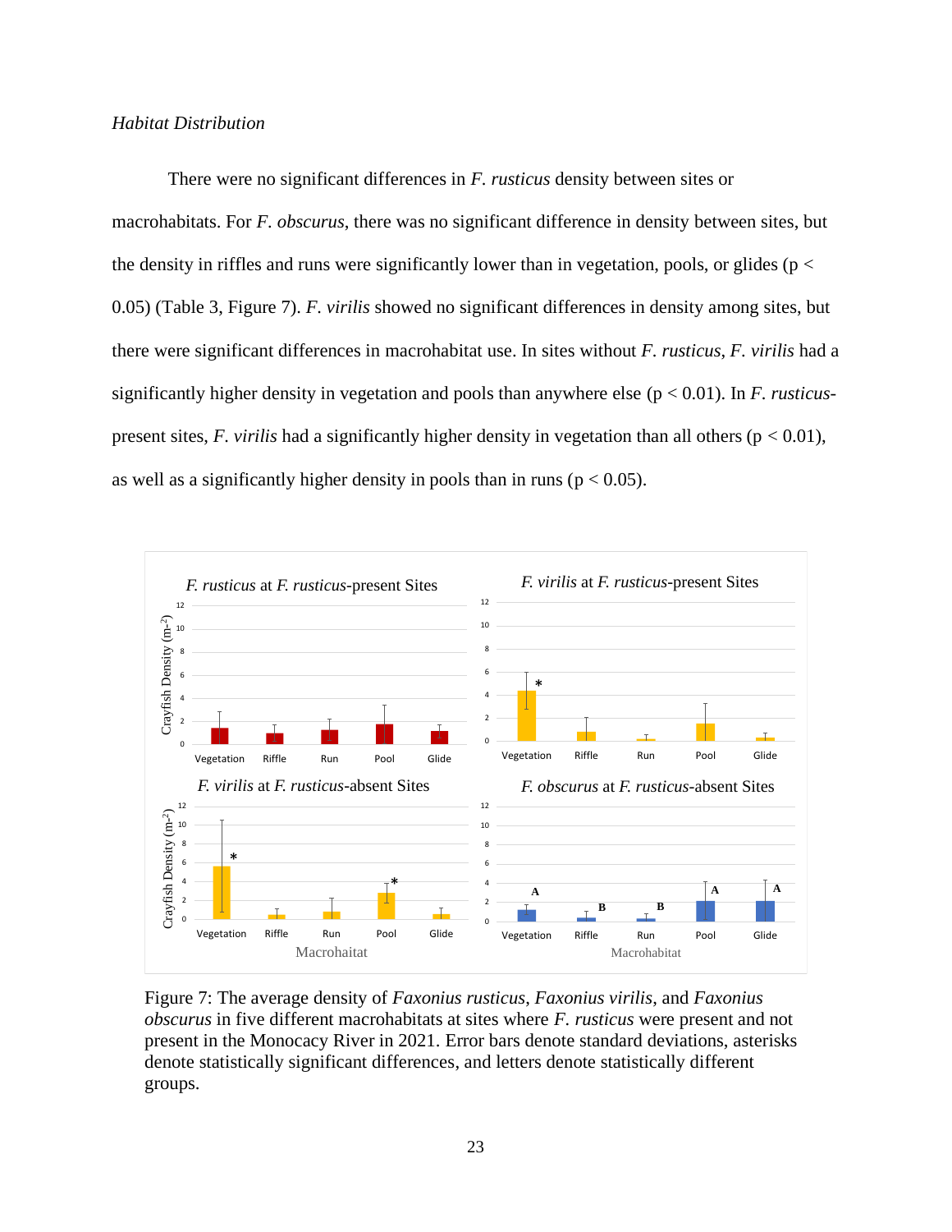*Habitat Distribution*

There were no significant differences in *F. rusticus* density between sites or macrohabitats. For *F. obscurus*, there was no significant difference in density between sites, but the density in riffles and runs were significantly lower than in vegetation, pools, or glides ($p < 0.05$) (Table 3, Figure 7). *F. virilis* showed no significant differences in density among sites, but there were significant differences in macrohabitat use. In sites without *F. rusticus*, *F. virilis* had a significantly higher density in vegetation and pools than anywhere else ($p < 0.01$). In *F. rusticus*-present sites, *F. virilis* had a significantly higher density in vegetation than all others ($p < 0.01$), as well as a significantly higher density in pools than in runs ($p < 0.05$).

Figure 7: The average density of *Faxonius rusticus*, *Faxonius virilis*, and *Faxonius obscurus* in five different macrohabitats at sites where *F. rusticus* were present and not present in the Monocacy River in 2021. Error bars denote standard deviations, asterisks denote statistically significant differences, and letters denote statistically different groups.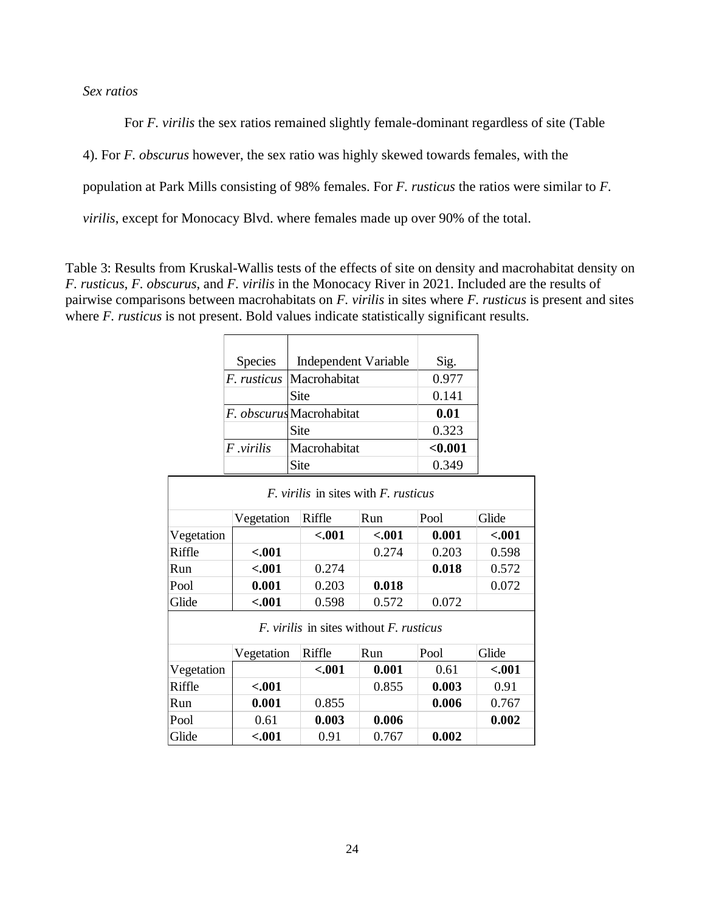*Sex ratios*

For *F. virilis* the sex ratios remained slightly female-dominant regardless of site (Table 4). For *F. obscurus* however, the sex ratio was highly skewed towards females, with the population at Park Mills consisting of 98% females. For *F. rusticus* the ratios were similar to *F. virilis*, except for Monocacy Blvd. where females made up over 90% of the total.

Table 3: Results from Kruskal-Wallis tests of the effects of site on density and macrohabitat density on *F. rusticus*, *F. obscurus*, and *F. virilis* in the Monocacy River in 2021. Included are the results of pairwise comparisons between macrohabitats on *F. virilis* in sites where *F. rusticus* is present and sites where *F. rusticus* is not present. Bold values indicate statistically significant results.

| Species | Independent Variable | Sig. |
|---|---|---|
| *F. rusticus* | Macrohabitat | 0.977 |
| | Site | 0.141 |
| *F. obscurus* | Macrohabitat | **0.01** |
| | Site | 0.323 |
| *F .virilis* | Macrohabitat | **<0.001** |
| | Site | 0.349 |

*F. virilis* in sites with *F. rusticus*

| | Vegetation | Riffle | Run | Pool | Glide |
|---|---|---|---|---|---|
| Vegetation | | **<.001** | **<.001** | **0.001** | **<.001** |
| Riffle | **<.001** | | 0.274 | 0.203 | 0.598 |
| Run | **<.001** | 0.274 | | **0.018** | 0.572 |
| Pool | **0.001** | 0.203 | **0.018** | | 0.072 |
| Glide | **<.001** | 0.598 | 0.572 | 0.072 | |

*F. virilis* in sites without *F. rusticus*

| | Vegetation | Riffle | Run | Pool | Glide |
|---|---|---|---|---|---|
| Vegetation | | **<.001** | **0.001** | 0.61 | **<.001** |
| Riffle | **<.001** | | 0.855 | **0.003** | 0.91 |
| Run | **0.001** | 0.855 | | **0.006** | 0.767 |
| Pool | 0.61 | **0.003** | **0.006** | | **0.002** |
| Glide | **<.001** | 0.91 | 0.767 | **0.002** | |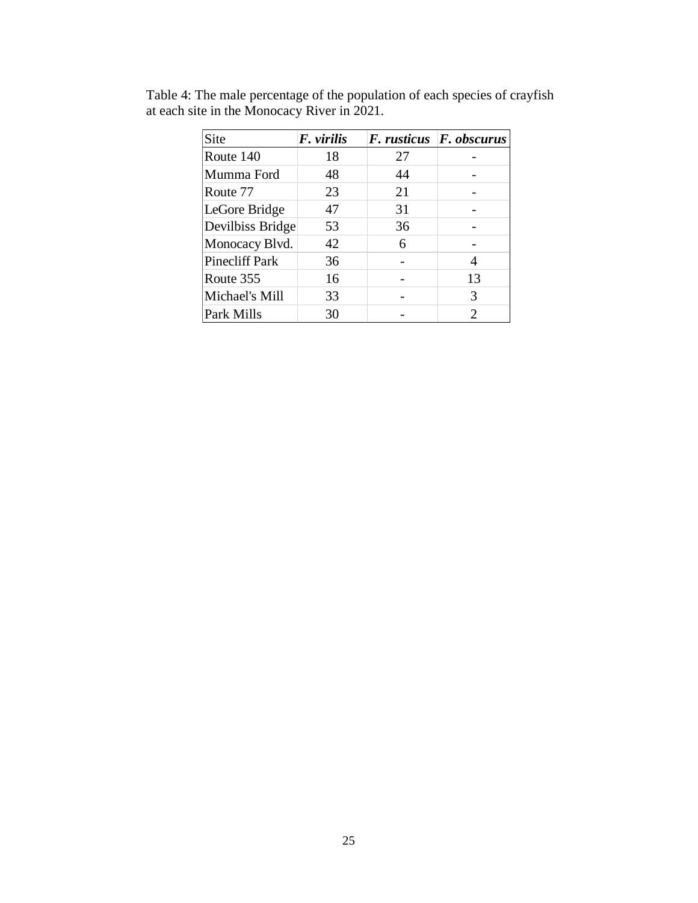Table 4: The male percentage of the population of each species of crayfish at each site in the Monocacy River in 2021.

| Site | ***F. virilis*** | ***F. rusticus*** | ***F. obscurus*** |
|---|---|---|---|
| Route 140 | 18 | 27 | - |
| Mumma Ford | 48 | 44 | - |
| Route 77 | 23 | 21 | - |
| LeGore Bridge | 47 | 31 | - |
| Devilbiss Bridge | 53 | 36 | - |
| Monocacy Blvd. | 42 | 6 | - |
| Pinecliff Park | 36 | - | 4 |
| Route 355 | 16 | - | 13 |
| Michael's Mill | 33 | - | 3 |
| Park Mills | 30 | - | 2 |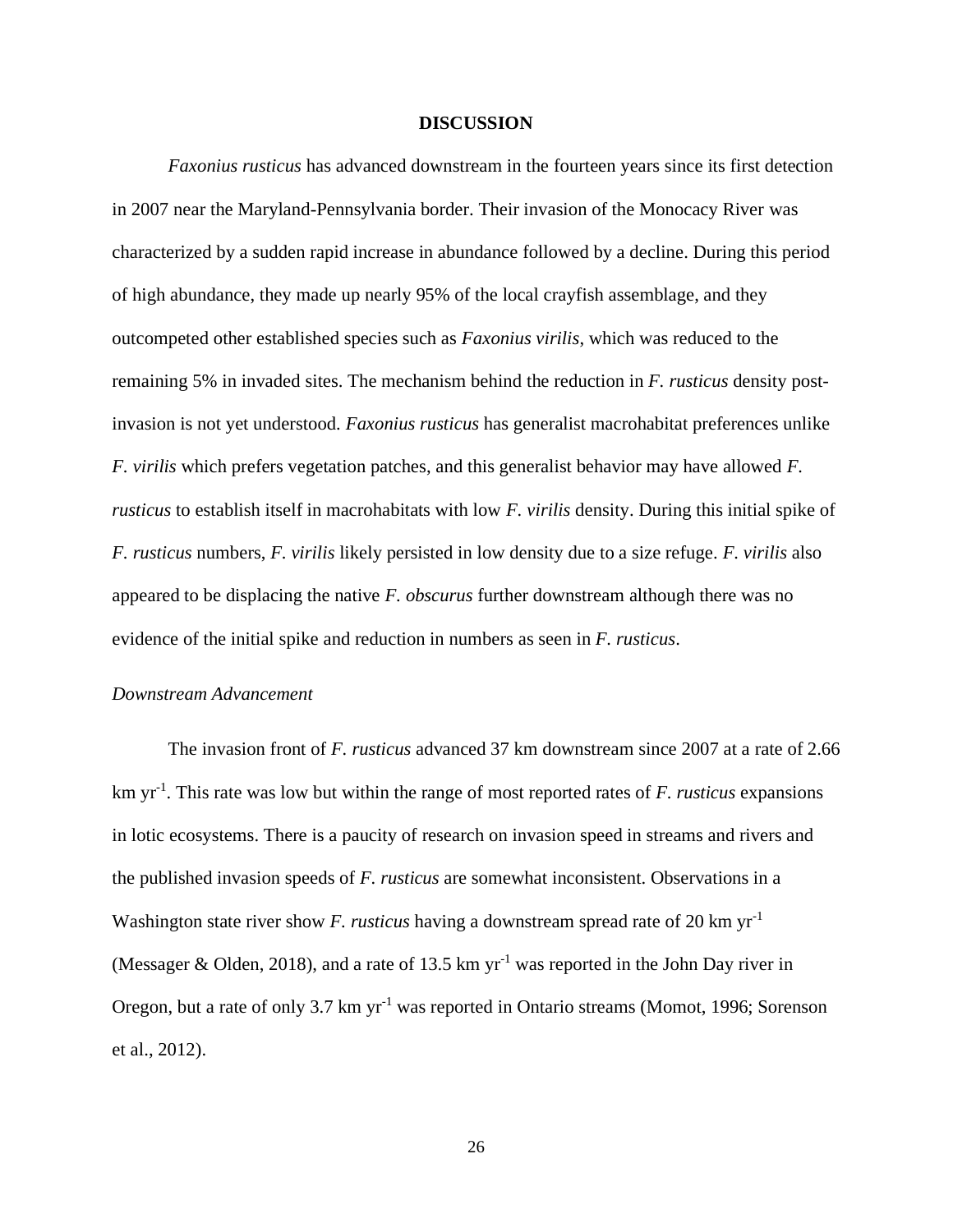# DISCUSSION

*Faxonius rusticus* has advanced downstream in the fourteen years since its first detection in 2007 near the Maryland-Pennsylvania border. Their invasion of the Monocacy River was characterized by a sudden rapid increase in abundance followed by a decline. During this period of high abundance, they made up nearly 95% of the local crayfish assemblage, and they outcompeted other established species such as *Faxonius virilis*, which was reduced to the remaining 5% in invaded sites. The mechanism behind the reduction in *F. rusticus* density post-invasion is not yet understood. *Faxonius rusticus* has generalist macrohabitat preferences unlike *F. virilis* which prefers vegetation patches, and this generalist behavior may have allowed *F. rusticus* to establish itself in macrohabitats with low *F. virilis* density. During this initial spike of *F. rusticus* numbers, *F. virilis* likely persisted in low density due to a size refuge. *F. virilis* also appeared to be displacing the native *F. obscurus* further downstream although there was no evidence of the initial spike and reduction in numbers as seen in *F. rusticus*.

## *Downstream Advancement*

The invasion front of *F. rusticus* advanced 37 km downstream since 2007 at a rate of 2.66 km $yr^{-1}$. This rate was low but within the range of most reported rates of *F. rusticus* expansions in lotic ecosystems. There is a paucity of research on invasion speed in streams and rivers and the published invasion speeds of *F. rusticus* are somewhat inconsistent. Observations in a Washington state river show *F. rusticus* having a downstream spread rate of 20 km $yr^{-1}$ (Messager & Olden, 2018), and a rate of 13.5 km $yr^{-1}$ was reported in the John Day river in Oregon, but a rate of only 3.7 km $yr^{-1}$ was reported in Ontario streams (Momot, 1996; Sorenson et al., 2012).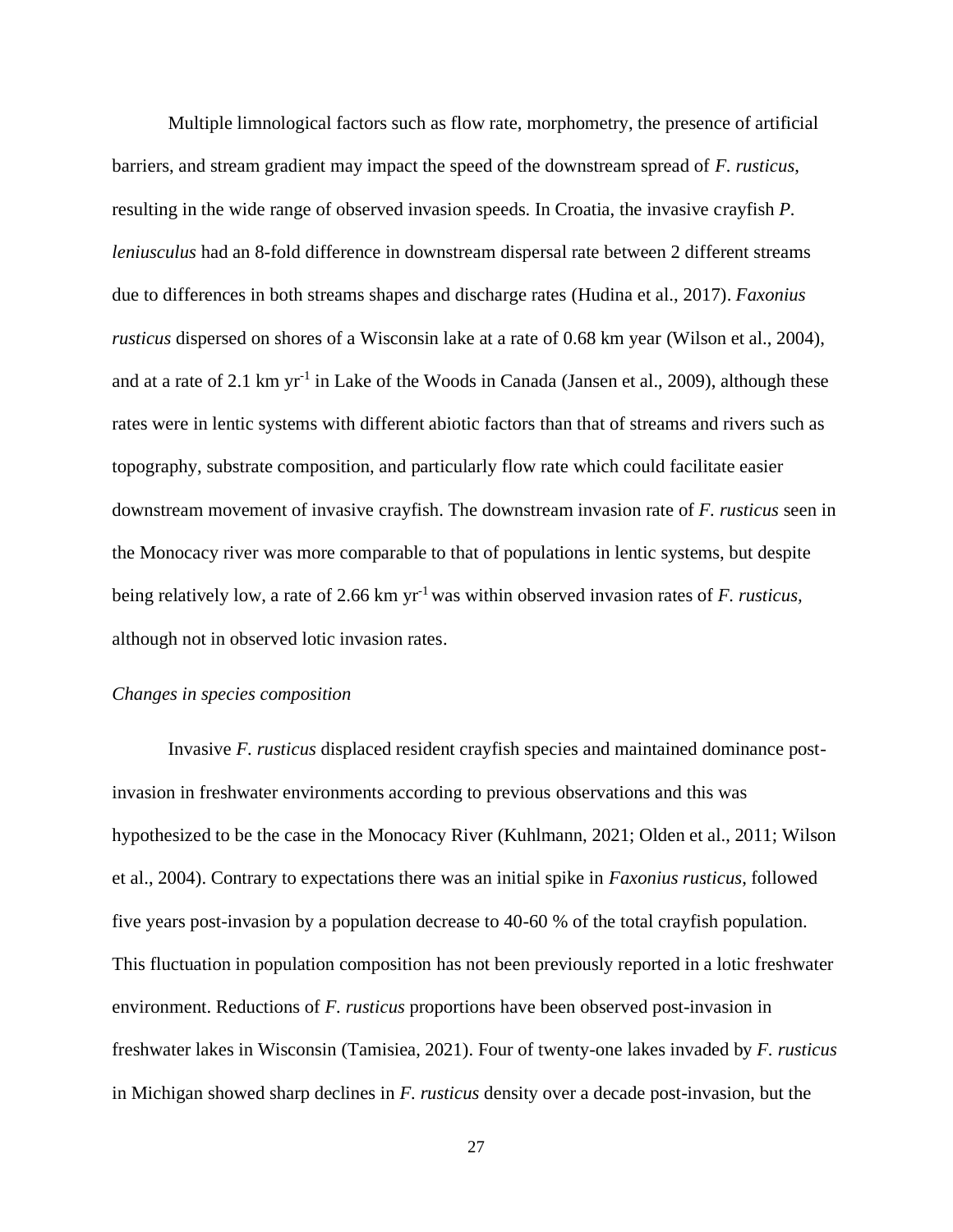Multiple limnological factors such as flow rate, morphometry, the presence of artificial barriers, and stream gradient may impact the speed of the downstream spread of *F. rusticus*, resulting in the wide range of observed invasion speeds. In Croatia, the invasive crayfish *P. leniusculus* had an 8-fold difference in downstream dispersal rate between 2 different streams due to differences in both streams shapes and discharge rates (Hudina et al., 2017). *Faxonius rusticus* dispersed on shores of a Wisconsin lake at a rate of 0.68 km year (Wilson et al., 2004), and at a rate of 2.1 km $yr^{-1}$ in Lake of the Woods in Canada (Jansen et al., 2009), although these rates were in lentic systems with different abiotic factors than that of streams and rivers such as topography, substrate composition, and particularly flow rate which could facilitate easier downstream movement of invasive crayfish. The downstream invasion rate of *F. rusticus* seen in the Monocacy river was more comparable to that of populations in lentic systems, but despite being relatively low, a rate of 2.66 km $yr^{-1}$ was within observed invasion rates of *F. rusticus,* although not in observed lotic invasion rates.

*Changes in species composition*

Invasive *F. rusticus* displaced resident crayfish species and maintained dominance post-invasion in freshwater environments according to previous observations and this was hypothesized to be the case in the Monocacy River (Kuhlmann, 2021; Olden et al., 2011; Wilson et al., 2004). Contrary to expectations there was an initial spike in *Faxonius rusticus*, followed five years post-invasion by a population decrease to 40-60 % of the total crayfish population. This fluctuation in population composition has not been previously reported in a lotic freshwater environment. Reductions of *F. rusticus* proportions have been observed post-invasion in freshwater lakes in Wisconsin (Tamisiea, 2021). Four of twenty-one lakes invaded by *F. rusticus* in Michigan showed sharp declines in *F. rusticus* density over a decade post-invasion, but the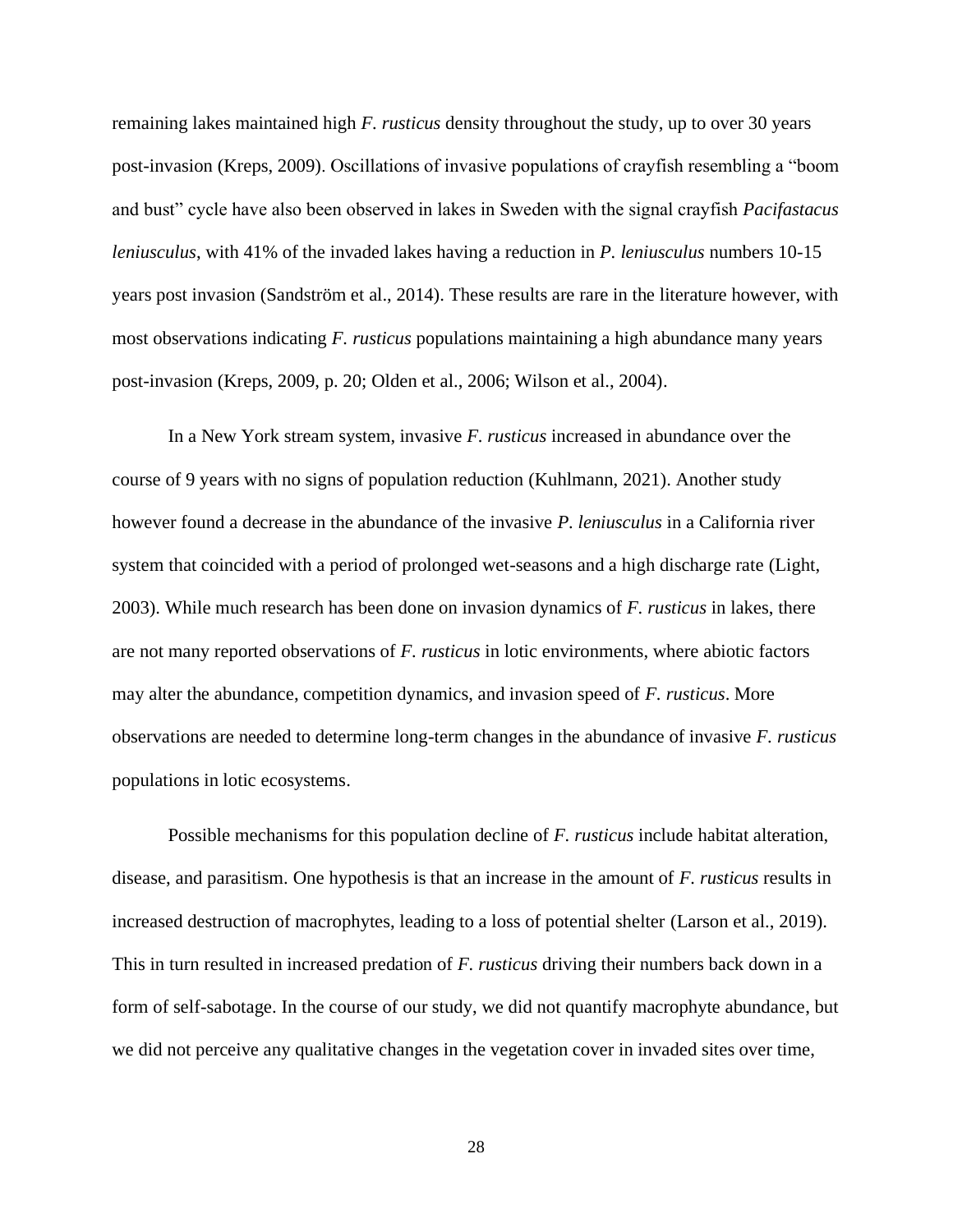remaining lakes maintained high *F. rusticus* density throughout the study, up to over 30 years post-invasion (Kreps, 2009). Oscillations of invasive populations of crayfish resembling a "boom and bust" cycle have also been observed in lakes in Sweden with the signal crayfish *Pacifastacus leniusculus*, with 41% of the invaded lakes having a reduction in *P. leniusculus* numbers 10-15 years post invasion (Sandström et al., 2014). These results are rare in the literature however, with most observations indicating *F. rusticus* populations maintaining a high abundance many years post-invasion (Kreps, 2009, p. 20; Olden et al., 2006; Wilson et al., 2004).

In a New York stream system, invasive *F. rusticus* increased in abundance over the course of 9 years with no signs of population reduction (Kuhlmann, 2021). Another study however found a decrease in the abundance of the invasive *P. leniusculus* in a California river system that coincided with a period of prolonged wet-seasons and a high discharge rate (Light, 2003). While much research has been done on invasion dynamics of *F. rusticus* in lakes, there are not many reported observations of *F. rusticus* in lotic environments, where abiotic factors may alter the abundance, competition dynamics, and invasion speed of *F. rusticus*. More observations are needed to determine long-term changes in the abundance of invasive *F. rusticus* populations in lotic ecosystems.

Possible mechanisms for this population decline of *F. rusticus* include habitat alteration, disease, and parasitism. One hypothesis is that an increase in the amount of *F. rusticus* results in increased destruction of macrophytes, leading to a loss of potential shelter (Larson et al., 2019). This in turn resulted in increased predation of *F. rusticus* driving their numbers back down in a form of self-sabotage. In the course of our study, we did not quantify macrophyte abundance, but we did not perceive any qualitative changes in the vegetation cover in invaded sites over time,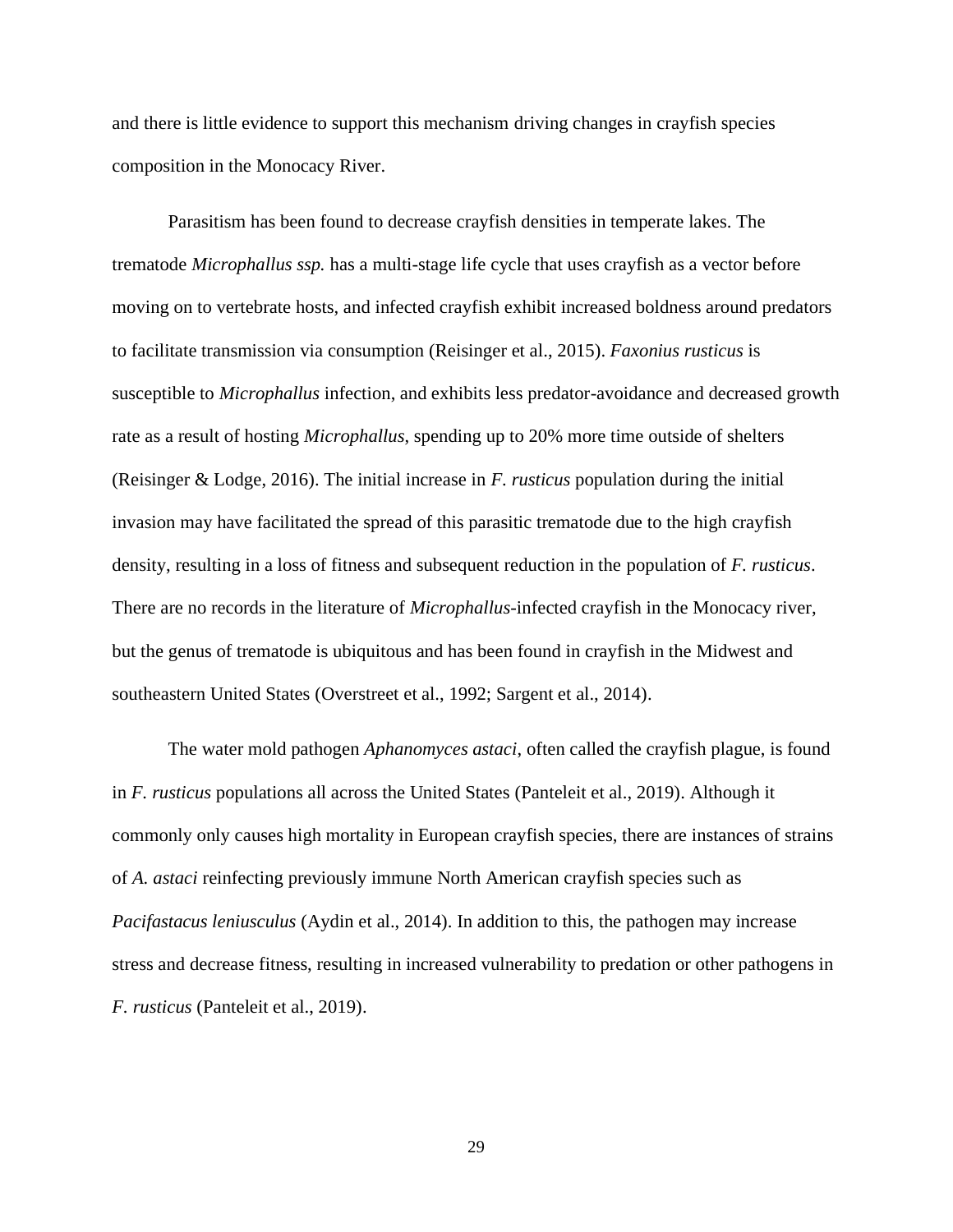and there is little evidence to support this mechanism driving changes in crayfish species composition in the Monocacy River.

Parasitism has been found to decrease crayfish densities in temperate lakes. The trematode *Microphallus ssp.* has a multi-stage life cycle that uses crayfish as a vector before moving on to vertebrate hosts, and infected crayfish exhibit increased boldness around predators to facilitate transmission via consumption (Reisinger et al., 2015). *Faxonius rusticus* is susceptible to *Microphallus* infection, and exhibits less predator-avoidance and decreased growth rate as a result of hosting *Microphallus*, spending up to 20% more time outside of shelters (Reisinger & Lodge, 2016). The initial increase in *F. rusticus* population during the initial invasion may have facilitated the spread of this parasitic trematode due to the high crayfish density, resulting in a loss of fitness and subsequent reduction in the population of *F. rusticus*. There are no records in the literature of *Microphallus*-infected crayfish in the Monocacy river, but the genus of trematode is ubiquitous and has been found in crayfish in the Midwest and southeastern United States (Overstreet et al., 1992; Sargent et al., 2014).

The water mold pathogen *Aphanomyces astaci*, often called the crayfish plague, is found in *F. rusticus* populations all across the United States (Panteleit et al., 2019). Although it commonly only causes high mortality in European crayfish species, there are instances of strains of *A. astaci* reinfecting previously immune North American crayfish species such as *Pacifastacus leniusculus* (Aydin et al., 2014). In addition to this, the pathogen may increase stress and decrease fitness, resulting in increased vulnerability to predation or other pathogens in *F. rusticus* (Panteleit et al., 2019).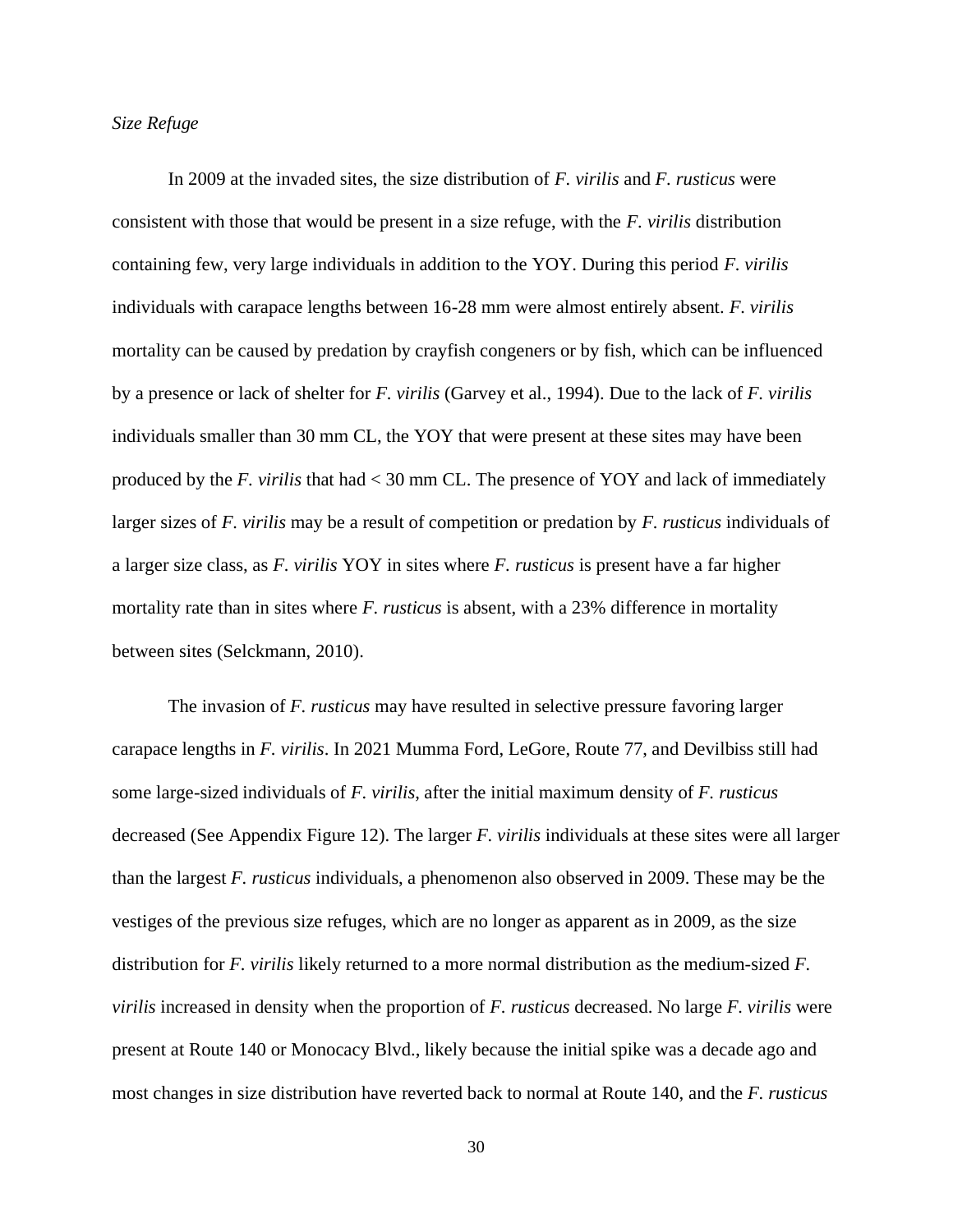*Size Refuge*

In 2009 at the invaded sites, the size distribution of *F. virilis* and *F. rusticus* were consistent with those that would be present in a size refuge, with the *F. virilis* distribution containing few, very large individuals in addition to the YOY. During this period *F. virilis* individuals with carapace lengths between 16-28 mm were almost entirely absent. *F. virilis* mortality can be caused by predation by crayfish congeners or by fish, which can be influenced by a presence or lack of shelter for *F. virilis* (Garvey et al., 1994). Due to the lack of *F. virilis* individuals smaller than 30 mm CL, the YOY that were present at these sites may have been produced by the *F. virilis* that had < 30 mm CL. The presence of YOY and lack of immediately larger sizes of *F. virilis* may be a result of competition or predation by *F. rusticus* individuals of a larger size class, as *F. virilis* YOY in sites where *F. rusticus* is present have a far higher mortality rate than in sites where *F. rusticus* is absent, with a 23% difference in mortality between sites (Selckmann, 2010).

The invasion of *F. rusticus* may have resulted in selective pressure favoring larger carapace lengths in *F. virilis*. In 2021 Mumma Ford, LeGore, Route 77, and Devilbiss still had some large-sized individuals of *F. virilis*, after the initial maximum density of *F. rusticus* decreased (See Appendix Figure 12). The larger *F. virilis* individuals at these sites were all larger than the largest *F. rusticus* individuals, a phenomenon also observed in 2009. These may be the vestiges of the previous size refuges, which are no longer as apparent as in 2009, as the size distribution for *F. virilis* likely returned to a more normal distribution as the medium-sized *F. virilis* increased in density when the proportion of *F. rusticus* decreased. No large *F. virilis* were present at Route 140 or Monocacy Blvd., likely because the initial spike was a decade ago and most changes in size distribution have reverted back to normal at Route 140, and the *F. rusticus*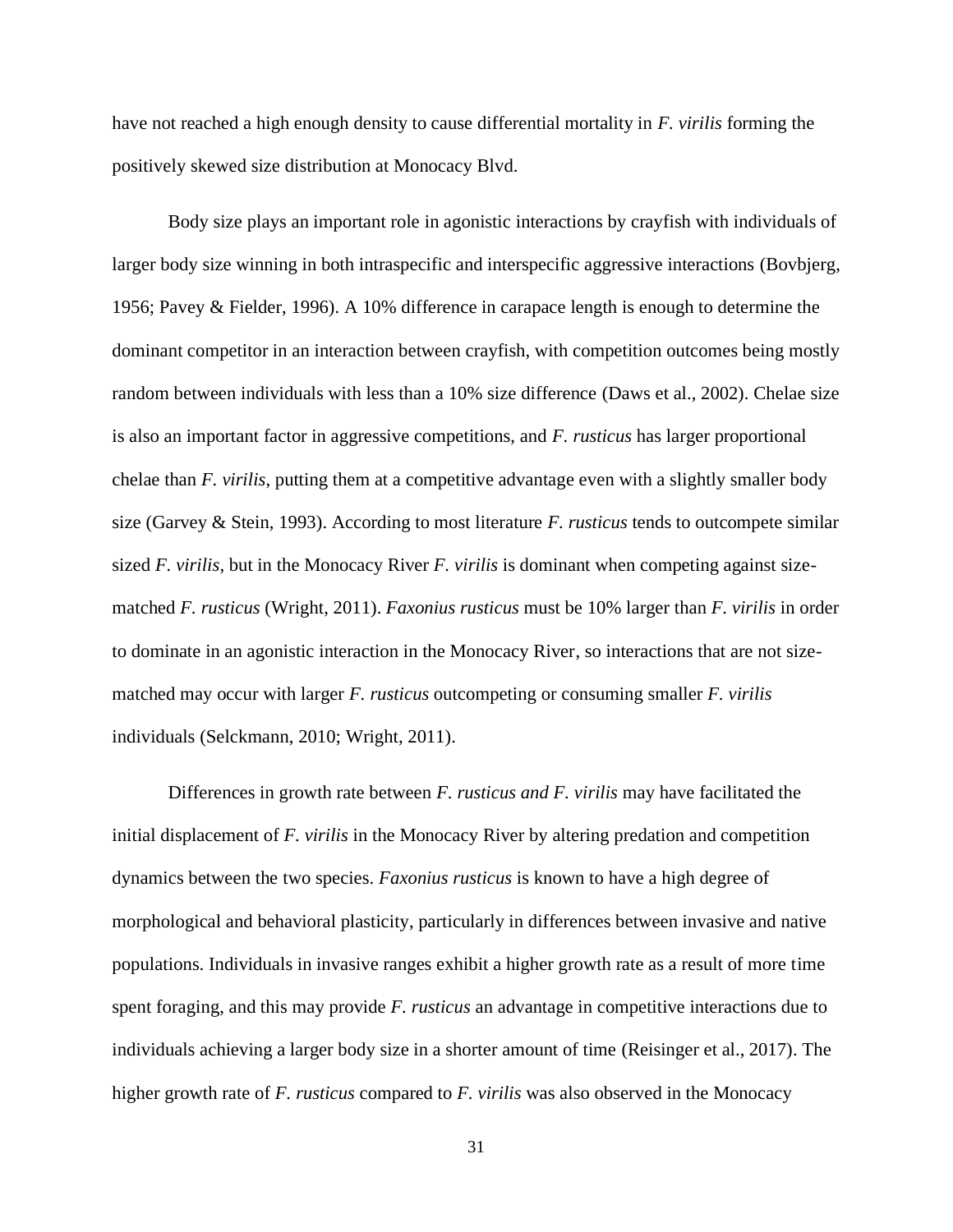have not reached a high enough density to cause differential mortality in *F. virilis* forming the positively skewed size distribution at Monocacy Blvd.

Body size plays an important role in agonistic interactions by crayfish with individuals of larger body size winning in both intraspecific and interspecific aggressive interactions (Bovbjerg, 1956; Pavey & Fielder, 1996). A 10% difference in carapace length is enough to determine the dominant competitor in an interaction between crayfish, with competition outcomes being mostly random between individuals with less than a 10% size difference (Daws et al., 2002). Chelae size is also an important factor in aggressive competitions, and *F. rusticus* has larger proportional chelae than *F. virilis*, putting them at a competitive advantage even with a slightly smaller body size (Garvey & Stein, 1993). According to most literature *F. rusticus* tends to outcompete similar sized *F. virilis*, but in the Monocacy River *F. virilis* is dominant when competing against size-matched *F. rusticus* (Wright, 2011). *Faxonius rusticus* must be 10% larger than *F. virilis* in order to dominate in an agonistic interaction in the Monocacy River, so interactions that are not size-matched may occur with larger *F. rusticus* outcompeting or consuming smaller *F. virilis* individuals (Selckmann, 2010; Wright, 2011).

Differences in growth rate between *F. rusticus and F. virilis* may have facilitated the initial displacement of *F. virilis* in the Monocacy River by altering predation and competition dynamics between the two species. *Faxonius rusticus* is known to have a high degree of morphological and behavioral plasticity, particularly in differences between invasive and native populations. Individuals in invasive ranges exhibit a higher growth rate as a result of more time spent foraging, and this may provide *F. rusticus* an advantage in competitive interactions due to individuals achieving a larger body size in a shorter amount of time (Reisinger et al., 2017). The higher growth rate of *F. rusticus* compared to *F. virilis* was also observed in the Monocacy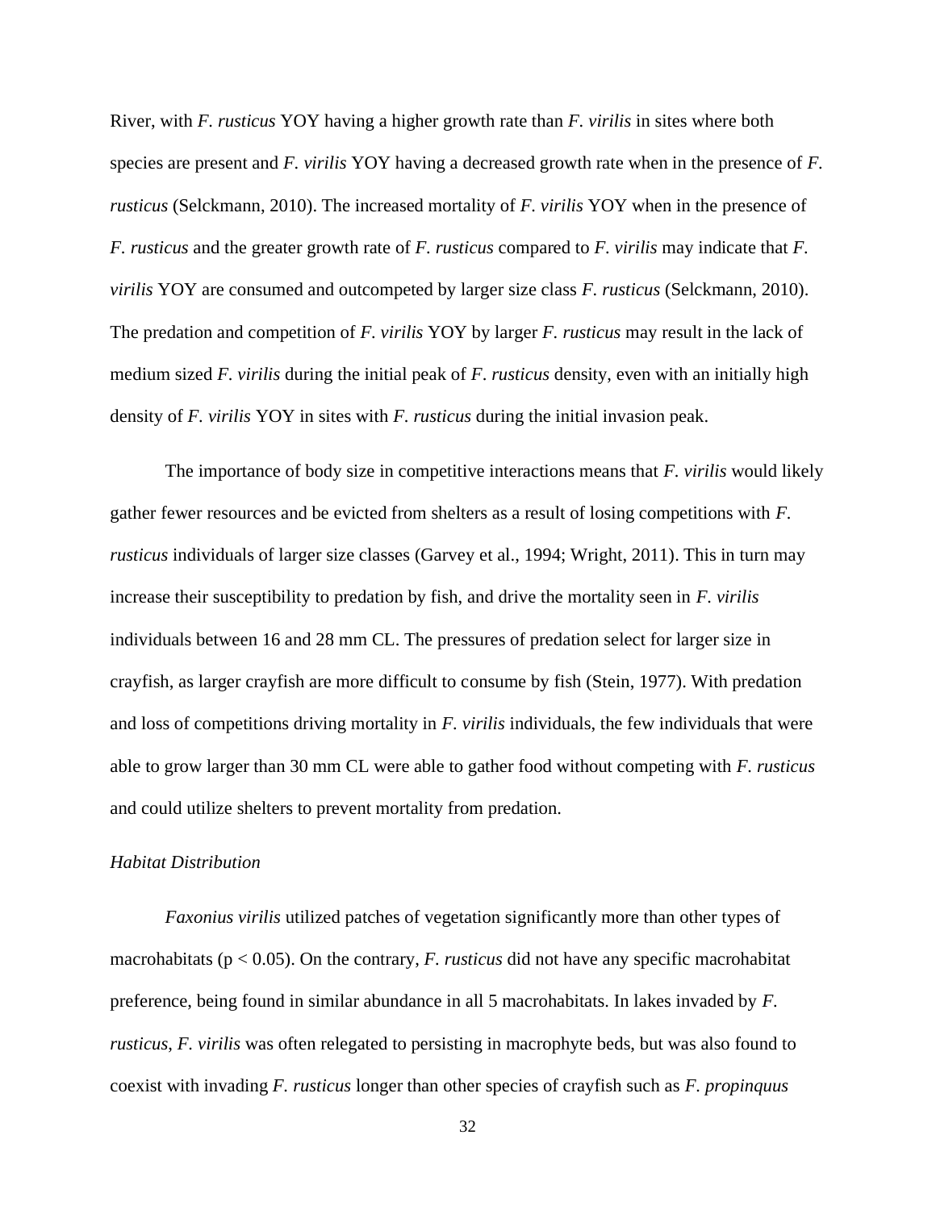River, with *F. rusticus* YOY having a higher growth rate than *F. virilis* in sites where both species are present and *F. virilis* YOY having a decreased growth rate when in the presence of *F. rusticus* (Selckmann, 2010). The increased mortality of *F. virilis* YOY when in the presence of *F. rusticus* and the greater growth rate of *F. rusticus* compared to *F. virilis* may indicate that *F. virilis* YOY are consumed and outcompeted by larger size class *F. rusticus* (Selckmann, 2010). The predation and competition of *F. virilis* YOY by larger *F. rusticus* may result in the lack of medium sized *F. virilis* during the initial peak of *F. rusticus* density, even with an initially high density of *F. virilis* YOY in sites with *F. rusticus* during the initial invasion peak.

The importance of body size in competitive interactions means that *F. virilis* would likely gather fewer resources and be evicted from shelters as a result of losing competitions with *F. rusticus* individuals of larger size classes (Garvey et al., 1994; Wright, 2011). This in turn may increase their susceptibility to predation by fish, and drive the mortality seen in *F. virilis* individuals between 16 and 28 mm CL. The pressures of predation select for larger size in crayfish, as larger crayfish are more difficult to consume by fish (Stein, 1977). With predation and loss of competitions driving mortality in *F. virilis* individuals, the few individuals that were able to grow larger than 30 mm CL were able to gather food without competing with *F. rusticus* and could utilize shelters to prevent mortality from predation.

*Habitat Distribution*

*Faxonius virilis* utilized patches of vegetation significantly more than other types of macrohabitats ($p < 0.05$). On the contrary, *F. rusticus* did not have any specific macrohabitat preference, being found in similar abundance in all 5 macrohabitats. In lakes invaded by *F. rusticus*, *F. virilis* was often relegated to persisting in macrophyte beds, but was also found to coexist with invading *F. rusticus* longer than other species of crayfish such as *F. propinquus*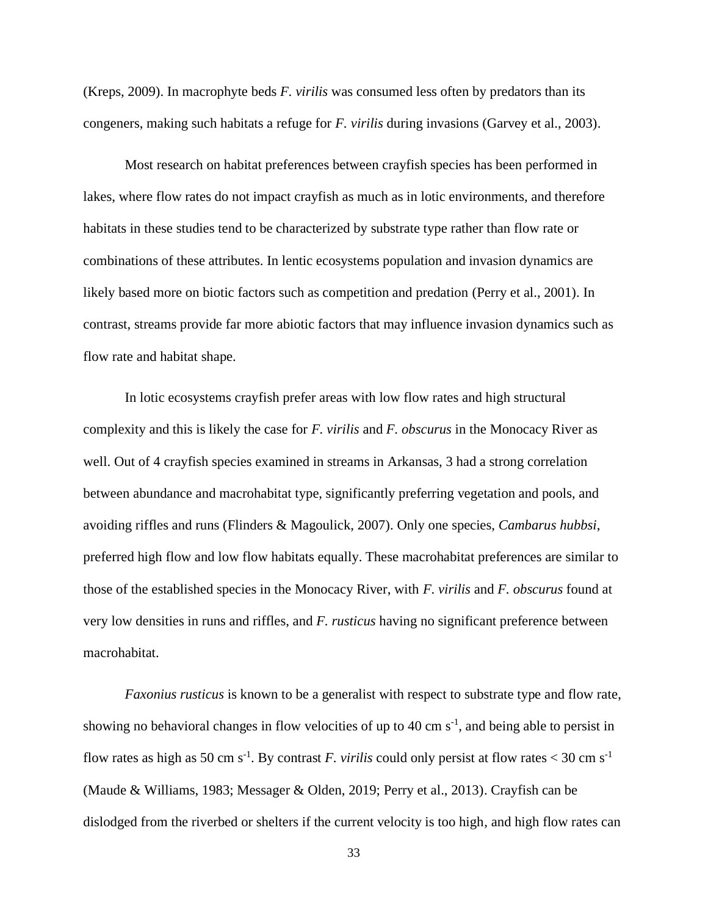(Kreps, 2009). In macrophyte beds *F. virilis* was consumed less often by predators than its congeners, making such habitats a refuge for *F. virilis* during invasions (Garvey et al., 2003).

Most research on habitat preferences between crayfish species has been performed in lakes, where flow rates do not impact crayfish as much as in lotic environments, and therefore habitats in these studies tend to be characterized by substrate type rather than flow rate or combinations of these attributes. In lentic ecosystems population and invasion dynamics are likely based more on biotic factors such as competition and predation (Perry et al., 2001). In contrast, streams provide far more abiotic factors that may influence invasion dynamics such as flow rate and habitat shape.

In lotic ecosystems crayfish prefer areas with low flow rates and high structural complexity and this is likely the case for *F. virilis* and *F. obscurus* in the Monocacy River as well. Out of 4 crayfish species examined in streams in Arkansas, 3 had a strong correlation between abundance and macrohabitat type, significantly preferring vegetation and pools, and avoiding riffles and runs (Flinders & Magoulick, 2007). Only one species, *Cambarus hubbsi*, preferred high flow and low flow habitats equally. These macrohabitat preferences are similar to those of the established species in the Monocacy River, with *F. virilis* and *F. obscurus* found at very low densities in runs and riffles, and *F. rusticus* having no significant preference between macrohabitat.

*Faxonius rusticus* is known to be a generalist with respect to substrate type and flow rate, showing no behavioral changes in flow velocities of up to 40 cm $s^{-1}$, and being able to persist in flow rates as high as 50 cm $s^{-1}$. By contrast *F. virilis* could only persist at flow rates < 30 cm $s^{-1}$ (Maude & Williams, 1983; Messager & Olden, 2019; Perry et al., 2013). Crayfish can be dislodged from the riverbed or shelters if the current velocity is too high, and high flow rates can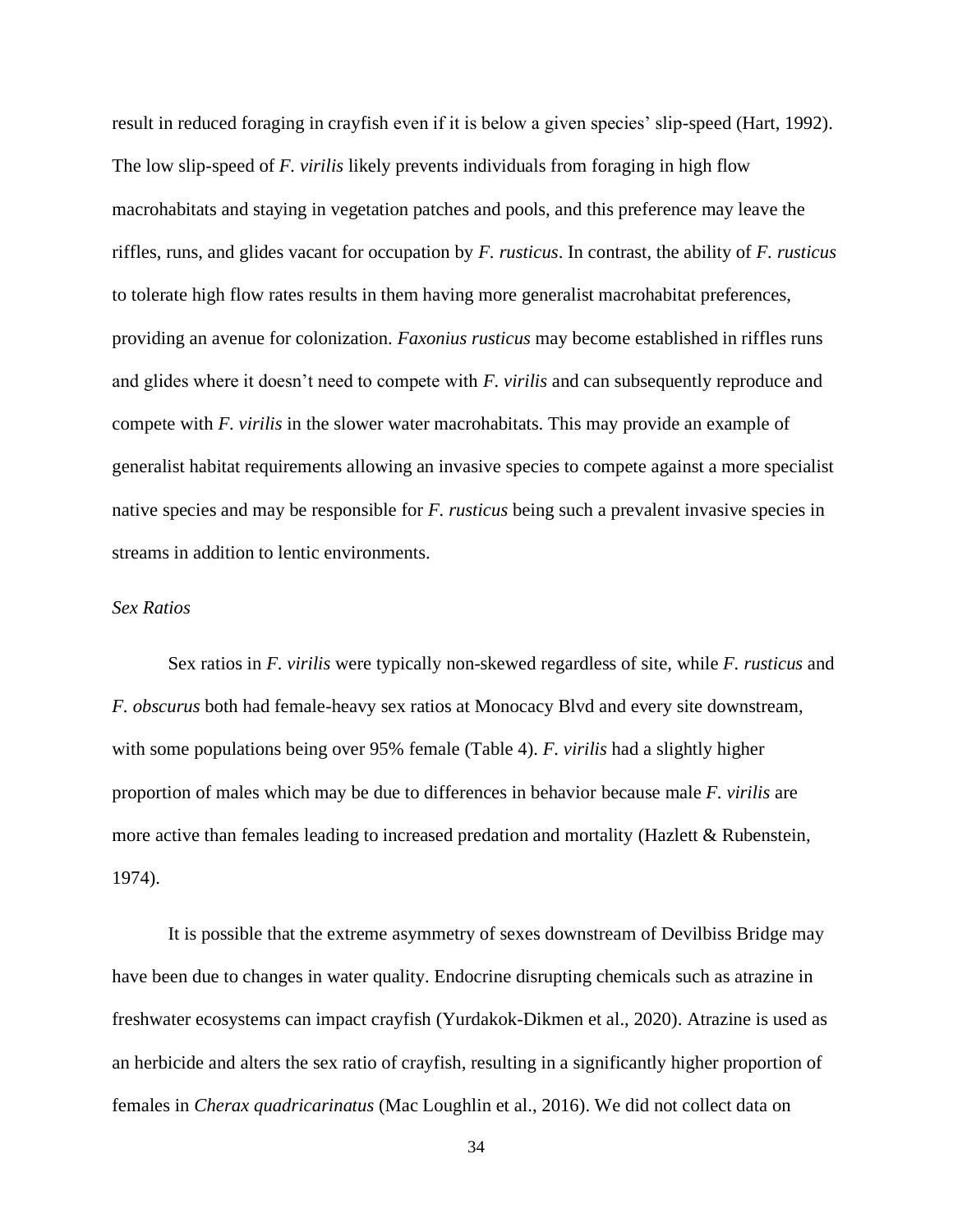result in reduced foraging in crayfish even if it is below a given species' slip-speed (Hart, 1992). The low slip-speed of *F. virilis* likely prevents individuals from foraging in high flow macrohabitats and staying in vegetation patches and pools, and this preference may leave the riffles, runs, and glides vacant for occupation by *F. rusticus*. In contrast, the ability of *F. rusticus* to tolerate high flow rates results in them having more generalist macrohabitat preferences, providing an avenue for colonization. *Faxonius rusticus* may become established in riffles runs and glides where it doesn't need to compete with *F. virilis* and can subsequently reproduce and compete with *F. virilis* in the slower water macrohabitats. This may provide an example of generalist habitat requirements allowing an invasive species to compete against a more specialist native species and may be responsible for *F. rusticus* being such a prevalent invasive species in streams in addition to lentic environments.

### *Sex Ratios*

Sex ratios in *F. virilis* were typically non-skewed regardless of site, while *F. rusticus* and *F. obscurus* both had female-heavy sex ratios at Monocacy Blvd and every site downstream, with some populations being over 95% female (Table 4). *F. virilis* had a slightly higher proportion of males which may be due to differences in behavior because male *F. virilis* are more active than females leading to increased predation and mortality (Hazlett & Rubenstein, 1974).

It is possible that the extreme asymmetry of sexes downstream of Devilbiss Bridge may have been due to changes in water quality. Endocrine disrupting chemicals such as atrazine in freshwater ecosystems can impact crayfish (Yurdakok-Dikmen et al., 2020). Atrazine is used as an herbicide and alters the sex ratio of crayfish, resulting in a significantly higher proportion of females in *Cherax quadricarinatus* (Mac Loughlin et al., 2016). We did not collect data on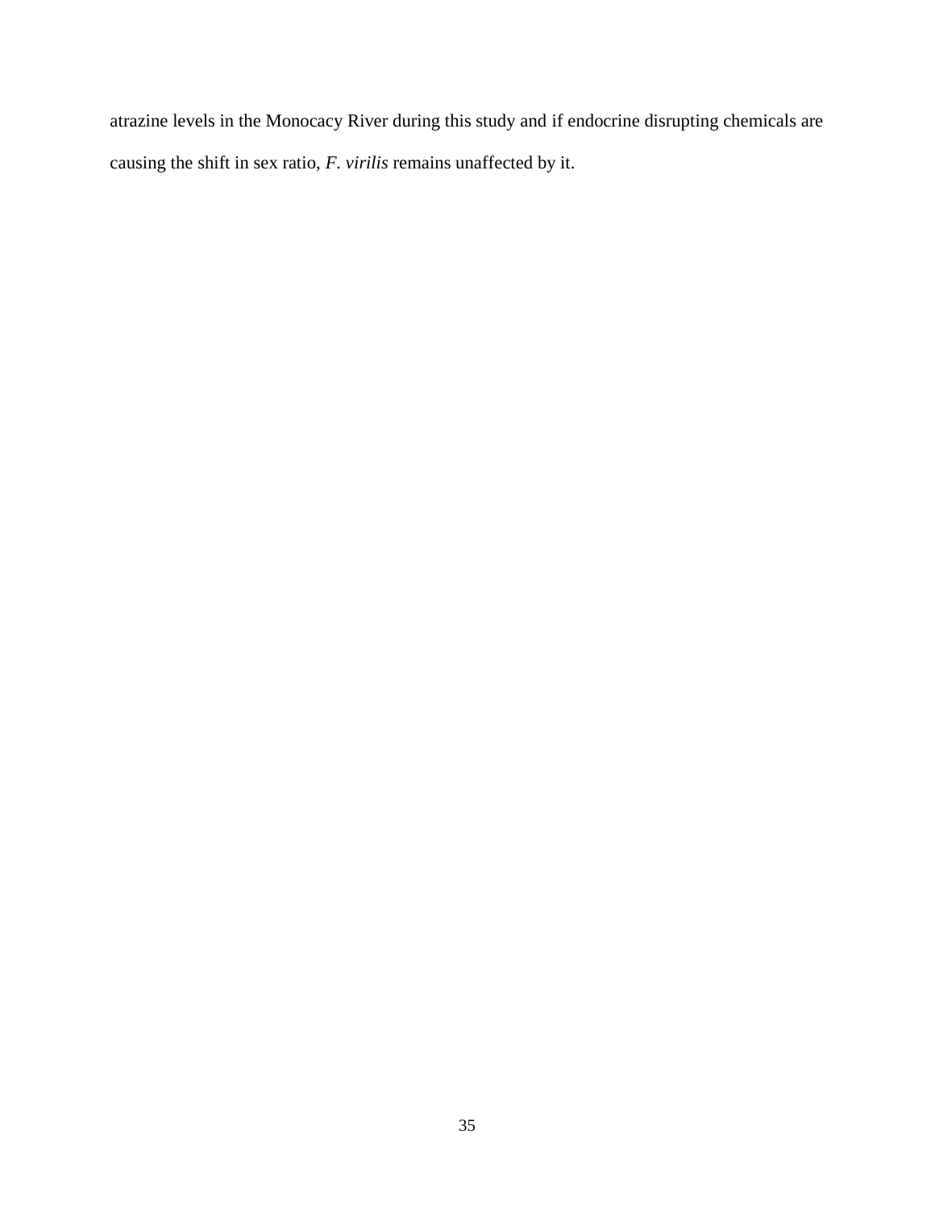atrazine levels in the Monocacy River during this study and if endocrine disrupting chemicals are causing the shift in sex ratio, *F. virilis* remains unaffected by it.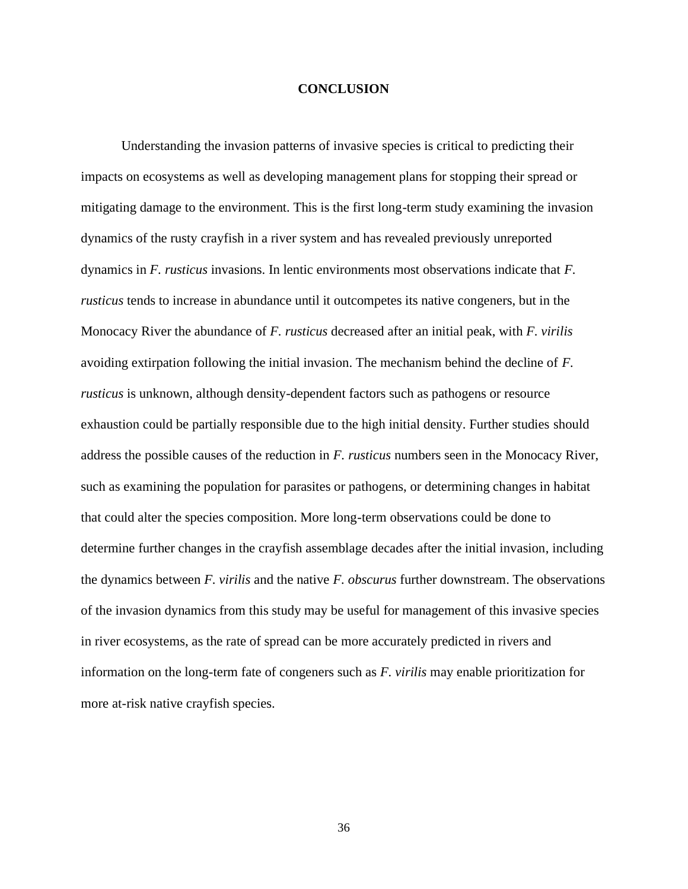# CONCLUSION

Understanding the invasion patterns of invasive species is critical to predicting their impacts on ecosystems as well as developing management plans for stopping their spread or mitigating damage to the environment. This is the first long-term study examining the invasion dynamics of the rusty crayfish in a river system and has revealed previously unreported dynamics in *F. rusticus* invasions. In lentic environments most observations indicate that *F. rusticus* tends to increase in abundance until it outcompetes its native congeners, but in the Monocacy River the abundance of *F. rusticus* decreased after an initial peak, with *F. virilis* avoiding extirpation following the initial invasion. The mechanism behind the decline of *F. rusticus* is unknown, although density-dependent factors such as pathogens or resource exhaustion could be partially responsible due to the high initial density. Further studies should address the possible causes of the reduction in *F. rusticus* numbers seen in the Monocacy River, such as examining the population for parasites or pathogens, or determining changes in habitat that could alter the species composition. More long-term observations could be done to determine further changes in the crayfish assemblage decades after the initial invasion, including the dynamics between *F. virilis* and the native *F. obscurus* further downstream. The observations of the invasion dynamics from this study may be useful for management of this invasive species in river ecosystems, as the rate of spread can be more accurately predicted in rivers and information on the long-term fate of congeners such as *F. virilis* may enable prioritization for more at-risk native crayfish species.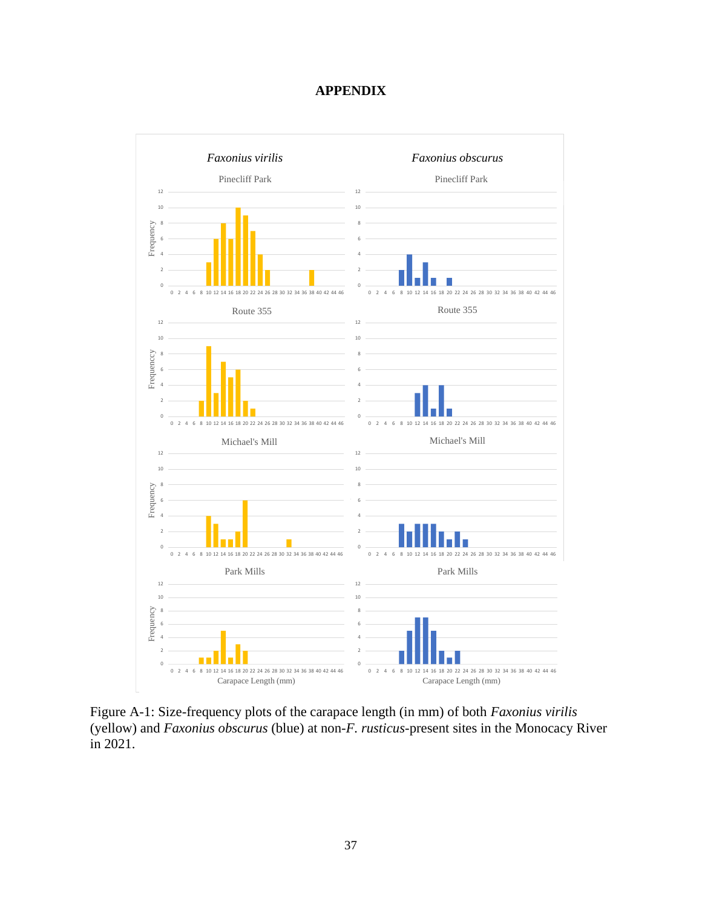# APPENDIX

Figure A-1: Size-frequency plots of the carapace length (in mm) of both *Faxonius virilis* (yellow) and *Faxonius obscurus* (blue) at non-*F. rusticus*-present sites in the Monocacy River in 2021.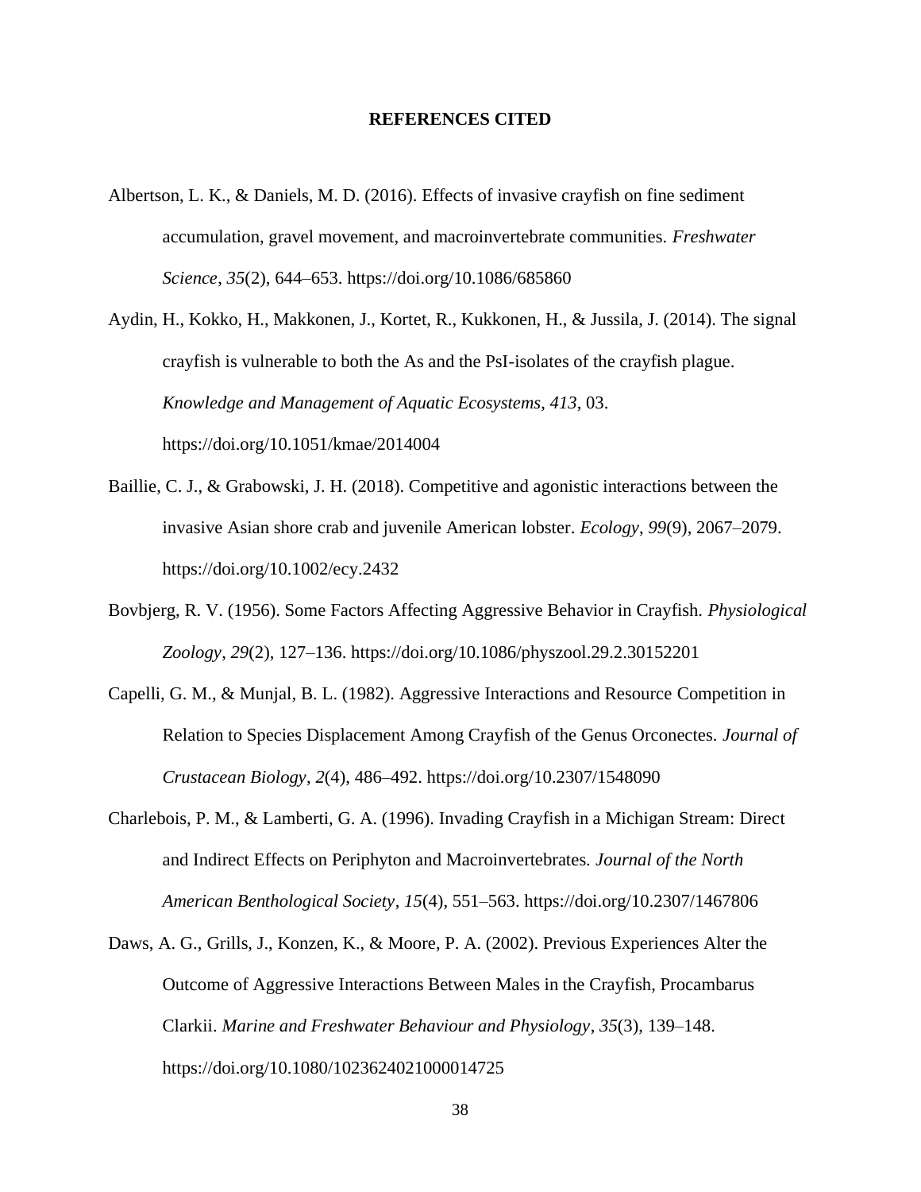# REFERENCES CITED

Albertson, L. K., & Daniels, M. D. (2016). Effects of invasive crayfish on fine sediment accumulation, gravel movement, and macroinvertebrate communities. *Freshwater Science*, *35*(2), 644–653. https://doi.org/10.1086/685860

Aydin, H., Kokko, H., Makkonen, J., Kortet, R., Kukkonen, H., & Jussila, J. (2014). The signal crayfish is vulnerable to both the As and the PsI-isolates of the crayfish plague. *Knowledge and Management of Aquatic Ecosystems*, *413*, 03. https://doi.org/10.1051/kmae/2014004

Baillie, C. J., & Grabowski, J. H. (2018). Competitive and agonistic interactions between the invasive Asian shore crab and juvenile American lobster. *Ecology*, *99*(9), 2067–2079. https://doi.org/10.1002/ecy.2432

Bovbjerg, R. V. (1956). Some Factors Affecting Aggressive Behavior in Crayfish. *Physiological Zoology*, *29*(2), 127–136. https://doi.org/10.1086/physzool.29.2.30152201

Capelli, G. M., & Munjal, B. L. (1982). Aggressive Interactions and Resource Competition in Relation to Species Displacement Among Crayfish of the Genus Orconectes. *Journal of Crustacean Biology*, *2*(4), 486–492. https://doi.org/10.2307/1548090

Charlebois, P. M., & Lamberti, G. A. (1996). Invading Crayfish in a Michigan Stream: Direct and Indirect Effects on Periphyton and Macroinvertebrates. *Journal of the North American Benthological Society*, *15*(4), 551–563. https://doi.org/10.2307/1467806

Daws, A. G., Grills, J., Konzen, K., & Moore, P. A. (2002). Previous Experiences Alter the Outcome of Aggressive Interactions Between Males in the Crayfish, Procambarus Clarkii. *Marine and Freshwater Behaviour and Physiology*, *35*(3), 139–148. https://doi.org/10.1080/1023624021000014725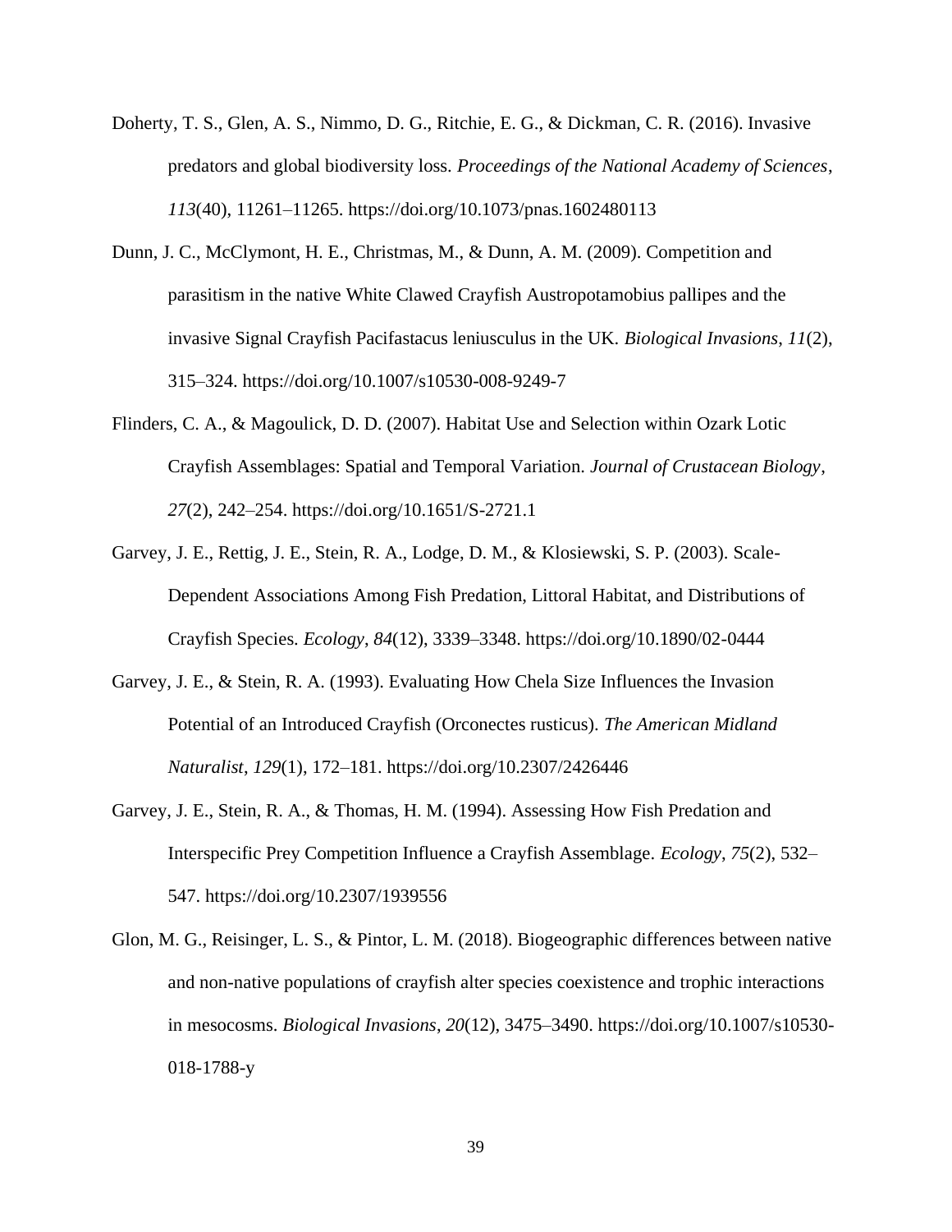Doherty, T. S., Glen, A. S., Nimmo, D. G., Ritchie, E. G., & Dickman, C. R. (2016). Invasive predators and global biodiversity loss. *Proceedings of the National Academy of Sciences*, *113*(40), 11261–11265. https://doi.org/10.1073/pnas.1602480113

Dunn, J. C., McClymont, H. E., Christmas, M., & Dunn, A. M. (2009). Competition and parasitism in the native White Clawed Crayfish Austropotamobius pallipes and the invasive Signal Crayfish Pacifastacus leniusculus in the UK. *Biological Invasions*, *11*(2), 315–324. https://doi.org/10.1007/s10530-008-9249-7

Flinders, C. A., & Magoulick, D. D. (2007). Habitat Use and Selection within Ozark Lotic Crayfish Assemblages: Spatial and Temporal Variation. *Journal of Crustacean Biology*, *27*(2), 242–254. https://doi.org/10.1651/S-2721.1

Garvey, J. E., Rettig, J. E., Stein, R. A., Lodge, D. M., & Klosiewski, S. P. (2003). Scale-Dependent Associations Among Fish Predation, Littoral Habitat, and Distributions of Crayfish Species. *Ecology*, *84*(12), 3339–3348. https://doi.org/10.1890/02-0444

Garvey, J. E., & Stein, R. A. (1993). Evaluating How Chela Size Influences the Invasion Potential of an Introduced Crayfish (Orconectes rusticus). *The American Midland Naturalist*, *129*(1), 172–181. https://doi.org/10.2307/2426446

Garvey, J. E., Stein, R. A., & Thomas, H. M. (1994). Assessing How Fish Predation and Interspecific Prey Competition Influence a Crayfish Assemblage. *Ecology*, *75*(2), 532–547. https://doi.org/10.2307/1939556

Glon, M. G., Reisinger, L. S., & Pintor, L. M. (2018). Biogeographic differences between native and non-native populations of crayfish alter species coexistence and trophic interactions in mesocosms. *Biological Invasions*, *20*(12), 3475–3490. https://doi.org/10.1007/s10530-018-1788-y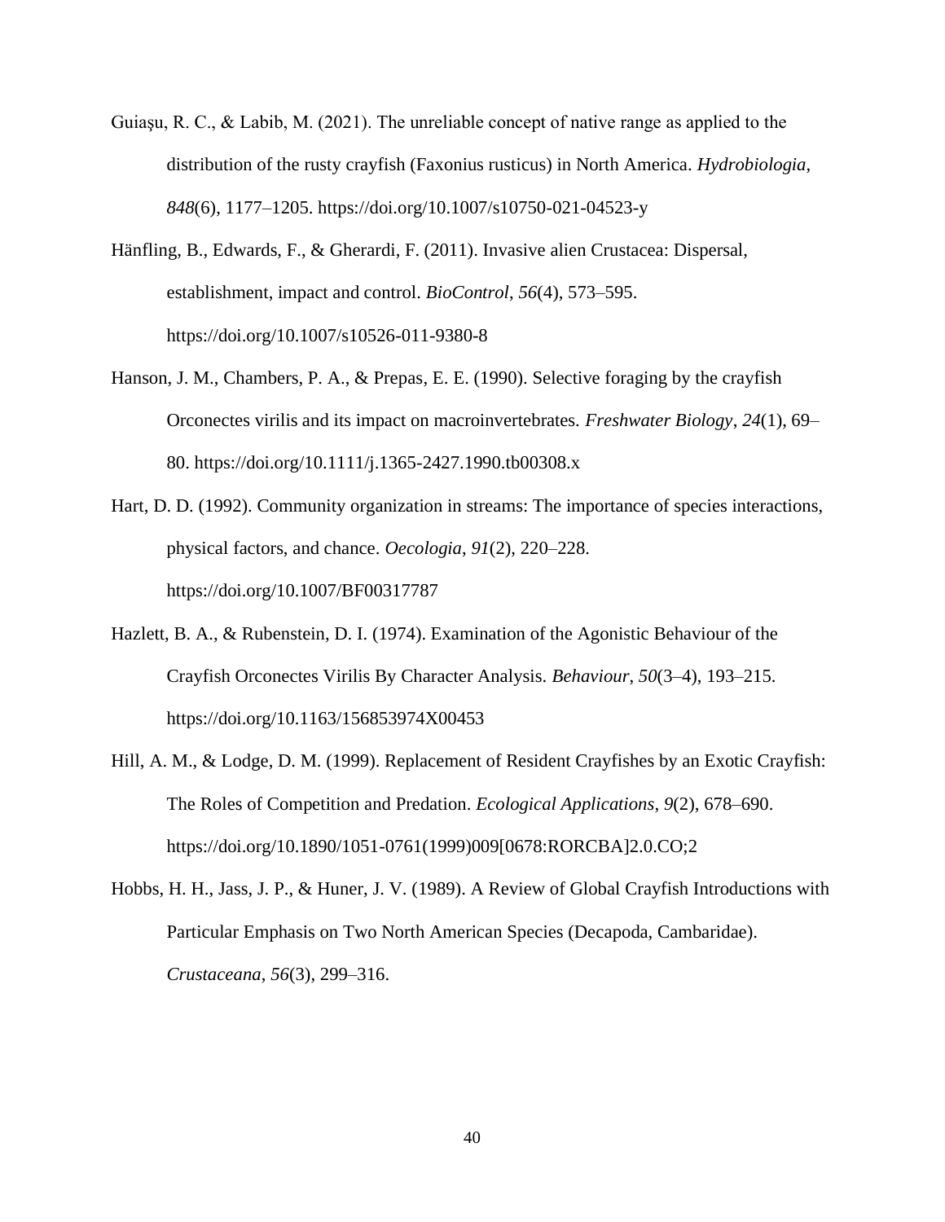Guiaşu, R. C., & Labib, M. (2021). The unreliable concept of native range as applied to the distribution of the rusty crayfish (Faxonius rusticus) in North America. *Hydrobiologia*, *848*(6), 1177–1205. https://doi.org/10.1007/s10750-021-04523-y

Hänfling, B., Edwards, F., & Gherardi, F. (2011). Invasive alien Crustacea: Dispersal, establishment, impact and control. *BioControl*, *56*(4), 573–595. https://doi.org/10.1007/s10526-011-9380-8

Hanson, J. M., Chambers, P. A., & Prepas, E. E. (1990). Selective foraging by the crayfish Orconectes virilis and its impact on macroinvertebrates. *Freshwater Biology*, *24*(1), 69–80. https://doi.org/10.1111/j.1365-2427.1990.tb00308.x

Hart, D. D. (1992). Community organization in streams: The importance of species interactions, physical factors, and chance. *Oecologia*, *91*(2), 220–228. https://doi.org/10.1007/BF00317787

Hazlett, B. A., & Rubenstein, D. I. (1974). Examination of the Agonistic Behaviour of the Crayfish Orconectes Virilis By Character Analysis. *Behaviour*, *50*(3–4), 193–215. https://doi.org/10.1163/156853974X00453

Hill, A. M., & Lodge, D. M. (1999). Replacement of Resident Crayfishes by an Exotic Crayfish: The Roles of Competition and Predation. *Ecological Applications*, *9*(2), 678–690. https://doi.org/10.1890/1051-0761(1999)009[0678:RORCBA]2.0.CO;2

Hobbs, H. H., Jass, J. P., & Huner, J. V. (1989). A Review of Global Crayfish Introductions with Particular Emphasis on Two North American Species (Decapoda, Cambaridae). *Crustaceana*, *56*(3), 299–316.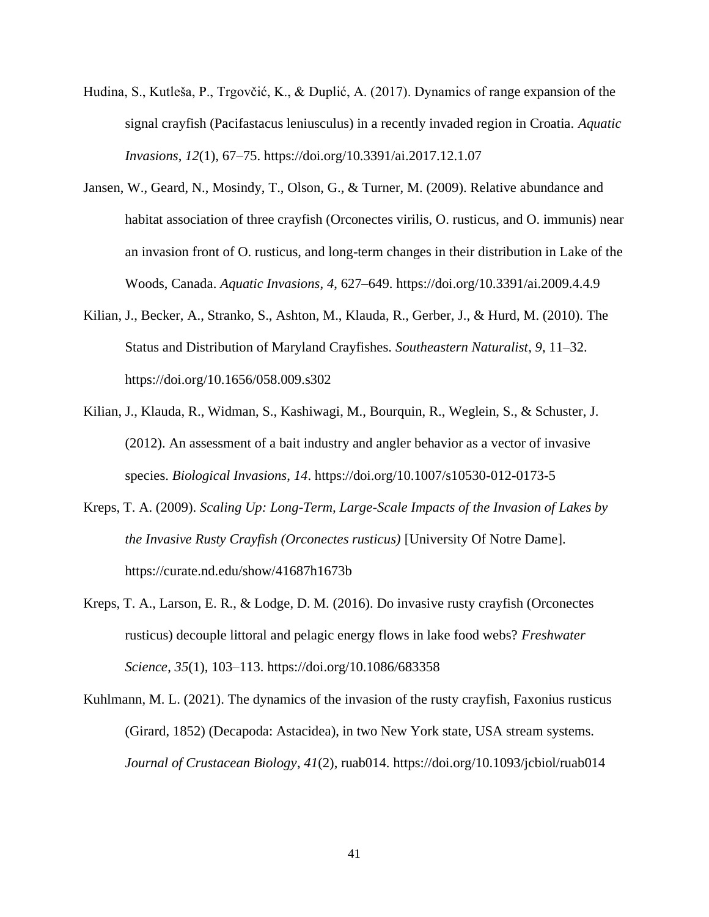Hudina, S., Kutleša, P., Trgovčić, K., & Duplić, A. (2017). Dynamics of range expansion of the signal crayfish (Pacifastacus leniusculus) in a recently invaded region in Croatia. *Aquatic Invasions*, *12*(1), 67–75. https://doi.org/10.3391/ai.2017.12.1.07

Jansen, W., Geard, N., Mosindy, T., Olson, G., & Turner, M. (2009). Relative abundance and habitat association of three crayfish (Orconectes virilis, O. rusticus, and O. immunis) near an invasion front of O. rusticus, and long-term changes in their distribution in Lake of the Woods, Canada. *Aquatic Invasions*, *4*, 627–649. https://doi.org/10.3391/ai.2009.4.4.9

Kilian, J., Becker, A., Stranko, S., Ashton, M., Klauda, R., Gerber, J., & Hurd, M. (2010). The Status and Distribution of Maryland Crayfishes. *Southeastern Naturalist*, *9*, 11–32. https://doi.org/10.1656/058.009.s302

Kilian, J., Klauda, R., Widman, S., Kashiwagi, M., Bourquin, R., Weglein, S., & Schuster, J. (2012). An assessment of a bait industry and angler behavior as a vector of invasive species. *Biological Invasions*, *14*. https://doi.org/10.1007/s10530-012-0173-5

Kreps, T. A. (2009). *Scaling Up: Long-Term, Large-Scale Impacts of the Invasion of Lakes by the Invasive Rusty Crayfish (Orconectes rusticus)* [University Of Notre Dame]. https://curate.nd.edu/show/41687h1673b

Kreps, T. A., Larson, E. R., & Lodge, D. M. (2016). Do invasive rusty crayfish (Orconectes rusticus) decouple littoral and pelagic energy flows in lake food webs? *Freshwater Science*, *35*(1), 103–113. https://doi.org/10.1086/683358

Kuhlmann, M. L. (2021). The dynamics of the invasion of the rusty crayfish, Faxonius rusticus (Girard, 1852) (Decapoda: Astacidea), in two New York state, USA stream systems. *Journal of Crustacean Biology*, *41*(2), ruab014. https://doi.org/10.1093/jcbiol/ruab014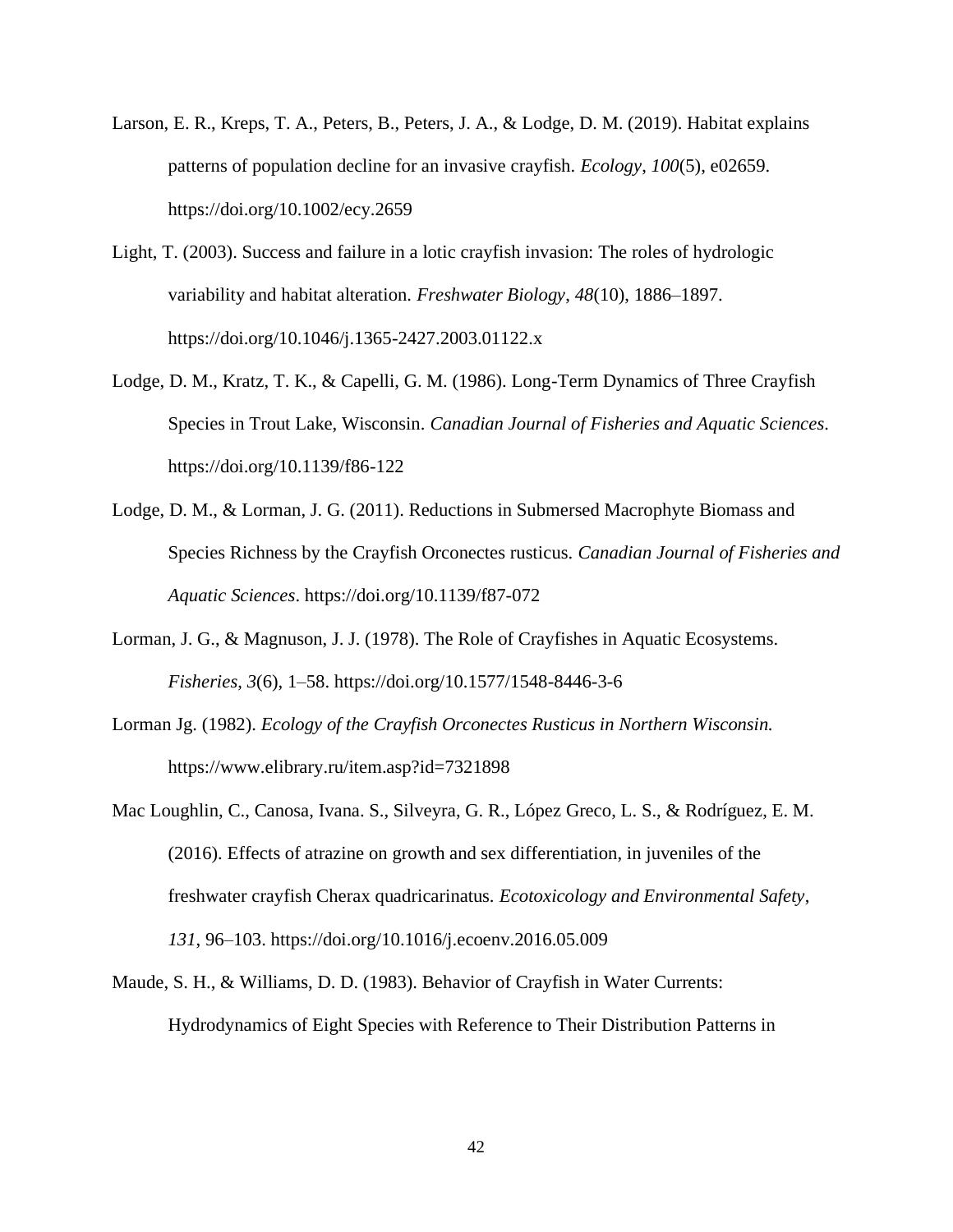Larson, E. R., Kreps, T. A., Peters, B., Peters, J. A., & Lodge, D. M. (2019). Habitat explains patterns of population decline for an invasive crayfish. *Ecology*, *100*(5), e02659. https://doi.org/10.1002/ecy.2659

Light, T. (2003). Success and failure in a lotic crayfish invasion: The roles of hydrologic variability and habitat alteration. *Freshwater Biology*, *48*(10), 1886–1897. https://doi.org/10.1046/j.1365-2427.2003.01122.x

Lodge, D. M., Kratz, T. K., & Capelli, G. M. (1986). Long-Term Dynamics of Three Crayfish Species in Trout Lake, Wisconsin. *Canadian Journal of Fisheries and Aquatic Sciences*. https://doi.org/10.1139/f86-122

Lodge, D. M., & Lorman, J. G. (2011). Reductions in Submersed Macrophyte Biomass and Species Richness by the Crayfish Orconectes rusticus. *Canadian Journal of Fisheries and Aquatic Sciences*. https://doi.org/10.1139/f87-072

Lorman, J. G., & Magnuson, J. J. (1978). The Role of Crayfishes in Aquatic Ecosystems. *Fisheries*, *3*(6), 1–58. https://doi.org/10.1577/1548-8446-3-6

Lorman Jg. (1982). *Ecology of the Crayfish Orconectes Rusticus in Northern Wisconsin.* https://www.elibrary.ru/item.asp?id=7321898

Mac Loughlin, C., Canosa, Ivana. S., Silveyra, G. R., López Greco, L. S., & Rodríguez, E. M. (2016). Effects of atrazine on growth and sex differentiation, in juveniles of the freshwater crayfish Cherax quadricarinatus. *Ecotoxicology and Environmental Safety*, *131*, 96–103. https://doi.org/10.1016/j.ecoenv.2016.05.009

Maude, S. H., & Williams, D. D. (1983). Behavior of Crayfish in Water Currents: Hydrodynamics of Eight Species with Reference to Their Distribution Patterns in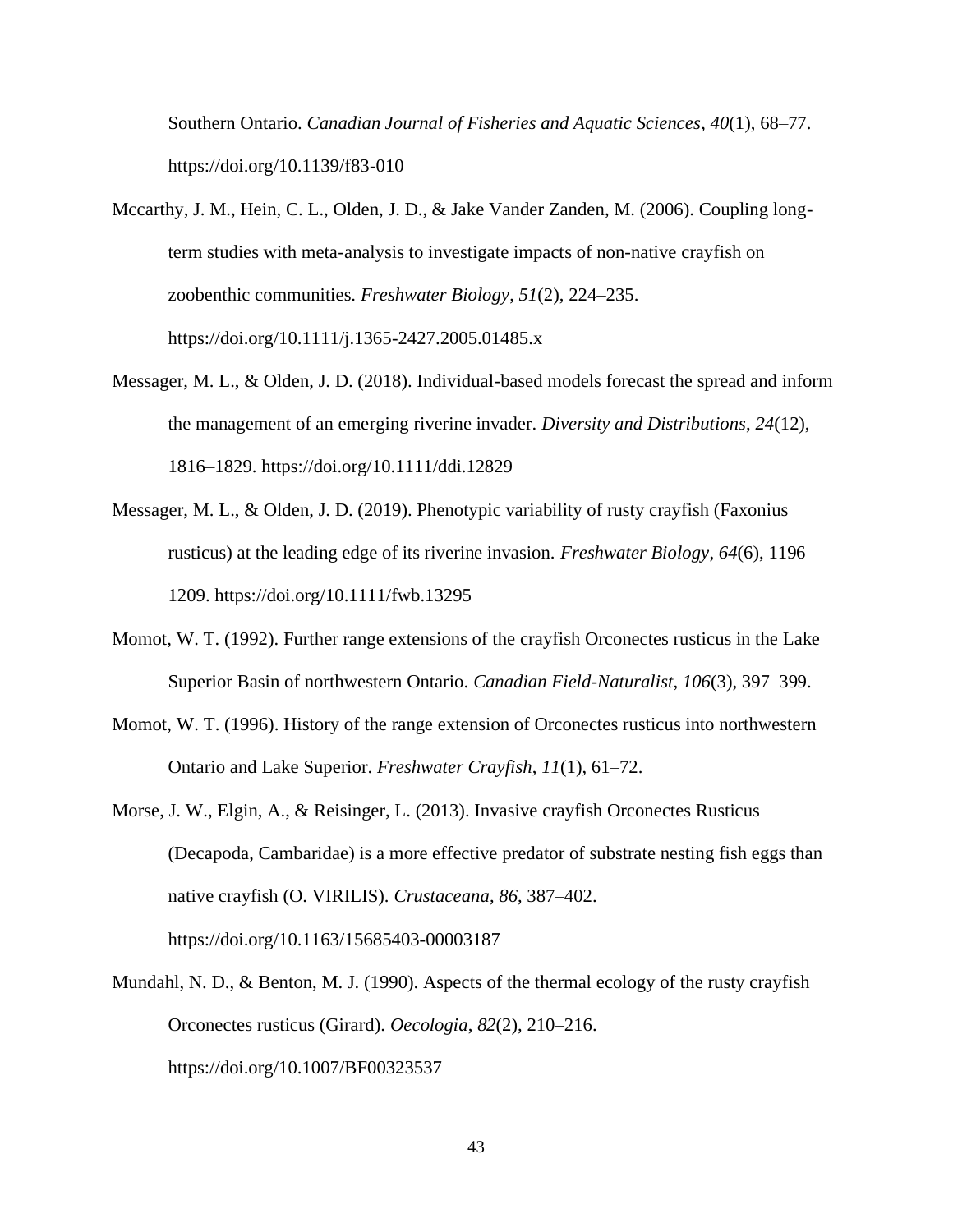Southern Ontario. *Canadian Journal of Fisheries and Aquatic Sciences*, *40*(1), 68–77. https://doi.org/10.1139/f83-010

Mccarthy, J. M., Hein, C. L., Olden, J. D., & Jake Vander Zanden, M. (2006). Coupling long-term studies with meta-analysis to investigate impacts of non-native crayfish on zoobenthic communities. *Freshwater Biology*, *51*(2), 224–235. https://doi.org/10.1111/j.1365-2427.2005.01485.x

Messager, M. L., & Olden, J. D. (2018). Individual-based models forecast the spread and inform the management of an emerging riverine invader. *Diversity and Distributions*, *24*(12), 1816–1829. https://doi.org/10.1111/ddi.12829

Messager, M. L., & Olden, J. D. (2019). Phenotypic variability of rusty crayfish (Faxonius rusticus) at the leading edge of its riverine invasion. *Freshwater Biology*, *64*(6), 1196–1209. https://doi.org/10.1111/fwb.13295

Momot, W. T. (1992). Further range extensions of the crayfish Orconectes rusticus in the Lake Superior Basin of northwestern Ontario. *Canadian Field-Naturalist*, *106*(3), 397–399.

Momot, W. T. (1996). History of the range extension of Orconectes rusticus into northwestern Ontario and Lake Superior. *Freshwater Crayfish*, *11*(1), 61–72.

Morse, J. W., Elgin, A., & Reisinger, L. (2013). Invasive crayfish Orconectes Rusticus (Decapoda, Cambaridae) is a more effective predator of substrate nesting fish eggs than native crayfish (O. VIRILIS). *Crustaceana*, *86*, 387–402. https://doi.org/10.1163/15685403-00003187

Mundahl, N. D., & Benton, M. J. (1990). Aspects of the thermal ecology of the rusty crayfish Orconectes rusticus (Girard). *Oecologia*, *82*(2), 210–216. https://doi.org/10.1007/BF00323537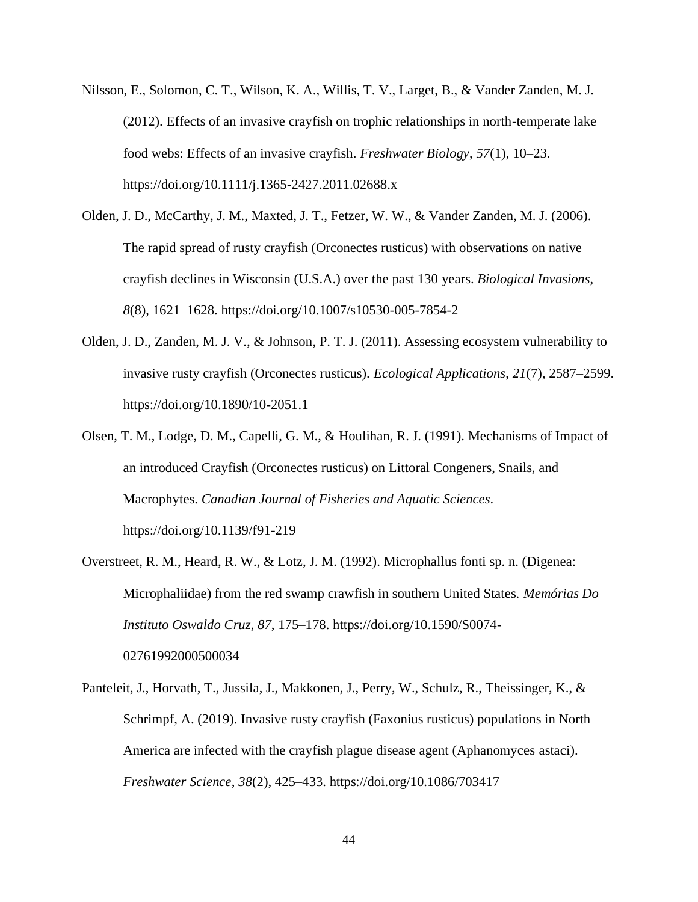Nilsson, E., Solomon, C. T., Wilson, K. A., Willis, T. V., Larget, B., & Vander Zanden, M. J. (2012). Effects of an invasive crayfish on trophic relationships in north-temperate lake food webs: Effects of an invasive crayfish. *Freshwater Biology*, *57*(1), 10–23. https://doi.org/10.1111/j.1365-2427.2011.02688.x

Olden, J. D., McCarthy, J. M., Maxted, J. T., Fetzer, W. W., & Vander Zanden, M. J. (2006). The rapid spread of rusty crayfish (Orconectes rusticus) with observations on native crayfish declines in Wisconsin (U.S.A.) over the past 130 years. *Biological Invasions*, *8*(8), 1621–1628. https://doi.org/10.1007/s10530-005-7854-2

Olden, J. D., Zanden, M. J. V., & Johnson, P. T. J. (2011). Assessing ecosystem vulnerability to invasive rusty crayfish (Orconectes rusticus). *Ecological Applications*, *21*(7), 2587–2599. https://doi.org/10.1890/10-2051.1

Olsen, T. M., Lodge, D. M., Capelli, G. M., & Houlihan, R. J. (1991). Mechanisms of Impact of an introduced Crayfish (Orconectes rusticus) on Littoral Congeners, Snails, and Macrophytes. *Canadian Journal of Fisheries and Aquatic Sciences*. https://doi.org/10.1139/f91-219

Overstreet, R. M., Heard, R. W., & Lotz, J. M. (1992). Microphallus fonti sp. n. (Digenea: Microphaliidae) from the red swamp crawfish in southern United States. *Memórias Do Instituto Oswaldo Cruz*, *87*, 175–178. https://doi.org/10.1590/S0074-02761992000500034

Panteleit, J., Horvath, T., Jussila, J., Makkonen, J., Perry, W., Schulz, R., Theissinger, K., & Schrimpf, A. (2019). Invasive rusty crayfish (Faxonius rusticus) populations in North America are infected with the crayfish plague disease agent (Aphanomyces astaci). *Freshwater Science*, *38*(2), 425–433. https://doi.org/10.1086/703417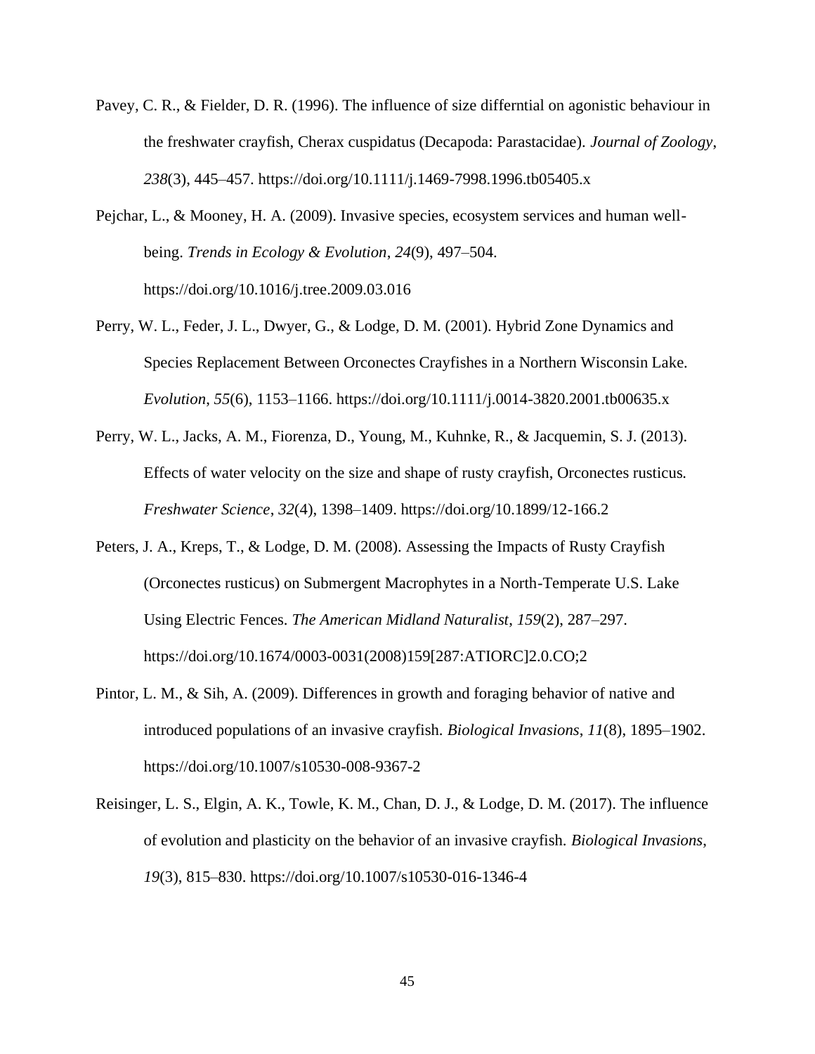Pavey, C. R., & Fielder, D. R. (1996). The influence of size differntial on agonistic behaviour in the freshwater crayfish, Cherax cuspidatus (Decapoda: Parastacidae). *Journal of Zoology*, *238*(3), 445–457. https://doi.org/10.1111/j.1469-7998.1996.tb05405.x

Pejchar, L., & Mooney, H. A. (2009). Invasive species, ecosystem services and human well-being. *Trends in Ecology & Evolution*, *24*(9), 497–504. https://doi.org/10.1016/j.tree.2009.03.016

Perry, W. L., Feder, J. L., Dwyer, G., & Lodge, D. M. (2001). Hybrid Zone Dynamics and Species Replacement Between Orconectes Crayfishes in a Northern Wisconsin Lake. *Evolution*, *55*(6), 1153–1166. https://doi.org/10.1111/j.0014-3820.2001.tb00635.x

Perry, W. L., Jacks, A. M., Fiorenza, D., Young, M., Kuhnke, R., & Jacquemin, S. J. (2013). Effects of water velocity on the size and shape of rusty crayfish, Orconectes rusticus. *Freshwater Science*, *32*(4), 1398–1409. https://doi.org/10.1899/12-166.2

Peters, J. A., Kreps, T., & Lodge, D. M. (2008). Assessing the Impacts of Rusty Crayfish (Orconectes rusticus) on Submergent Macrophytes in a North-Temperate U.S. Lake Using Electric Fences. *The American Midland Naturalist*, *159*(2), 287–297. https://doi.org/10.1674/0003-0031(2008)159[287:ATIORC]2.0.CO;2

Pintor, L. M., & Sih, A. (2009). Differences in growth and foraging behavior of native and introduced populations of an invasive crayfish. *Biological Invasions*, *11*(8), 1895–1902. https://doi.org/10.1007/s10530-008-9367-2

Reisinger, L. S., Elgin, A. K., Towle, K. M., Chan, D. J., & Lodge, D. M. (2017). The influence of evolution and plasticity on the behavior of an invasive crayfish. *Biological Invasions*, *19*(3), 815–830. https://doi.org/10.1007/s10530-016-1346-4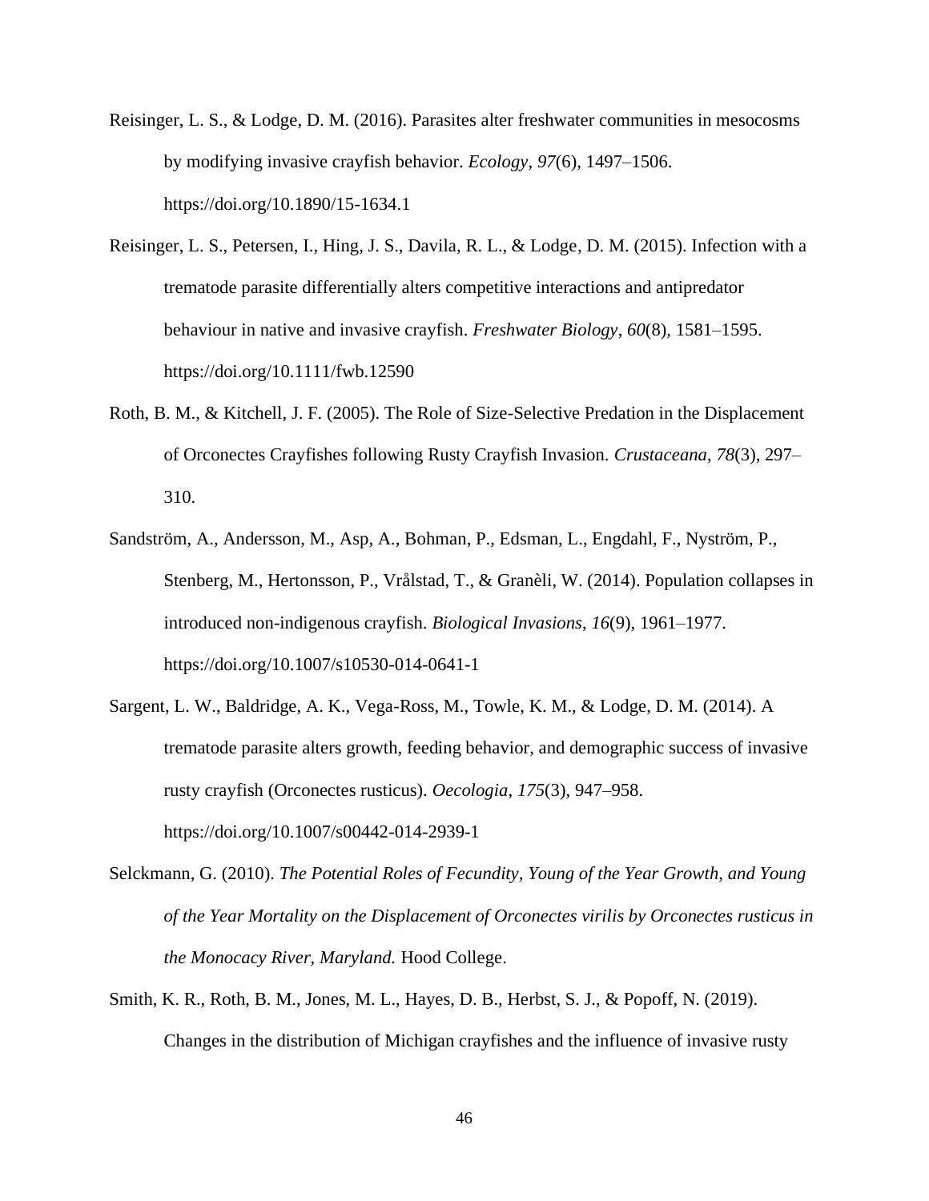Reisinger, L. S., & Lodge, D. M. (2016). Parasites alter freshwater communities in mesocosms by modifying invasive crayfish behavior. *Ecology*, *97*(6), 1497–1506. https://doi.org/10.1890/15-1634.1

Reisinger, L. S., Petersen, I., Hing, J. S., Davila, R. L., & Lodge, D. M. (2015). Infection with a trematode parasite differentially alters competitive interactions and antipredator behaviour in native and invasive crayfish. *Freshwater Biology*, *60*(8), 1581–1595. https://doi.org/10.1111/fwb.12590

Roth, B. M., & Kitchell, J. F. (2005). The Role of Size-Selective Predation in the Displacement of Orconectes Crayfishes following Rusty Crayfish Invasion. *Crustaceana*, *78*(3), 297–310.

Sandström, A., Andersson, M., Asp, A., Bohman, P., Edsman, L., Engdahl, F., Nyström, P., Stenberg, M., Hertonsson, P., Vrålstad, T., & Granèli, W. (2014). Population collapses in introduced non-indigenous crayfish. *Biological Invasions*, *16*(9), 1961–1977. https://doi.org/10.1007/s10530-014-0641-1

Sargent, L. W., Baldridge, A. K., Vega-Ross, M., Towle, K. M., & Lodge, D. M. (2014). A trematode parasite alters growth, feeding behavior, and demographic success of invasive rusty crayfish (Orconectes rusticus). *Oecologia*, *175*(3), 947–958. https://doi.org/10.1007/s00442-014-2939-1

Selckmann, G. (2010). *The Potential Roles of Fecundity, Young of the Year Growth, and Young of the Year Mortality on the Displacement of Orconectes virilis by Orconectes rusticus in the Monocacy River, Maryland.* Hood College.

Smith, K. R., Roth, B. M., Jones, M. L., Hayes, D. B., Herbst, S. J., & Popoff, N. (2019). Changes in the distribution of Michigan crayfishes and the influence of invasive rusty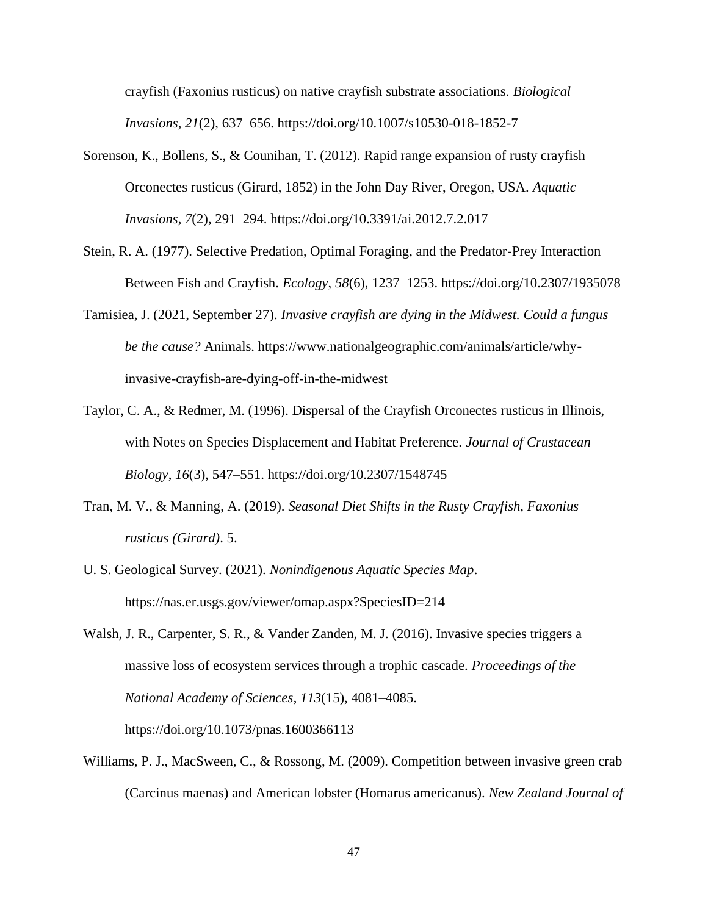crayfish (Faxonius rusticus) on native crayfish substrate associations. *Biological Invasions*, *21*(2), 637–656. https://doi.org/10.1007/s10530-018-1852-7

Sorenson, K., Bollens, S., & Counihan, T. (2012). Rapid range expansion of rusty crayfish Orconectes rusticus (Girard, 1852) in the John Day River, Oregon, USA. *Aquatic Invasions*, *7*(2), 291–294. https://doi.org/10.3391/ai.2012.7.2.017

Stein, R. A. (1977). Selective Predation, Optimal Foraging, and the Predator-Prey Interaction Between Fish and Crayfish. *Ecology*, *58*(6), 1237–1253. https://doi.org/10.2307/1935078

Tamisiea, J. (2021, September 27). *Invasive crayfish are dying in the Midwest. Could a fungus be the cause?* Animals. https://www.nationalgeographic.com/animals/article/why-invasive-crayfish-are-dying-off-in-the-midwest

Taylor, C. A., & Redmer, M. (1996). Dispersal of the Crayfish Orconectes rusticus in Illinois, with Notes on Species Displacement and Habitat Preference. *Journal of Crustacean Biology*, *16*(3), 547–551. https://doi.org/10.2307/1548745

Tran, M. V., & Manning, A. (2019). *Seasonal Diet Shifts in the Rusty Crayfish, Faxonius rusticus (Girard)*. 5.

U. S. Geological Survey. (2021). *Nonindigenous Aquatic Species Map*. https://nas.er.usgs.gov/viewer/omap.aspx?SpeciesID=214

Walsh, J. R., Carpenter, S. R., & Vander Zanden, M. J. (2016). Invasive species triggers a massive loss of ecosystem services through a trophic cascade. *Proceedings of the National Academy of Sciences*, *113*(15), 4081–4085. https://doi.org/10.1073/pnas.1600366113

Williams, P. J., MacSween, C., & Rossong, M. (2009). Competition between invasive green crab (Carcinus maenas) and American lobster (Homarus americanus). *New Zealand Journal of*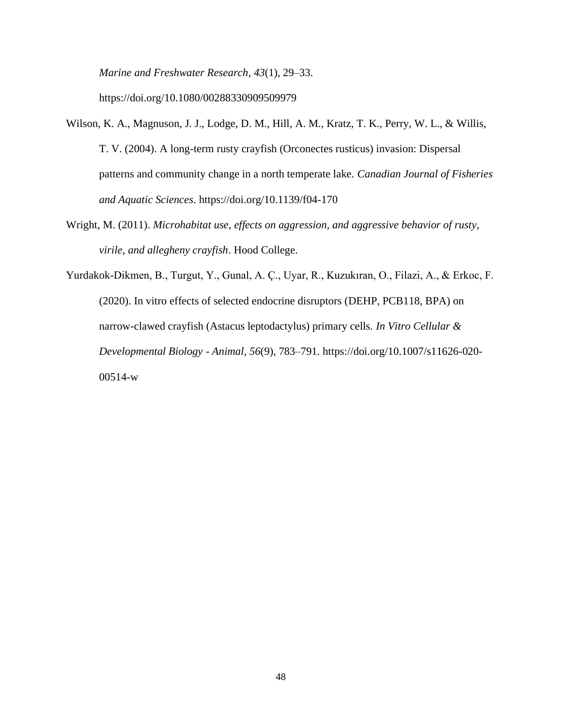*Marine and Freshwater Research*, *43*(1), 29–33. https://doi.org/10.1080/00288330909509979

Wilson, K. A., Magnuson, J. J., Lodge, D. M., Hill, A. M., Kratz, T. K., Perry, W. L., & Willis, T. V. (2004). A long-term rusty crayfish (Orconectes rusticus) invasion: Dispersal patterns and community change in a north temperate lake. *Canadian Journal of Fisheries and Aquatic Sciences*. https://doi.org/10.1139/f04-170

Wright, M. (2011). *Microhabitat use, effects on aggression, and aggressive behavior of rusty, virile, and allegheny crayfish*. Hood College.

Yurdakok-Dikmen, B., Turgut, Y., Gunal, A. Ç., Uyar, R., Kuzukıran, O., Filazi, A., & Erkoc, F. (2020). In vitro effects of selected endocrine disruptors (DEHP, PCB118, BPA) on narrow-clawed crayfish (Astacus leptodactylus) primary cells. *In Vitro Cellular & Developmental Biology - Animal*, *56*(9), 783–791. https://doi.org/10.1007/s11626-020-00514-w